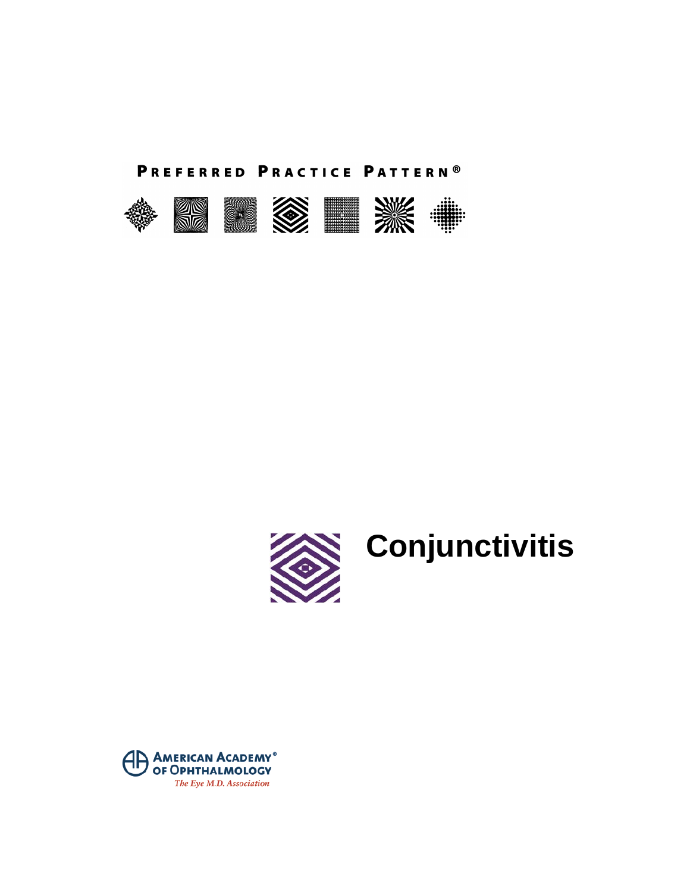PREFERRED PRACTICE PATTERN®

# Conjunctivitis

AMERICAN ACADEMY® OF OPHTHALMOLOGY

*The Eye M.D. Association*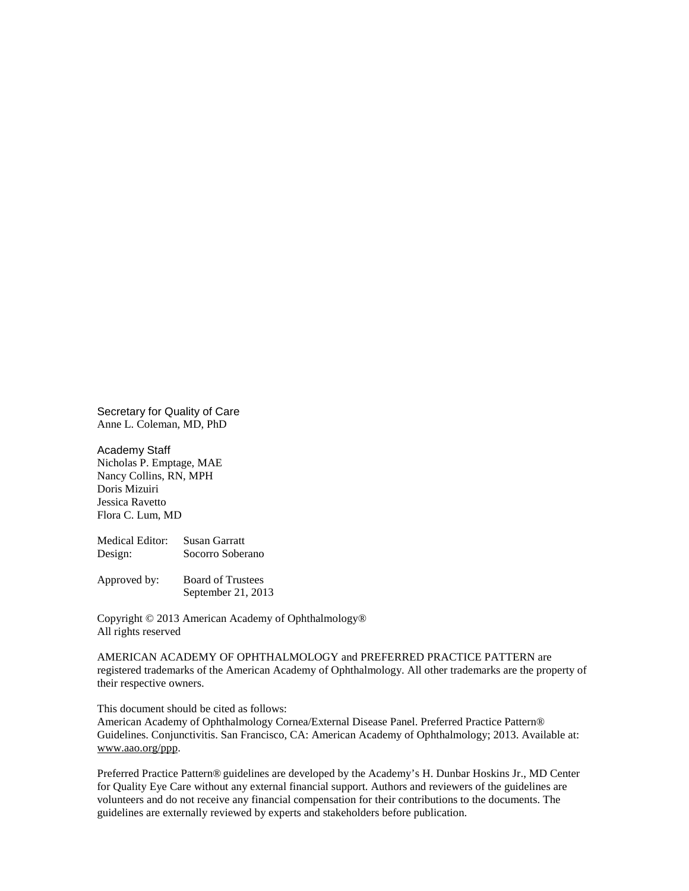Secretary for Quality of Care
Anne L. Coleman, MD, PhD

Academy Staff
Nicholas P. Emptage, MAE
Nancy Collins, RN, MPH
Doris Mizuiri
Jessica Ravetto
Flora C. Lum, MD

Medical Editor: Susan Garratt
Design: Socorro Soberano

Approved by: Board of Trustees
September 21, 2013

Copyright © 2013 American Academy of Ophthalmology®
All rights reserved

AMERICAN ACADEMY OF OPHTHALMOLOGY and PREFERRED PRACTICE PATTERN are registered trademarks of the American Academy of Ophthalmology. All other trademarks are the property of their respective owners.

This document should be cited as follows:
American Academy of Ophthalmology Cornea/External Disease Panel. Preferred Practice Pattern® Guidelines. Conjunctivitis. San Francisco, CA: American Academy of Ophthalmology; 2013. Available at: www.aao.org/ppp.

Preferred Practice Pattern® guidelines are developed by the Academy's H. Dunbar Hoskins Jr., MD Center for Quality Eye Care without any external financial support. Authors and reviewers of the guidelines are volunteers and do not receive any financial compensation for their contributions to the documents. The guidelines are externally reviewed by experts and stakeholders before publication.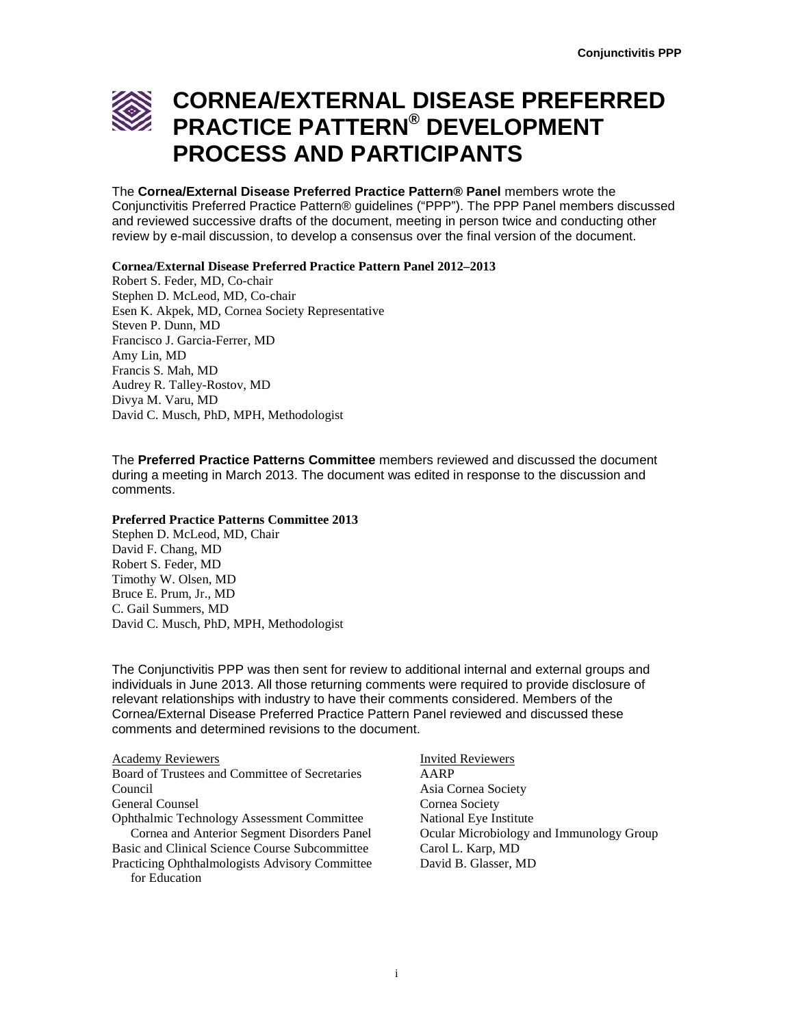# CORNEA/EXTERNAL DISEASE PREFERRED PRACTICE PATTERN® DEVELOPMENT PROCESS AND PARTICIPANTS

The **Cornea/External Disease Preferred Practice Pattern® Panel** members wrote the Conjunctivitis Preferred Practice Pattern® guidelines ("PPP"). The PPP Panel members discussed and reviewed successive drafts of the document, meeting in person twice and conducting other review by e-mail discussion, to develop a consensus over the final version of the document.

**Cornea/External Disease Preferred Practice Pattern Panel 2012–2013**

Robert S. Feder, MD, Co-chair
Stephen D. McLeod, MD, Co-chair
Esen K. Akpek, MD, Cornea Society Representative
Steven P. Dunn, MD
Francisco J. Garcia-Ferrer, MD
Amy Lin, MD
Francis S. Mah, MD
Audrey R. Talley-Rostov, MD
Divya M. Varu, MD
David C. Musch, PhD, MPH, Methodologist

The **Preferred Practice Patterns Committee** members reviewed and discussed the document during a meeting in March 2013. The document was edited in response to the discussion and comments.

**Preferred Practice Patterns Committee 2013**

Stephen D. McLeod, MD, Chair
David F. Chang, MD
Robert S. Feder, MD
Timothy W. Olsen, MD
Bruce E. Prum, Jr., MD
C. Gail Summers, MD
David C. Musch, PhD, MPH, Methodologist

The Conjunctivitis PPP was then sent for review to additional internal and external groups and individuals in June 2013. All those returning comments were required to provide disclosure of relevant relationships with industry to have their comments considered. Members of the Cornea/External Disease Preferred Practice Pattern Panel reviewed and discussed these comments and determined revisions to the document.

Academy Reviewers

Board of Trustees and Committee of Secretaries
Council
General Counsel
Ophthalmic Technology Assessment Committee Cornea and Anterior Segment Disorders Panel
Basic and Clinical Science Course Subcommittee
Practicing Ophthalmologists Advisory Committee for Education

Invited Reviewers

AARP
Asia Cornea Society
Cornea Society
National Eye Institute
Ocular Microbiology and Immunology Group
Carol L. Karp, MD
David B. Glasser, MD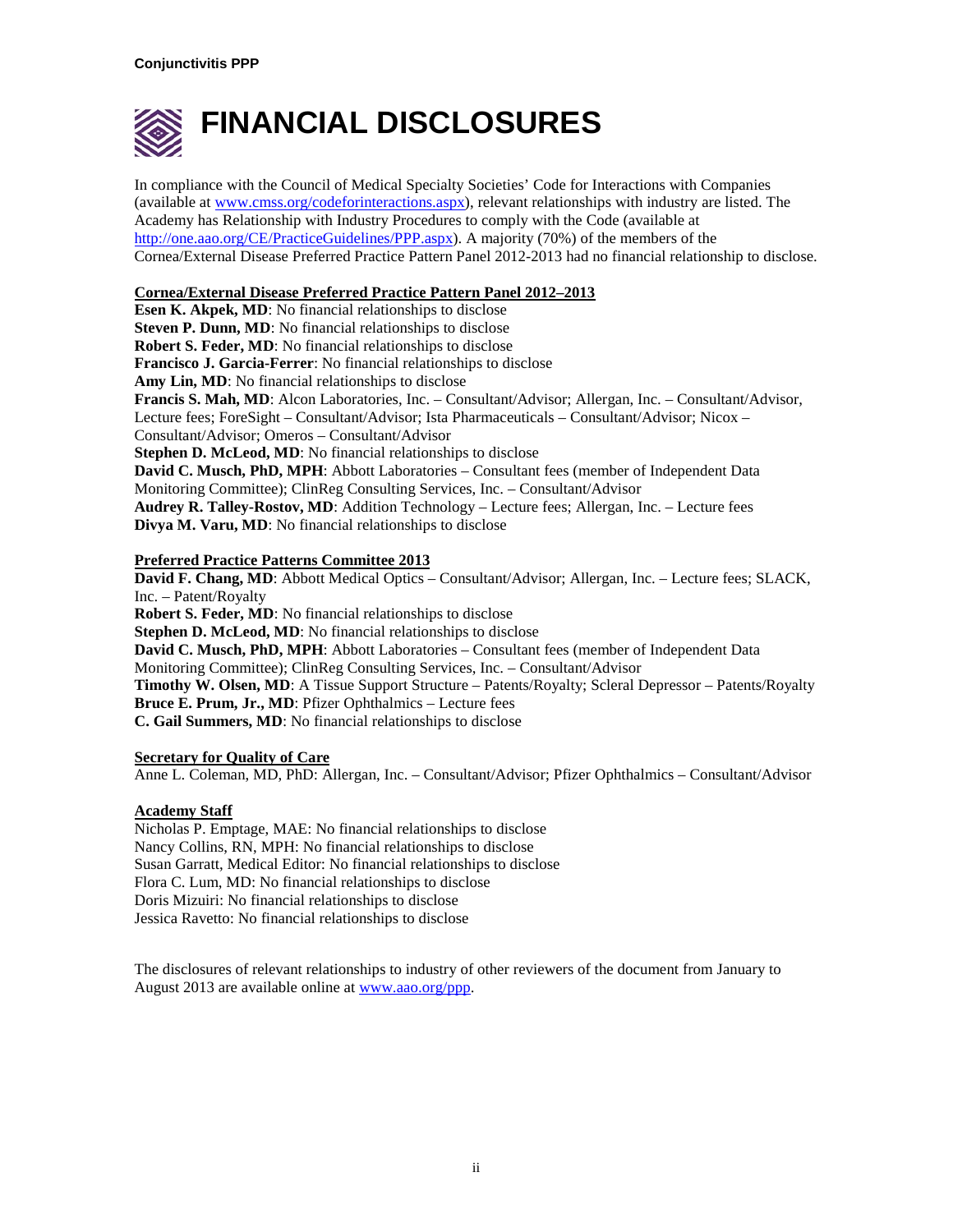# FINANCIAL DISCLOSURES

In compliance with the Council of Medical Specialty Societies' Code for Interactions with Companies (available at [www.cmss.org/codeforinteractions.aspx](www.cmss.org/codeforinteractions.aspx)), relevant relationships with industry are listed. The Academy has Relationship with Industry Procedures to comply with the Code (available at [http://one.aao.org/CE/PracticeGuidelines/PPP.aspx](http://one.aao.org/CE/PracticeGuidelines/PPP.aspx)). A majority (70%) of the members of the Cornea/External Disease Preferred Practice Pattern Panel 2012-2013 had no financial relationship to disclose.

**Cornea/External Disease Preferred Practice Pattern Panel 2012–2013**

**Esen K. Akpek, MD**: No financial relationships to disclose
**Steven P. Dunn, MD**: No financial relationships to disclose
**Robert S. Feder, MD**: No financial relationships to disclose
**Francisco J. Garcia-Ferrer**: No financial relationships to disclose
**Amy Lin, MD**: No financial relationships to disclose
**Francis S. Mah, MD**: Alcon Laboratories, Inc. – Consultant/Advisor; Allergan, Inc. – Consultant/Advisor, Lecture fees; ForeSight – Consultant/Advisor; Ista Pharmaceuticals – Consultant/Advisor; Nicox – Consultant/Advisor; Omeros – Consultant/Advisor
**Stephen D. McLeod, MD**: No financial relationships to disclose
**David C. Musch, PhD, MPH**: Abbott Laboratories – Consultant fees (member of Independent Data Monitoring Committee); ClinReg Consulting Services, Inc. – Consultant/Advisor
**Audrey R. Talley-Rostov, MD**: Addition Technology – Lecture fees; Allergan, Inc. – Lecture fees
**Divya M. Varu, MD**: No financial relationships to disclose

**Preferred Practice Patterns Committee 2013**

**David F. Chang, MD**: Abbott Medical Optics – Consultant/Advisor; Allergan, Inc. – Lecture fees; SLACK, Inc. – Patent/Royalty
**Robert S. Feder, MD**: No financial relationships to disclose
**Stephen D. McLeod, MD**: No financial relationships to disclose
**David C. Musch, PhD, MPH**: Abbott Laboratories – Consultant fees (member of Independent Data Monitoring Committee); ClinReg Consulting Services, Inc. – Consultant/Advisor
**Timothy W. Olsen, MD**: A Tissue Support Structure – Patents/Royalty; Scleral Depressor – Patents/Royalty
**Bruce E. Prum, Jr., MD**: Pfizer Ophthalmics – Lecture fees
**C. Gail Summers, MD**: No financial relationships to disclose

**Secretary for Quality of Care**

Anne L. Coleman, MD, PhD: Allergan, Inc. – Consultant/Advisor; Pfizer Ophthalmics – Consultant/Advisor

**Academy Staff**

Nicholas P. Emptage, MAE: No financial relationships to disclose
Nancy Collins, RN, MPH: No financial relationships to disclose
Susan Garratt, Medical Editor: No financial relationships to disclose
Flora C. Lum, MD: No financial relationships to disclose
Doris Mizuiri: No financial relationships to disclose
Jessica Ravetto: No financial relationships to disclose

The disclosures of relevant relationships to industry of other reviewers of the document from January to August 2013 are available online at [www.aao.org/ppp](www.aao.org/ppp).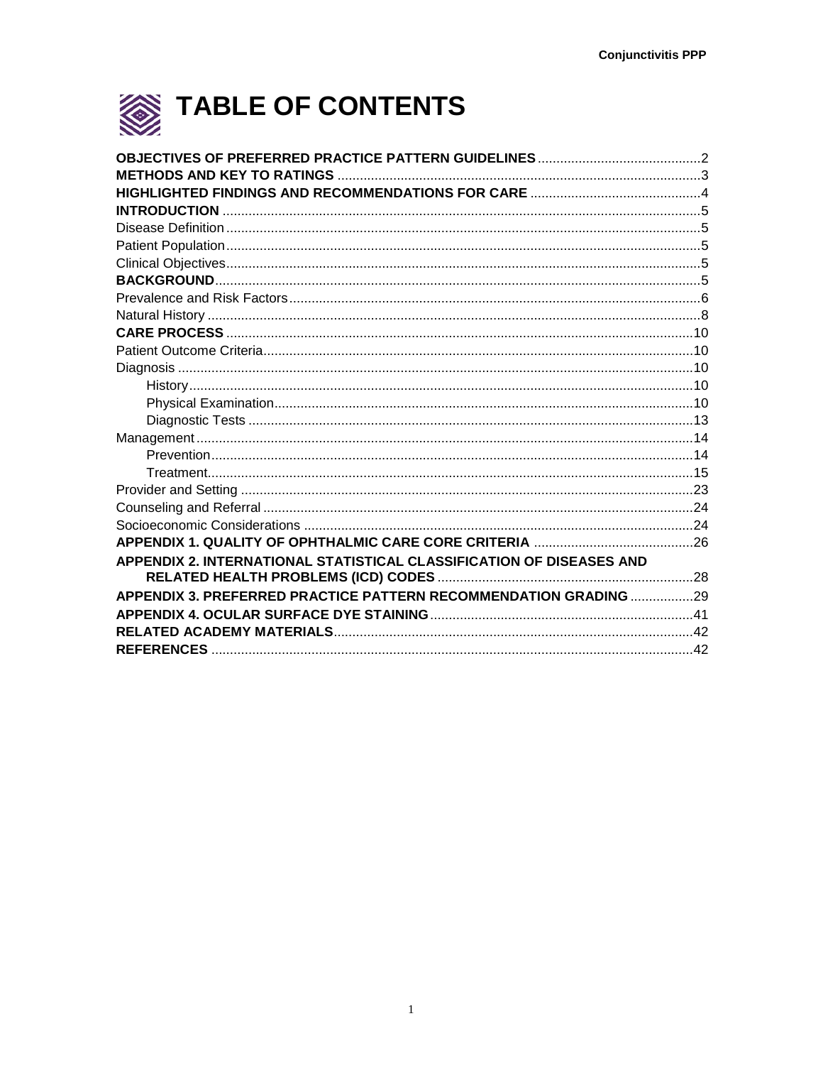# TABLE OF CONTENTS

**OBJECTIVES OF PREFERRED PRACTICE PATTERN GUIDELINES** ........................................ 2
**METHODS AND KEY TO RATINGS** ........................................ 3
**HIGHLIGHTED FINDINGS AND RECOMMENDATIONS FOR CARE** ........................................ 4
**INTRODUCTION** ........................................ 5
Disease Definition ........................................ 5
Patient Population ........................................ 5
Clinical Objectives ........................................ 5
**BACKGROUND** ........................................ 5
Prevalence and Risk Factors ........................................ 6
Natural History ........................................ 8
**CARE PROCESS** ........................................ 10
Patient Outcome Criteria ........................................ 10
Diagnosis ........................................ 10
- History ........................................ 10
- Physical Examination ........................................ 10
- Diagnostic Tests ........................................ 13

Management ........................................ 14
- Prevention ........................................ 14
- Treatment ........................................ 15

Provider and Setting ........................................ 23
Counseling and Referral ........................................ 24
Socioeconomic Considerations ........................................ 24
**APPENDIX 1. QUALITY OF OPHTHALMIC CARE CORE CRITERIA** ........................................ 26
**APPENDIX 2. INTERNATIONAL STATISTICAL CLASSIFICATION OF DISEASES AND RELATED HEALTH PROBLEMS (ICD) CODES** ........................................ 28
**APPENDIX 3. PREFERRED PRACTICE PATTERN RECOMMENDATION GRADING** ........................................ 29
**APPENDIX 4. OCULAR SURFACE DYE STAINING** ........................................ 41
**RELATED ACADEMY MATERIALS** ........................................ 42
**REFERENCES** ........................................ 42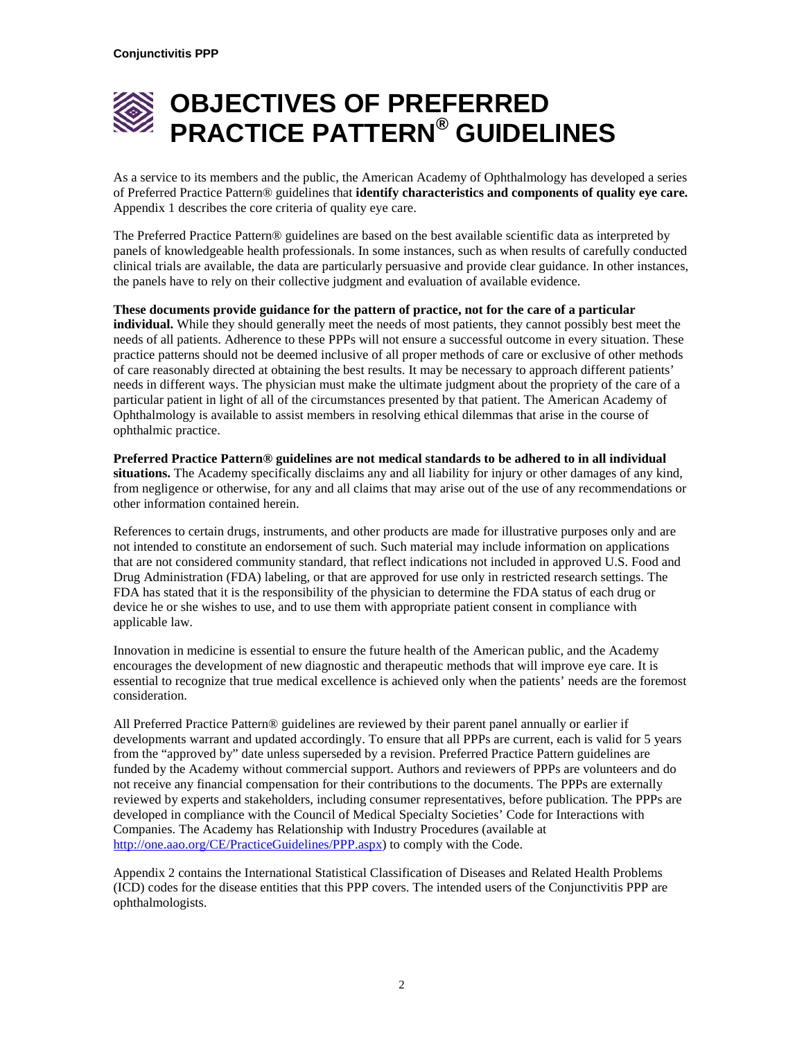# OBJECTIVES OF PREFERRED PRACTICE PATTERN® GUIDELINES

As a service to its members and the public, the American Academy of Ophthalmology has developed a series of Preferred Practice Pattern® guidelines that **identify characteristics and components of quality eye care.** Appendix 1 describes the core criteria of quality eye care.

The Preferred Practice Pattern® guidelines are based on the best available scientific data as interpreted by panels of knowledgeable health professionals. In some instances, such as when results of carefully conducted clinical trials are available, the data are particularly persuasive and provide clear guidance. In other instances, the panels have to rely on their collective judgment and evaluation of available evidence.

**These documents provide guidance for the pattern of practice, not for the care of a particular individual.** While they should generally meet the needs of most patients, they cannot possibly best meet the needs of all patients. Adherence to these PPPs will not ensure a successful outcome in every situation. These practice patterns should not be deemed inclusive of all proper methods of care or exclusive of other methods of care reasonably directed at obtaining the best results. It may be necessary to approach different patients' needs in different ways. The physician must make the ultimate judgment about the propriety of the care of a particular patient in light of all of the circumstances presented by that patient. The American Academy of Ophthalmology is available to assist members in resolving ethical dilemmas that arise in the course of ophthalmic practice.

**Preferred Practice Pattern® guidelines are not medical standards to be adhered to in all individual situations.** The Academy specifically disclaims any and all liability for injury or other damages of any kind, from negligence or otherwise, for any and all claims that may arise out of the use of any recommendations or other information contained herein.

References to certain drugs, instruments, and other products are made for illustrative purposes only and are not intended to constitute an endorsement of such. Such material may include information on applications that are not considered community standard, that reflect indications not included in approved U.S. Food and Drug Administration (FDA) labeling, or that are approved for use only in restricted research settings. The FDA has stated that it is the responsibility of the physician to determine the FDA status of each drug or device he or she wishes to use, and to use them with appropriate patient consent in compliance with applicable law.

Innovation in medicine is essential to ensure the future health of the American public, and the Academy encourages the development of new diagnostic and therapeutic methods that will improve eye care. It is essential to recognize that true medical excellence is achieved only when the patients' needs are the foremost consideration.

All Preferred Practice Pattern® guidelines are reviewed by their parent panel annually or earlier if developments warrant and updated accordingly. To ensure that all PPPs are current, each is valid for 5 years from the "approved by" date unless superseded by a revision. Preferred Practice Pattern guidelines are funded by the Academy without commercial support. Authors and reviewers of PPPs are volunteers and do not receive any financial compensation for their contributions to the documents. The PPPs are externally reviewed by experts and stakeholders, including consumer representatives, before publication. The PPPs are developed in compliance with the Council of Medical Specialty Societies' Code for Interactions with Companies. The Academy has Relationship with Industry Procedures (available at [http://one.aao.org/CE/PracticeGuidelines/PPP.aspx](http://one.aao.org/CE/PracticeGuidelines/PPP.aspx)) to comply with the Code.

Appendix 2 contains the International Statistical Classification of Diseases and Related Health Problems (ICD) codes for the disease entities that this PPP covers. The intended users of the Conjunctivitis PPP are ophthalmologists.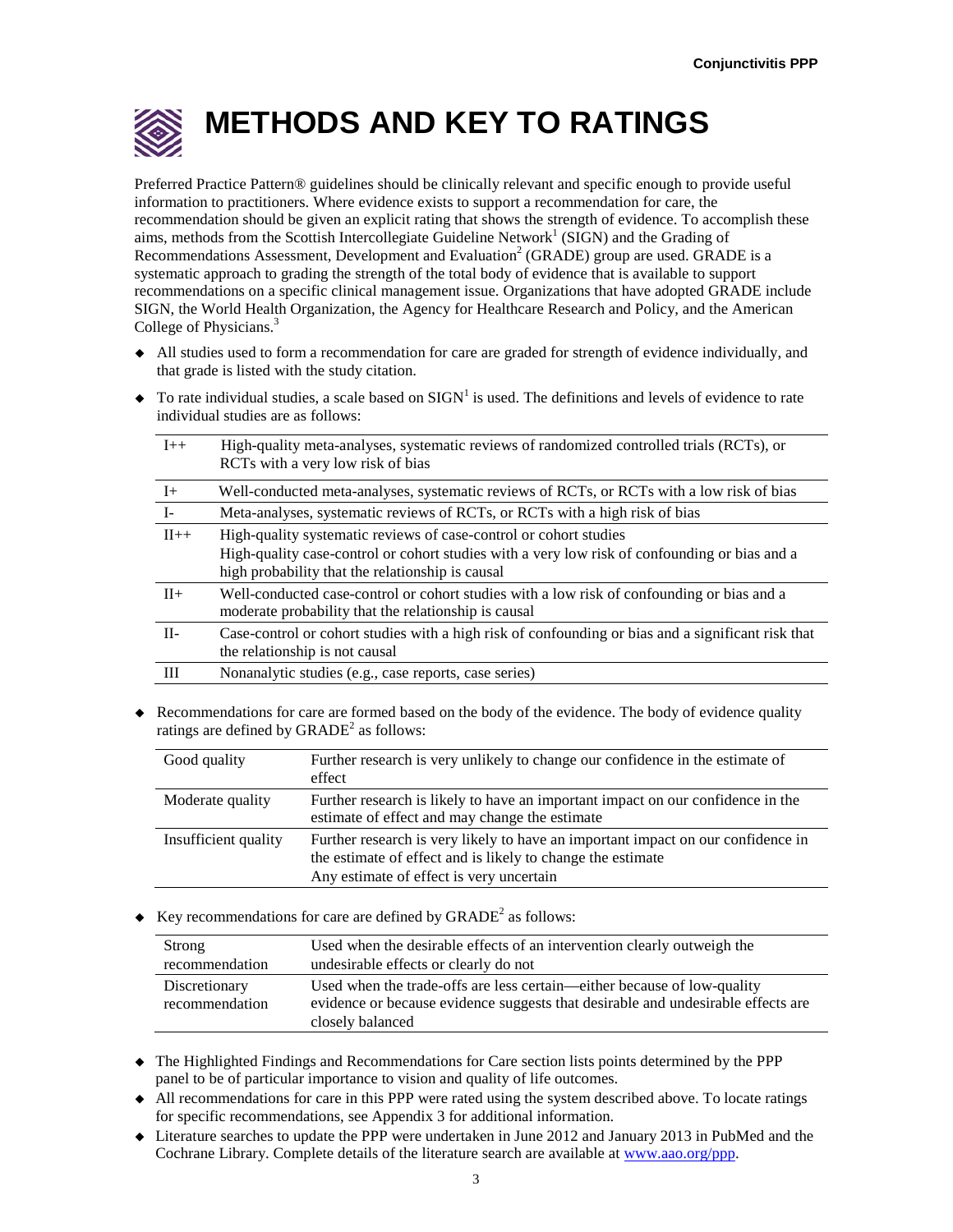# METHODS AND KEY TO RATINGS

Preferred Practice Pattern® guidelines should be clinically relevant and specific enough to provide useful information to practitioners. Where evidence exists to support a recommendation for care, the recommendation should be given an explicit rating that shows the strength of evidence. To accomplish these aims, methods from the Scottish Intercollegiate Guideline Network[1] (SIGN) and the Grading of Recommendations Assessment, Development and Evaluation[2] (GRADE) group are used. GRADE is a systematic approach to grading the strength of the total body of evidence that is available to support recommendations on a specific clinical management issue. Organizations that have adopted GRADE include SIGN, the World Health Organization, the Agency for Healthcare Research and Policy, and the American College of Physicians.[3]

- All studies used to form a recommendation for care are graded for strength of evidence individually, and that grade is listed with the study citation.
- To rate individual studies, a scale based on SIGN[1] is used. The definitions and levels of evidence to rate individual studies are as follows:

| | |
|---|---|
| I++ | High-quality meta-analyses, systematic reviews of randomized controlled trials (RCTs), or RCTs with a very low risk of bias |
| I+ | Well-conducted meta-analyses, systematic reviews of RCTs, or RCTs with a low risk of bias |
| I- | Meta-analyses, systematic reviews of RCTs, or RCTs with a high risk of bias |
| II++ | High-quality systematic reviews of case-control or cohort studies<br>High-quality case-control or cohort studies with a very low risk of confounding or bias and a high probability that the relationship is causal |
| II+ | Well-conducted case-control or cohort studies with a low risk of confounding or bias and a moderate probability that the relationship is causal |
| II- | Case-control or cohort studies with a high risk of confounding or bias and a significant risk that the relationship is not causal |
| III | Nonanalytic studies (e.g., case reports, case series) |

- Recommendations for care are formed based on the body of the evidence. The body of evidence quality ratings are defined by GRADE[2] as follows:

| | |
|---|---|
| Good quality | Further research is very unlikely to change our confidence in the estimate of effect |
| Moderate quality | Further research is likely to have an important impact on our confidence in the estimate of effect and may change the estimate |
| Insufficient quality | Further research is very likely to have an important impact on our confidence in the estimate of effect and is likely to change the estimate<br>Any estimate of effect is very uncertain |

- Key recommendations for care are defined by GRADE[2] as follows:

| | |
|---|---|
| Strong recommendation | Used when the desirable effects of an intervention clearly outweigh the undesirable effects or clearly do not |
| Discretionary recommendation | Used when the trade-offs are less certain—either because of low-quality evidence or because evidence suggests that desirable and undesirable effects are closely balanced |

- The Highlighted Findings and Recommendations for Care section lists points determined by the PPP panel to be of particular importance to vision and quality of life outcomes.
- All recommendations for care in this PPP were rated using the system described above. To locate ratings for specific recommendations, see Appendix 3 for additional information.
- Literature searches to update the PPP were undertaken in June 2012 and January 2013 in PubMed and the Cochrane Library. Complete details of the literature search are available at www.aao.org/ppp.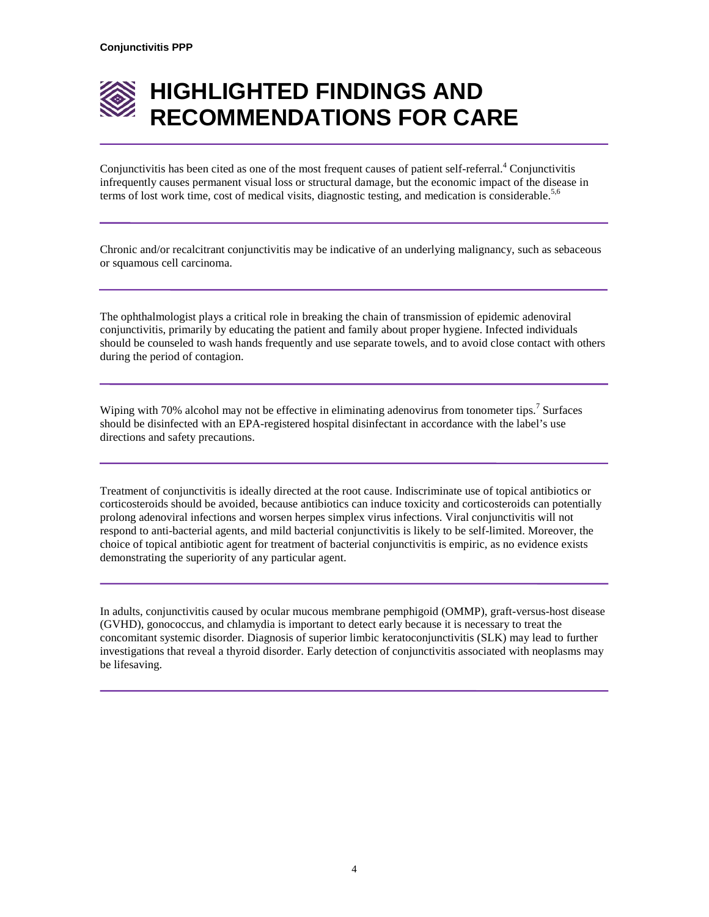# HIGHLIGHTED FINDINGS AND RECOMMENDATIONS FOR CARE

Conjunctivitis has been cited as one of the most frequent causes of patient self-referral.[4] Conjunctivitis infrequently causes permanent visual loss or structural damage, but the economic impact of the disease in terms of lost work time, cost of medical visits, diagnostic testing, and medication is considerable.[5,6]

---

Chronic and/or recalcitrant conjunctivitis may be indicative of an underlying malignancy, such as sebaceous or squamous cell carcinoma.

---

The ophthalmologist plays a critical role in breaking the chain of transmission of epidemic adenoviral conjunctivitis, primarily by educating the patient and family about proper hygiene. Infected individuals should be counseled to wash hands frequently and use separate towels, and to avoid close contact with others during the period of contagion.

---

Wiping with 70% alcohol may not be effective in eliminating adenovirus from tonometer tips.[7] Surfaces should be disinfected with an EPA-registered hospital disinfectant in accordance with the label's use directions and safety precautions.

---

Treatment of conjunctivitis is ideally directed at the root cause. Indiscriminate use of topical antibiotics or corticosteroids should be avoided, because antibiotics can induce toxicity and corticosteroids can potentially prolong adenoviral infections and worsen herpes simplex virus infections. Viral conjunctivitis will not respond to anti-bacterial agents, and mild bacterial conjunctivitis is likely to be self-limited. Moreover, the choice of topical antibiotic agent for treatment of bacterial conjunctivitis is empiric, as no evidence exists demonstrating the superiority of any particular agent.

---

In adults, conjunctivitis caused by ocular mucous membrane pemphigoid (OMMP), graft-versus-host disease (GVHD), gonococcus, and chlamydia is important to detect early because it is necessary to treat the concomitant systemic disorder. Diagnosis of superior limbic keratoconjunctivitis (SLK) may lead to further investigations that reveal a thyroid disorder. Early detection of conjunctivitis associated with neoplasms may be lifesaving.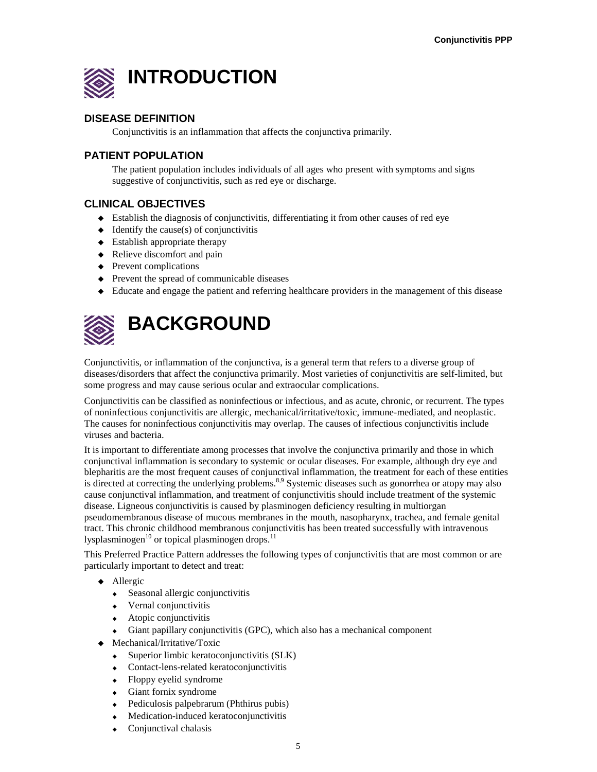# INTRODUCTION

## DISEASE DEFINITION

Conjunctivitis is an inflammation that affects the conjunctiva primarily.

## PATIENT POPULATION

The patient population includes individuals of all ages who present with symptoms and signs suggestive of conjunctivitis, such as red eye or discharge.

## CLINICAL OBJECTIVES

- Establish the diagnosis of conjunctivitis, differentiating it from other causes of red eye
- Identify the cause(s) of conjunctivitis
- Establish appropriate therapy
- Relieve discomfort and pain
- Prevent complications
- Prevent the spread of communicable diseases
- Educate and engage the patient and referring healthcare providers in the management of this disease

# BACKGROUND

Conjunctivitis, or inflammation of the conjunctiva, is a general term that refers to a diverse group of diseases/disorders that affect the conjunctiva primarily. Most varieties of conjunctivitis are self-limited, but some progress and may cause serious ocular and extraocular complications.

Conjunctivitis can be classified as noninfectious or infectious, and as acute, chronic, or recurrent. The types of noninfectious conjunctivitis are allergic, mechanical/irritative/toxic, immune-mediated, and neoplastic. The causes for noninfectious conjunctivitis may overlap. The causes of infectious conjunctivitis include viruses and bacteria.

It is important to differentiate among processes that involve the conjunctiva primarily and those in which conjunctival inflammation is secondary to systemic or ocular diseases. For example, although dry eye and blepharitis are the most frequent causes of conjunctival inflammation, the treatment for each of these entities is directed at correcting the underlying problems.[8,9] Systemic diseases such as gonorrhea or atopy may also cause conjunctival inflammation, and treatment of conjunctivitis should include treatment of the systemic disease. Ligneous conjunctivitis is caused by plasminogen deficiency resulting in multiorgan pseudomembranous disease of mucous membranes in the mouth, nasopharynx, trachea, and female genital tract. This chronic childhood membranous conjunctivitis has been treated successfully with intravenous lysplasminogen[10] or topical plasminogen drops.[11]

This Preferred Practice Pattern addresses the following types of conjunctivitis that are most common or are particularly important to detect and treat:

- Allergic
  - Seasonal allergic conjunctivitis
  - Vernal conjunctivitis
  - Atopic conjunctivitis
  - Giant papillary conjunctivitis (GPC), which also has a mechanical component
- Mechanical/Irritative/Toxic
  - Superior limbic keratoconjunctivitis (SLK)
  - Contact-lens-related keratoconjunctivitis
  - Floppy eyelid syndrome
  - Giant fornix syndrome
  - Pediculosis palpebrarum (Phthirus pubis)
  - Medication-induced keratoconjunctivitis
  - Conjunctival chalasis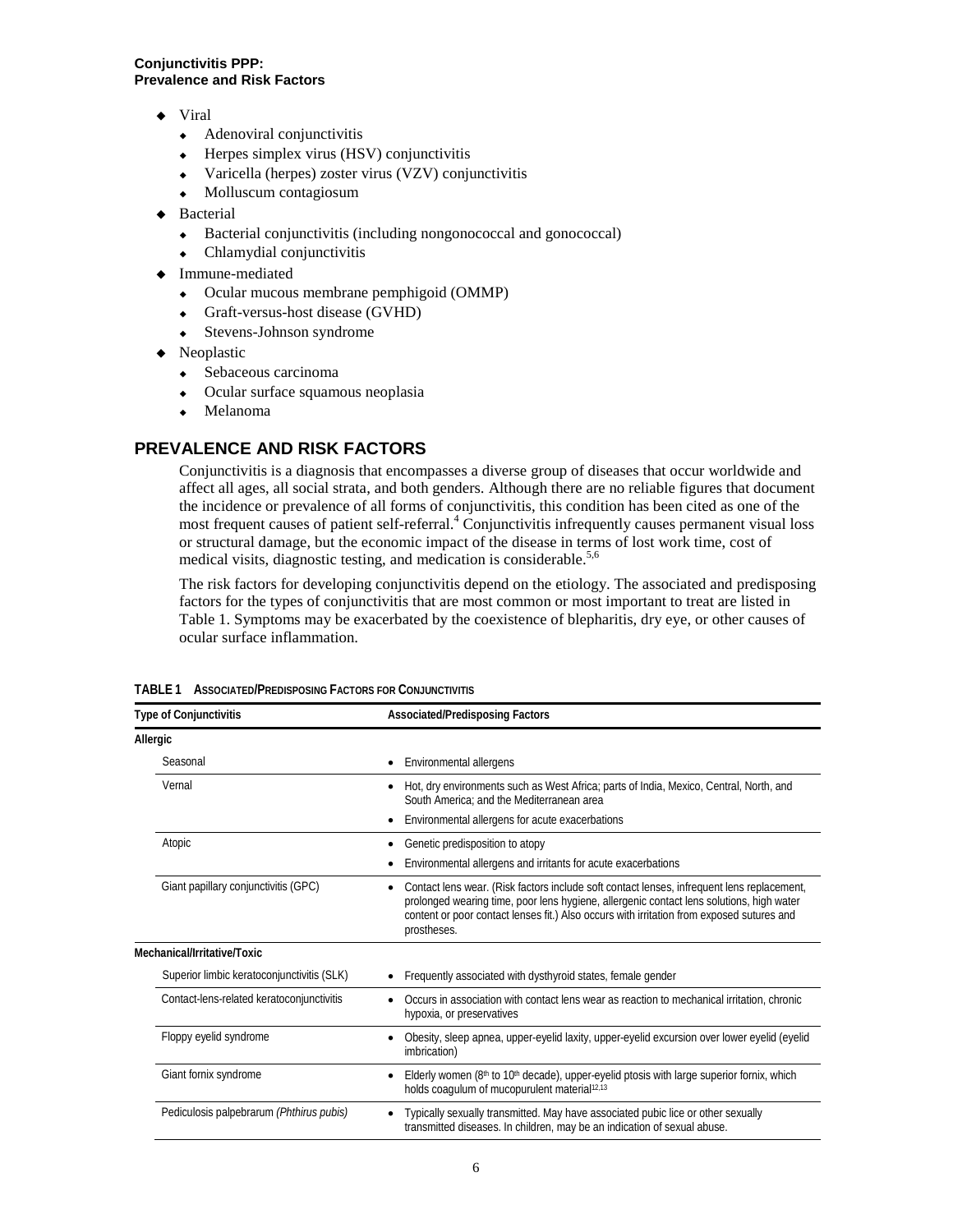- Viral
  - Adenoviral conjunctivitis
  - Herpes simplex virus (HSV) conjunctivitis
  - Varicella (herpes) zoster virus (VZV) conjunctivitis
  - Molluscum contagiosum
- Bacterial
  - Bacterial conjunctivitis (including nongonococcal and gonococcal)
  - Chlamydial conjunctivitis
- Immune-mediated
  - Ocular mucous membrane pemphigoid (OMMP)
  - Graft-versus-host disease (GVHD)
  - Stevens-Johnson syndrome
- Neoplastic
  - Sebaceous carcinoma
  - Ocular surface squamous neoplasia
  - Melanoma

## PREVALENCE AND RISK FACTORS

Conjunctivitis is a diagnosis that encompasses a diverse group of diseases that occur worldwide and affect all ages, all social strata, and both genders. Although there are no reliable figures that document the incidence or prevalence of all forms of conjunctivitis, this condition has been cited as one of the most frequent causes of patient self-referral.[4] Conjunctivitis infrequently causes permanent visual loss or structural damage, but the economic impact of the disease in terms of lost work time, cost of medical visits, diagnostic testing, and medication is considerable.[5,6]

The risk factors for developing conjunctivitis depend on the etiology. The associated and predisposing factors for the types of conjunctivitis that are most common or most important to treat are listed in Table 1. Symptoms may be exacerbated by the coexistence of blepharitis, dry eye, or other causes of ocular surface inflammation.

**TABLE 1 ASSOCIATED/PREDISPOSING FACTORS FOR CONJUNCTIVITIS**

| Type of Conjunctivitis | Associated/Predisposing Factors |
|---|---|
| **Allergic** | |
| Seasonal | • Environmental allergens |
| Vernal | • Hot, dry environments such as West Africa; parts of India, Mexico, Central, North, and South America; and the Mediterranean area<br>• Environmental allergens for acute exacerbations |
| Atopic | • Genetic predisposition to atopy<br>• Environmental allergens and irritants for acute exacerbations |
| Giant papillary conjunctivitis (GPC) | • Contact lens wear. (Risk factors include soft contact lenses, infrequent lens replacement, prolonged wearing time, poor lens hygiene, allergenic contact lens solutions, high water content or poor contact lenses fit.) Also occurs with irritation from exposed sutures and prostheses. |
| **Mechanical/Irritative/Toxic** | |
| Superior limbic keratoconjunctivitis (SLK) | • Frequently associated with dysthyroid states, female gender |
| Contact-lens-related keratoconjunctivitis | • Occurs in association with contact lens wear as reaction to mechanical irritation, chronic hypoxia, or preservatives |
| Floppy eyelid syndrome | • Obesity, sleep apnea, upper-eyelid laxity, upper-eyelid excursion over lower eyelid (eyelid imbrication) |
| Giant fornix syndrome | • Elderly women (8th to 10th decade), upper-eyelid ptosis with large superior fornix, which holds coagulum of mucopurulent material[12,13] |
| Pediculosis palpebrarum *(Phthirus pubis)* | • Typically sexually transmitted. May have associated pubic lice or other sexually transmitted diseases. In children, may be an indication of sexual abuse. |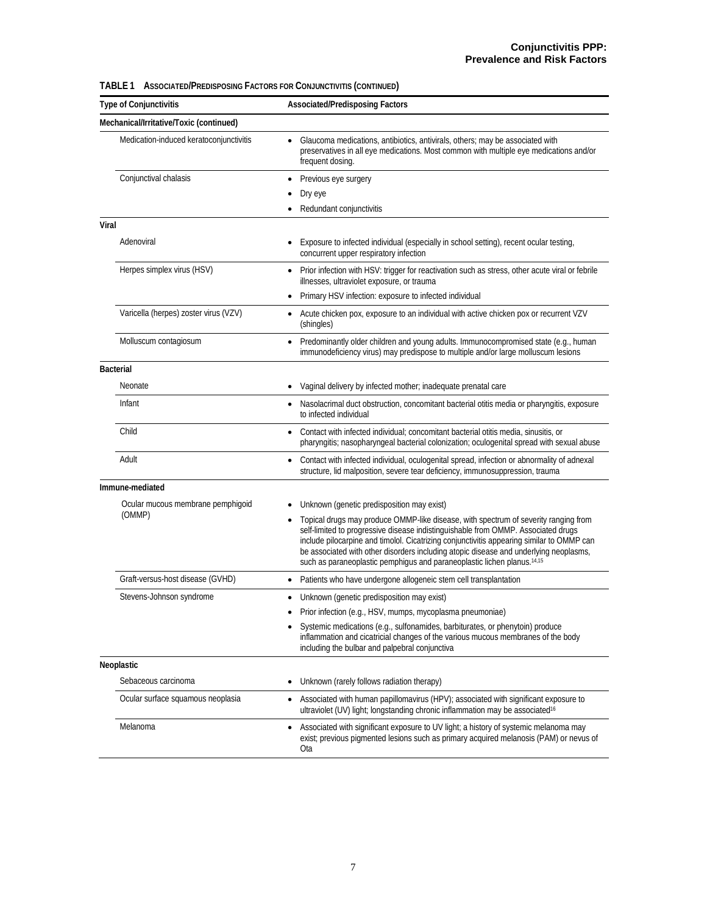**TABLE 1 ASSOCIATED/PREDISPOSING FACTORS FOR CONJUNCTIVITIS (CONTINUED)**

| Type of Conjunctivitis | Associated/Predisposing Factors |
|---|---|
| **Mechanical/Irritative/Toxic (continued)** | |
| Medication-induced keratoconjunctivitis | • Glaucoma medications, antibiotics, antivirals, others; may be associated with preservatives in all eye medications. Most common with multiple eye medications and/or frequent dosing. |
| Conjunctival chalasis | • Previous eye surgery<br>• Dry eye<br>• Redundant conjunctivitis |
| **Viral** | |
| Adenoviral | • Exposure to infected individual (especially in school setting), recent ocular testing, concurrent upper respiratory infection |
| Herpes simplex virus (HSV) | • Prior infection with HSV: trigger for reactivation such as stress, other acute viral or febrile illnesses, ultraviolet exposure, or trauma<br>• Primary HSV infection: exposure to infected individual |
| Varicella (herpes) zoster virus (VZV) | • Acute chicken pox, exposure to an individual with active chicken pox or recurrent VZV (shingles) |
| Molluscum contagiosum | • Predominantly older children and young adults. Immunocompromised state (e.g., human immunodeficiency virus) may predispose to multiple and/or large molluscum lesions |
| **Bacterial** | |
| Neonate | • Vaginal delivery by infected mother; inadequate prenatal care |
| Infant | • Nasolacrimal duct obstruction, concomitant bacterial otitis media or pharyngitis, exposure to infected individual |
| Child | • Contact with infected individual; concomitant bacterial otitis media, sinusitis, or pharyngitis; nasopharyngeal bacterial colonization; oculogenital spread with sexual abuse |
| Adult | • Contact with infected individual, oculogenital spread, infection or abnormality of adnexal structure, lid malposition, severe tear deficiency, immunosuppression, trauma |
| **Immune-mediated** | |
| Ocular mucous membrane pemphigoid (OMMP) | • Unknown (genetic predisposition may exist)<br>• Topical drugs may produce OMMP-like disease, with spectrum of severity ranging from self-limited to progressive disease indistinguishable from OMMP. Associated drugs include pilocarpine and timolol. Cicatrizing conjunctivitis appearing similar to OMMP can be associated with other disorders including atopic disease and underlying neoplasms, such as paraneoplastic pemphigus and paraneoplastic lichen planus.[14,15] |
| Graft-versus-host disease (GVHD) | • Patients who have undergone allogeneic stem cell transplantation |
| Stevens-Johnson syndrome | • Unknown (genetic predisposition may exist)<br>• Prior infection (e.g., HSV, mumps, mycoplasma pneumoniae)<br>• Systemic medications (e.g., sulfonamides, barbiturates, or phenytoin) produce inflammation and cicatricial changes of the various mucous membranes of the body including the bulbar and palpebral conjunctiva |
| **Neoplastic** | |
| Sebaceous carcinoma | • Unknown (rarely follows radiation therapy) |
| Ocular surface squamous neoplasia | • Associated with human papillomavirus (HPV); associated with significant exposure to ultraviolet (UV) light; longstanding chronic inflammation may be associated[16] |
| Melanoma | • Associated with significant exposure to UV light; a history of systemic melanoma may exist; previous pigmented lesions such as primary acquired melanosis (PAM) or nevus of Ota |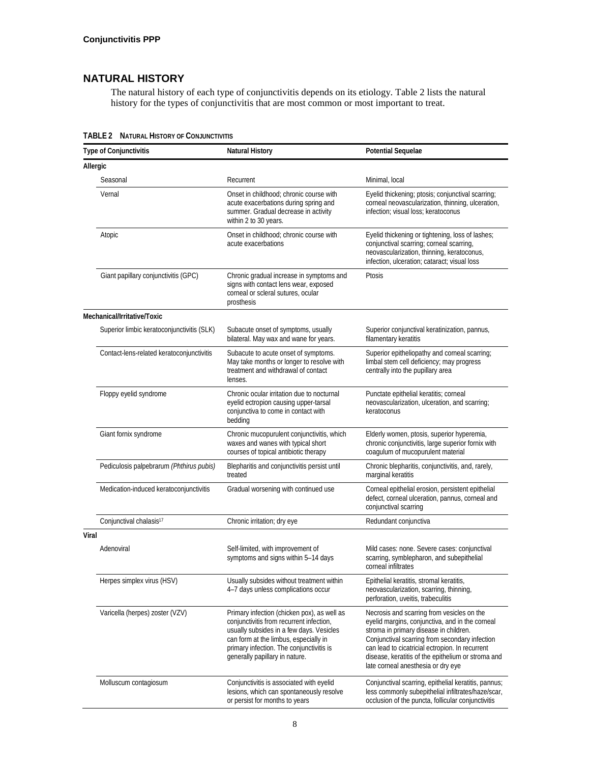## NATURAL HISTORY

The natural history of each type of conjunctivitis depends on its etiology. Table 2 lists the natural history for the types of conjunctivitis that are most common or most important to treat.

**TABLE 2 NATURAL HISTORY OF CONJUNCTIVITIS**

| Type of Conjunctivitis | Natural History | Potential Sequelae |
|---|---|---|
| **Allergic** | | |
| Seasonal | Recurrent | Minimal, local |
| Vernal | Onset in childhood; chronic course with acute exacerbations during spring and summer. Gradual decrease in activity within 2 to 30 years. | Eyelid thickening; ptosis; conjunctival scarring; corneal neovascularization, thinning, ulceration, infection; visual loss; keratoconus |
| Atopic | Onset in childhood; chronic course with acute exacerbations | Eyelid thickening or tightening, loss of lashes; conjunctival scarring; corneal scarring, neovascularization, thinning, keratoconus, infection, ulceration; cataract; visual loss |
| Giant papillary conjunctivitis (GPC) | Chronic gradual increase in symptoms and signs with contact lens wear, exposed corneal or scleral sutures, ocular prosthesis | Ptosis |
| **Mechanical/Irritative/Toxic** | | |
| Superior limbic keratoconjunctivitis (SLK) | Subacute onset of symptoms, usually bilateral. May wax and wane for years. | Superior conjunctival keratinization, pannus, filamentary keratitis |
| Contact-lens-related keratoconjunctivitis | Subacute to acute onset of symptoms. May take months or longer to resolve with treatment and withdrawal of contact lenses. | Superior epitheliopathy and corneal scarring; limbal stem cell deficiency; may progress centrally into the pupillary area |
| Floppy eyelid syndrome | Chronic ocular irritation due to nocturnal eyelid ectropion causing upper-tarsal conjunctiva to come in contact with bedding | Punctate epithelial keratitis; corneal neovascularization, ulceration, and scarring; keratoconus |
| Giant fornix syndrome | Chronic mucopurulent conjunctivitis, which waxes and wanes with typical short courses of topical antibiotic therapy | Elderly women, ptosis, superior hyperemia, chronic conjunctivitis, large superior fornix with coagulum of mucopurulent material |
| Pediculosis palpebrarum *(Phthirus pubis)* | Blepharitis and conjunctivitis persist until treated | Chronic blepharitis, conjunctivitis, and, rarely, marginal keratitis |
| Medication-induced keratoconjunctivitis | Gradual worsening with continued use | Corneal epithelial erosion, persistent epithelial defect, corneal ulceration, pannus, corneal and conjunctival scarring |
| Conjunctival chalasis[17] | Chronic irritation; dry eye | Redundant conjunctiva |
| **Viral** | | |
| Adenoviral | Self-limited, with improvement of symptoms and signs within 5–14 days | Mild cases: none. Severe cases: conjunctival scarring, symblepharon, and subepithelial corneal infiltrates |
| Herpes simplex virus (HSV) | Usually subsides without treatment within 4–7 days unless complications occur | Epithelial keratitis, stromal keratitis, neovascularization, scarring, thinning, perforation, uveitis, trabeculitis |
| Varicella (herpes) zoster (VZV) | Primary infection (chicken pox), as well as conjunctivitis from recurrent infection, usually subsides in a few days. Vesicles can form at the limbus, especially in primary infection. The conjunctivitis is generally papillary in nature. | Necrosis and scarring from vesicles on the eyelid margins, conjunctiva, and in the corneal stroma in primary disease in children. Conjunctival scarring from secondary infection can lead to cicatricial ectropion. In recurrent disease, keratitis of the epithelium or stroma and late corneal anesthesia or dry eye |
| Molluscum contagiosum | Conjunctivitis is associated with eyelid lesions, which can spontaneously resolve or persist for months to years | Conjunctival scarring, epithelial keratitis, pannus; less commonly subepithelial infiltrates/haze/scar, occlusion of the puncta, follicular conjunctivitis |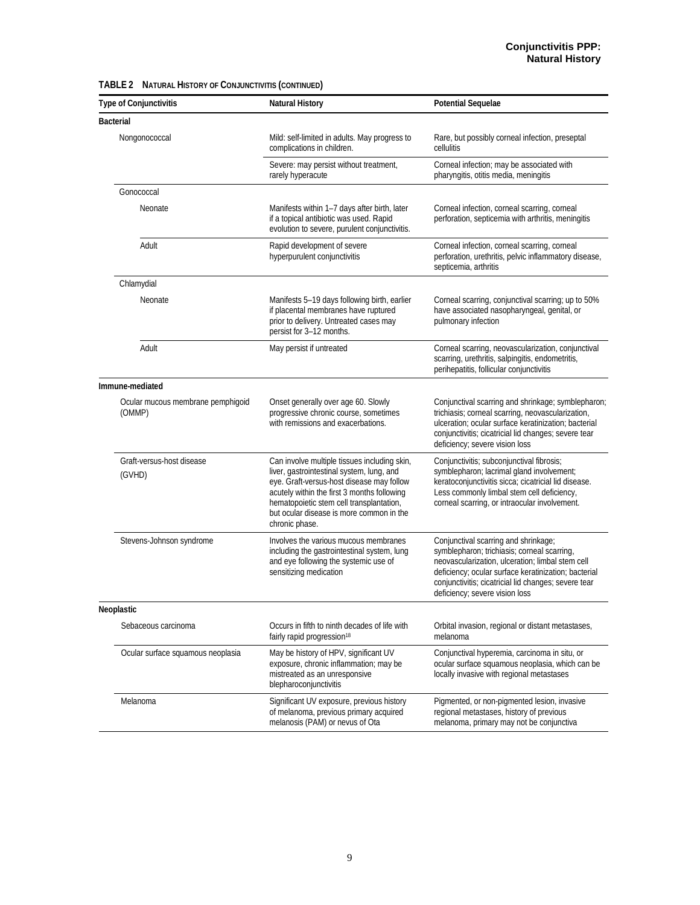**TABLE 2 NATURAL HISTORY OF CONJUNCTIVITIS (CONTINUED)**

| Type of Conjunctivitis | Natural History | Potential Sequelae |
|---|---|---|
| **Bacterial** | | |
| Nongonococcal | Mild: self-limited in adults. May progress to complications in children. | Rare, but possibly corneal infection, preseptal cellulitis |
| | Severe: may persist without treatment, rarely hyperacute | Corneal infection; may be associated with pharyngitis, otitis media, meningitis |
| Gonococcal | | |
| Neonate | Manifests within 1–7 days after birth, later if a topical antibiotic was used. Rapid evolution to severe, purulent conjunctivitis. | Corneal infection, corneal scarring, corneal perforation, septicemia with arthritis, meningitis |
| Adult | Rapid development of severe hyperpurulent conjunctivitis | Corneal infection, corneal scarring, corneal perforation, urethritis, pelvic inflammatory disease, septicemia, arthritis |
| Chlamydial | | |
| Neonate | Manifests 5–19 days following birth, earlier if placental membranes have ruptured prior to delivery. Untreated cases may persist for 3–12 months. | Corneal scarring, conjunctival scarring; up to 50% have associated nasopharyngeal, genital, or pulmonary infection |
| Adult | May persist if untreated | Corneal scarring, neovascularization, conjunctival scarring, urethritis, salpingitis, endometritis, perihepatitis, follicular conjunctivitis |
| **Immune-mediated** | | |
| Ocular mucous membrane pemphigoid (OMMP) | Onset generally over age 60. Slowly progressive chronic course, sometimes with remissions and exacerbations. | Conjunctival scarring and shrinkage; symblepharon; trichiasis; corneal scarring, neovascularization, ulceration; ocular surface keratinization; bacterial conjunctivitis; cicatricial lid changes; severe tear deficiency; severe vision loss |
| Graft-versus-host disease (GVHD) | Can involve multiple tissues including skin, liver, gastrointestinal system, lung, and eye. Graft-versus-host disease may follow acutely within the first 3 months following hematopoietic stem cell transplantation, but ocular disease is more common in the chronic phase. | Conjunctivitis; subconjunctival fibrosis; symblepharon; lacrimal gland involvement; keratoconjunctivitis sicca; cicatricial lid disease. Less commonly limbal stem cell deficiency, corneal scarring, or intraocular involvement. |
| Stevens-Johnson syndrome | Involves the various mucous membranes including the gastrointestinal system, lung and eye following the systemic use of sensitizing medication | Conjunctival scarring and shrinkage; symblepharon; trichiasis; corneal scarring, neovascularization, ulceration; limbal stem cell deficiency; ocular surface keratinization; bacterial conjunctivitis; cicatricial lid changes; severe tear deficiency; severe vision loss |
| **Neoplastic** | | |
| Sebaceous carcinoma | Occurs in fifth to ninth decades of life with fairly rapid progression[18] | Orbital invasion, regional or distant metastases, melanoma |
| Ocular surface squamous neoplasia | May be history of HPV, significant UV exposure, chronic inflammation; may be mistreated as an unresponsive blepharoconjunctivitis | Conjunctival hyperemia, carcinoma in situ, or ocular surface squamous neoplasia, which can be locally invasive with regional metastases |
| Melanoma | Significant UV exposure, previous history of melanoma, previous primary acquired melanosis (PAM) or nevus of Ota | Pigmented, or non-pigmented lesion, invasive regional metastases, history of previous melanoma, primary may not be conjunctiva |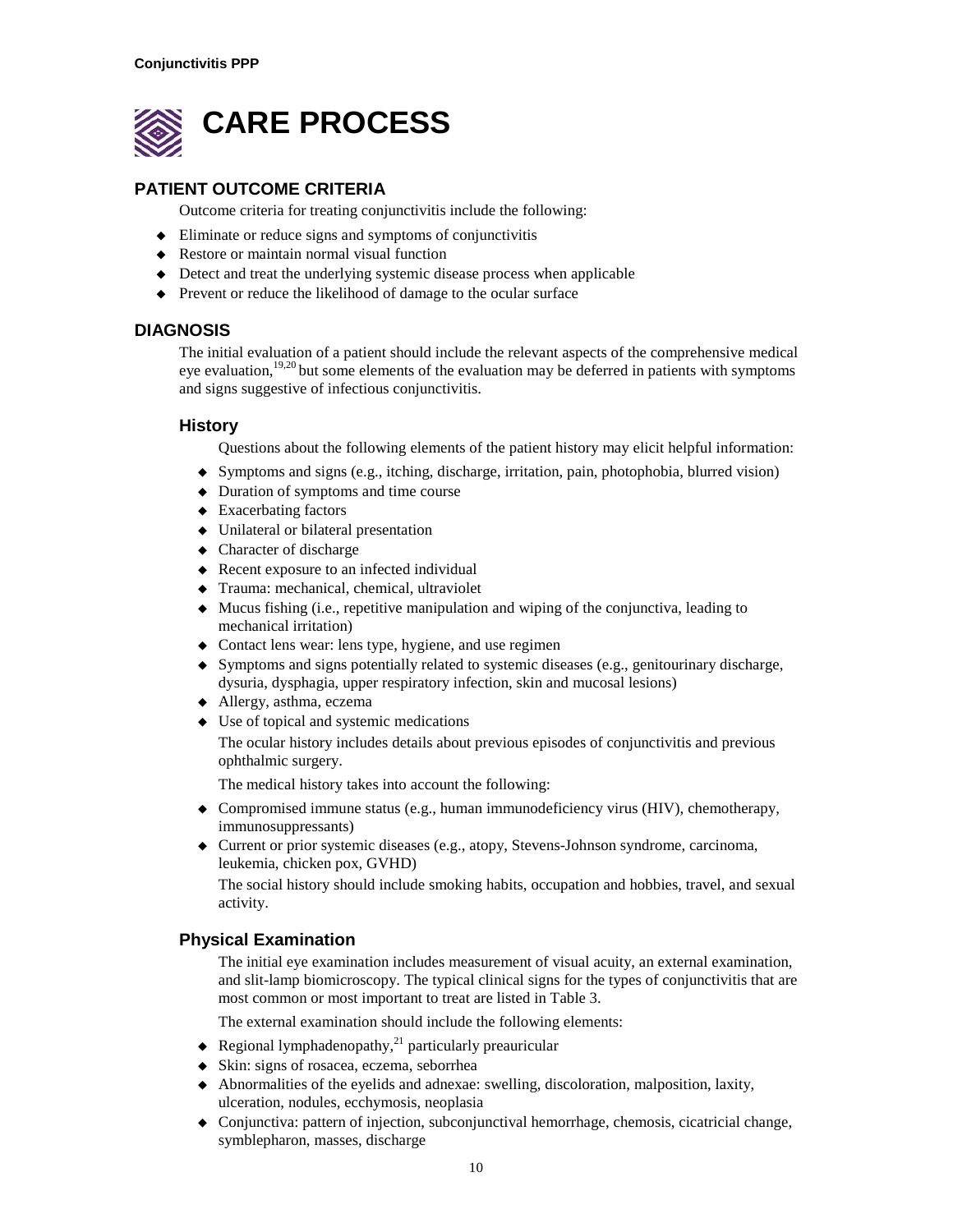# CARE PROCESS

## PATIENT OUTCOME CRITERIA

Outcome criteria for treating conjunctivitis include the following:

- Eliminate or reduce signs and symptoms of conjunctivitis
- Restore or maintain normal visual function
- Detect and treat the underlying systemic disease process when applicable
- Prevent or reduce the likelihood of damage to the ocular surface

## DIAGNOSIS

The initial evaluation of a patient should include the relevant aspects of the comprehensive medical eye evaluation,[19,20] but some elements of the evaluation may be deferred in patients with symptoms and signs suggestive of infectious conjunctivitis.

### History

Questions about the following elements of the patient history may elicit helpful information:

- Symptoms and signs (e.g., itching, discharge, irritation, pain, photophobia, blurred vision)
- Duration of symptoms and time course
- Exacerbating factors
- Unilateral or bilateral presentation
- Character of discharge
- Recent exposure to an infected individual
- Trauma: mechanical, chemical, ultraviolet
- Mucus fishing (i.e., repetitive manipulation and wiping of the conjunctiva, leading to mechanical irritation)
- Contact lens wear: lens type, hygiene, and use regimen
- Symptoms and signs potentially related to systemic diseases (e.g., genitourinary discharge, dysuria, dysphagia, upper respiratory infection, skin and mucosal lesions)
- Allergy, asthma, eczema
- Use of topical and systemic medications

The ocular history includes details about previous episodes of conjunctivitis and previous ophthalmic surgery.

The medical history takes into account the following:

- Compromised immune status (e.g., human immunodeficiency virus (HIV), chemotherapy, immunosuppressants)
- Current or prior systemic diseases (e.g., atopy, Stevens-Johnson syndrome, carcinoma, leukemia, chicken pox, GVHD)

The social history should include smoking habits, occupation and hobbies, travel, and sexual activity.

### Physical Examination

The initial eye examination includes measurement of visual acuity, an external examination, and slit-lamp biomicroscopy. The typical clinical signs for the types of conjunctivitis that are most common or most important to treat are listed in Table 3.

The external examination should include the following elements:

- Regional lymphadenopathy,[21] particularly preauricular
- Skin: signs of rosacea, eczema, seborrhea
- Abnormalities of the eyelids and adnexae: swelling, discoloration, malposition, laxity, ulceration, nodules, ecchymosis, neoplasia
- Conjunctiva: pattern of injection, subconjunctival hemorrhage, chemosis, cicatricial change, symblepharon, masses, discharge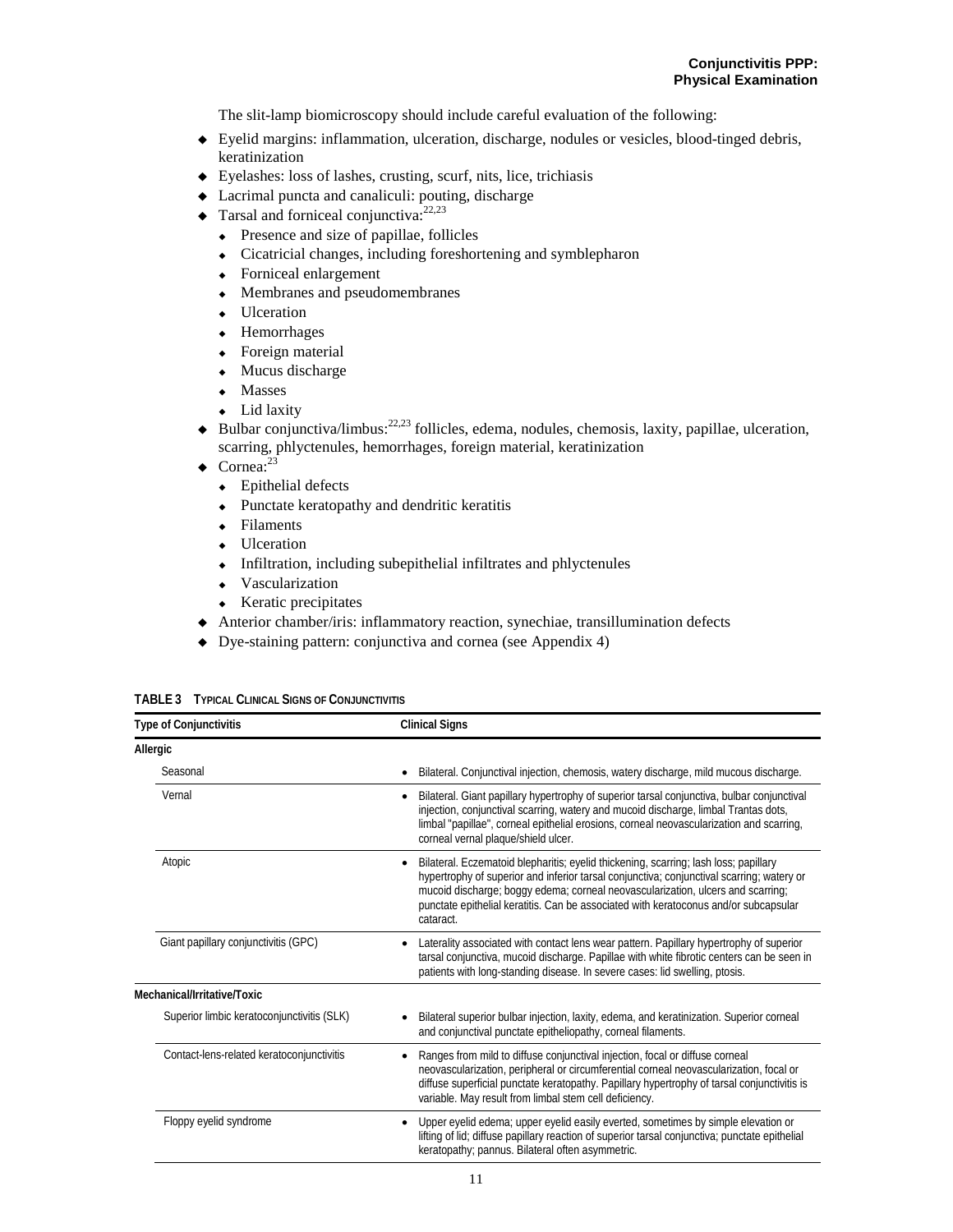The slit-lamp biomicroscopy should include careful evaluation of the following:

- Eyelid margins: inflammation, ulceration, discharge, nodules or vesicles, blood-tinged debris, keratinization
- Eyelashes: loss of lashes, crusting, scurf, nits, lice, trichiasis
- Lacrimal puncta and canaliculi: pouting, discharge
- Tarsal and forniceal conjunctiva:[22,23]
  - Presence and size of papillae, follicles
  - Cicatricial changes, including foreshortening and symblepharon
  - Forniceal enlargement
  - Membranes and pseudomembranes
  - Ulceration
  - Hemorrhages
  - Foreign material
  - Mucus discharge
  - Masses
  - Lid laxity
- Bulbar conjunctiva/limbus:[22,23] follicles, edema, nodules, chemosis, laxity, papillae, ulceration, scarring, phlyctenules, hemorrhages, foreign material, keratinization
- Cornea:[23]
  - Epithelial defects
  - Punctate keratopathy and dendritic keratitis
  - Filaments
  - Ulceration
  - Infiltration, including subepithelial infiltrates and phlyctenules
  - Vascularization
  - Keratic precipitates
- Anterior chamber/iris: inflammatory reaction, synechiae, transillumination defects
- Dye-staining pattern: conjunctiva and cornea (see Appendix 4)

**TABLE 3 Typical Clinical Signs of Conjunctivitis**

| Type of Conjunctivitis | Clinical Signs |
|---|---|
| **Allergic** | |
| Seasonal | Bilateral. Conjunctival injection, chemosis, watery discharge, mild mucous discharge. |
| Vernal | Bilateral. Giant papillary hypertrophy of superior tarsal conjunctiva, bulbar conjunctival injection, conjunctival scarring, watery and mucoid discharge, limbal Trantas dots, limbal "papillae", corneal epithelial erosions, corneal neovascularization and scarring, corneal vernal plaque/shield ulcer. |
| Atopic | Bilateral. Eczematoid blepharitis; eyelid thickening, scarring; lash loss; papillary hypertrophy of superior and inferior tarsal conjunctiva; conjunctival scarring; watery or mucoid discharge; boggy edema; corneal neovascularization, ulcers and scarring; punctate epithelial keratitis. Can be associated with keratoconus and/or subcapsular cataract. |
| Giant papillary conjunctivitis (GPC) | Laterality associated with contact lens wear pattern. Papillary hypertrophy of superior tarsal conjunctiva, mucoid discharge. Papillae with white fibrotic centers can be seen in patients with long-standing disease. In severe cases: lid swelling, ptosis. |
| **Mechanical/Irritative/Toxic** | |
| Superior limbic keratoconjunctivitis (SLK) | Bilateral superior bulbar injection, laxity, edema, and keratinization. Superior corneal and conjunctival punctate epitheliopathy, corneal filaments. |
| Contact-lens-related keratoconjunctivitis | Ranges from mild to diffuse conjunctival injection, focal or diffuse corneal neovascularization, peripheral or circumferential corneal neovascularization, focal or diffuse superficial punctate keratopathy. Papillary hypertrophy of tarsal conjunctivitis is variable. May result from limbal stem cell deficiency. |
| Floppy eyelid syndrome | Upper eyelid edema; upper eyelid easily everted, sometimes by simple elevation or lifting of lid; diffuse papillary reaction of superior tarsal conjunctiva; punctate epithelial keratopathy; pannus. Bilateral often asymmetric. |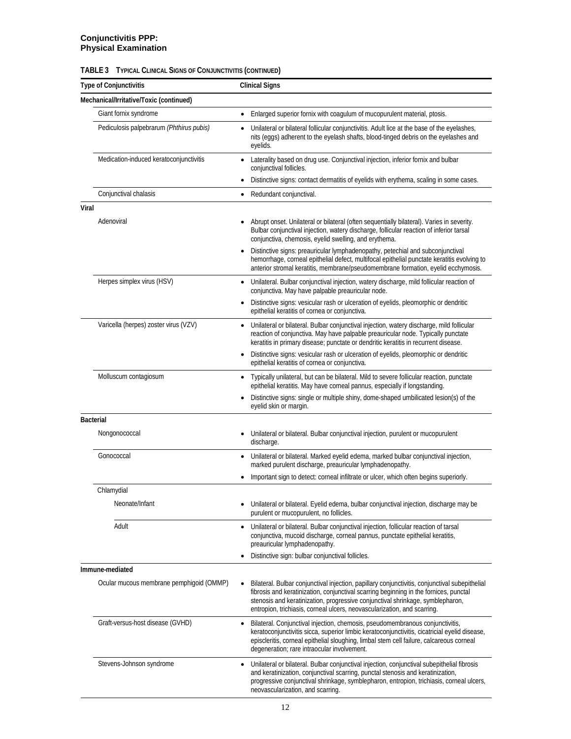**TABLE 3 TYPICAL CLINICAL SIGNS OF CONJUNCTIVITIS (CONTINUED)**

| Type of Conjunctivitis | Clinical Signs |
|---|---|
| **Mechanical/Irritative/Toxic (continued)** | |
| Giant fornix syndrome | • Enlarged superior fornix with coagulum of mucopurulent material, ptosis. |
| Pediculosis palpebrarum *(Phthirus pubis)* | • Unilateral or bilateral follicular conjunctivitis. Adult lice at the base of the eyelashes, nits (eggs) adherent to the eyelash shafts, blood-tinged debris on the eyelashes and eyelids. |
| Medication-induced keratoconjunctivitis | • Laterality based on drug use. Conjunctival injection, inferior fornix and bulbar conjunctival follicles.<br>• Distinctive signs: contact dermatitis of eyelids with erythema, scaling in some cases. |
| Conjunctival chalasis | • Redundant conjunctival. |
| **Viral** | |
| Adenoviral | • Abrupt onset. Unilateral or bilateral (often sequentially bilateral). Varies in severity. Bulbar conjunctival injection, watery discharge, follicular reaction of inferior tarsal conjunctiva, chemosis, eyelid swelling, and erythema.<br>• Distinctive signs: preauricular lymphadenopathy, petechial and subconjunctival hemorrhage, corneal epithelial defect, multifocal epithelial punctate keratitis evolving to anterior stromal keratitis, membrane/pseudomembrane formation, eyelid ecchymosis. |
| Herpes simplex virus (HSV) | • Unilateral. Bulbar conjunctival injection, watery discharge, mild follicular reaction of conjunctiva. May have palpable preauricular node.<br>• Distinctive signs: vesicular rash or ulceration of eyelids, pleomorphic or dendritic epithelial keratitis of cornea or conjunctiva. |
| Varicella (herpes) zoster virus (VZV) | • Unilateral or bilateral. Bulbar conjunctival injection, watery discharge, mild follicular reaction of conjunctiva. May have palpable preauricular node. Typically punctate keratitis in primary disease; punctate or dendritic keratitis in recurrent disease.<br>• Distinctive signs: vesicular rash or ulceration of eyelids, pleomorphic or dendritic epithelial keratitis of cornea or conjunctiva. |
| Molluscum contagiosum | • Typically unilateral, but can be bilateral. Mild to severe follicular reaction, punctate epithelial keratitis. May have corneal pannus, especially if longstanding.<br>• Distinctive signs: single or multiple shiny, dome-shaped umbilicated lesion(s) of the eyelid skin or margin. |
| **Bacterial** | |
| Nongonococcal | • Unilateral or bilateral. Bulbar conjunctival injection, purulent or mucopurulent discharge. |
| Gonococcal | • Unilateral or bilateral. Marked eyelid edema, marked bulbar conjunctival injection, marked purulent discharge, preauricular lymphadenopathy.<br>• Important sign to detect: corneal infiltrate or ulcer, which often begins superiorly. |
| Chlamydial | |
| Neonate/Infant | • Unilateral or bilateral. Eyelid edema, bulbar conjunctival injection, discharge may be purulent or mucopurulent, no follicles. |
| Adult | • Unilateral or bilateral. Bulbar conjunctival injection, follicular reaction of tarsal conjunctiva, mucoid discharge, corneal pannus, punctate epithelial keratitis, preauricular lymphadenopathy.<br>• Distinctive sign: bulbar conjunctival follicles. |
| **Immune-mediated** | |
| Ocular mucous membrane pemphigoid (OMMP) | • Bilateral. Bulbar conjunctival injection, papillary conjunctivitis, conjunctival subepithelial fibrosis and keratinization, conjunctival scarring beginning in the fornices, punctal stenosis and keratinization, progressive conjunctival shrinkage, symblepharon, entropion, trichiasis, corneal ulcers, neovascularization, and scarring. |
| Graft-versus-host disease (GVHD) | • Bilateral. Conjunctival injection, chemosis, pseudomembranous conjunctivitis, keratoconjunctivitis sicca, superior limbic keratoconjunctivitis, cicatricial eyelid disease, episcleritis, corneal epithelial sloughing, limbal stem cell failure, calcareous corneal degeneration; rare intraocular involvement. |
| Stevens-Johnson syndrome | • Unilateral or bilateral. Bulbar conjunctival injection, conjunctival subepithelial fibrosis and keratinization, conjunctival scarring, punctal stenosis and keratinization, progressive conjunctival shrinkage, symblepharon, entropion, trichiasis, corneal ulcers, neovascularization, and scarring. |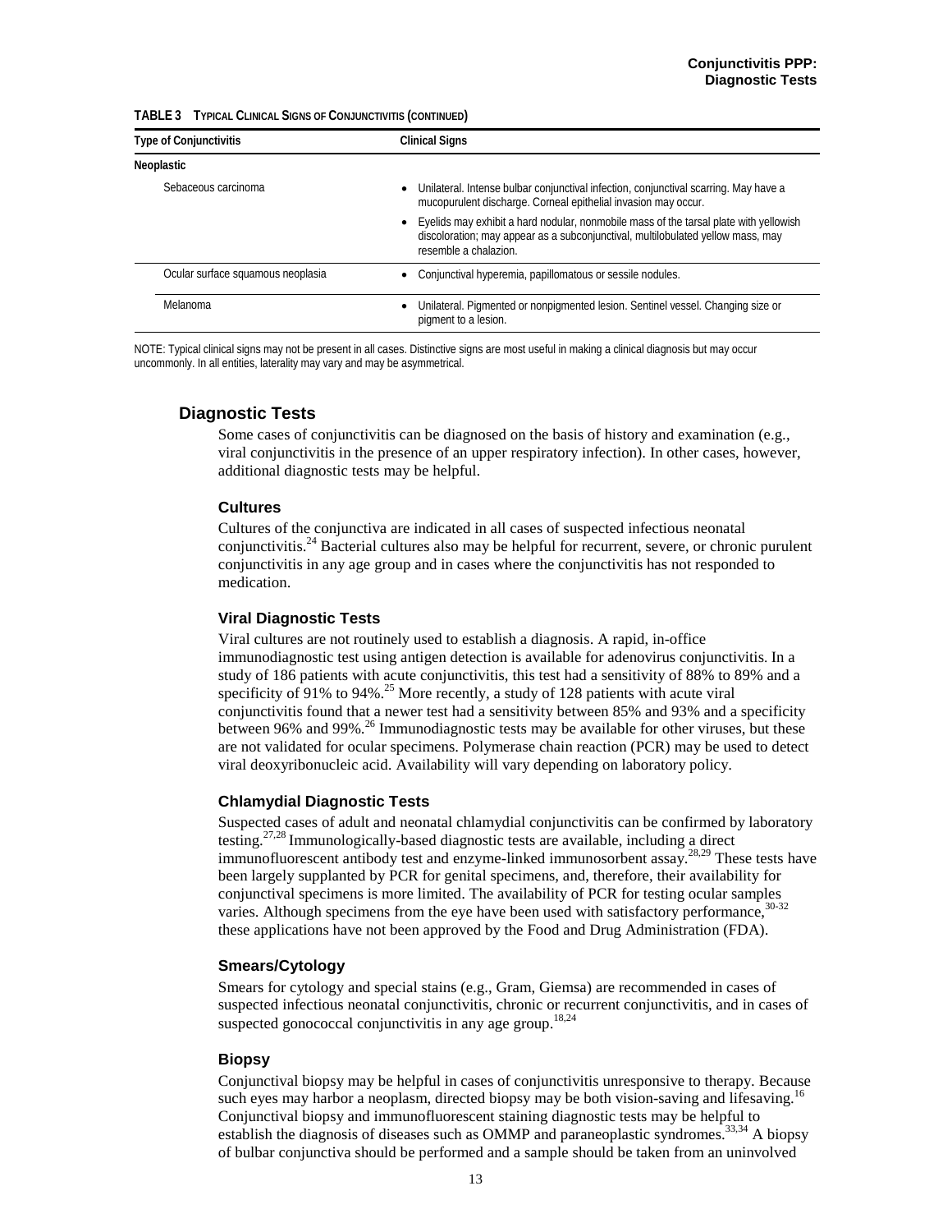**TABLE 3 TYPICAL CLINICAL SIGNS OF CONJUNCTIVITIS (CONTINUED)**

| Type of Conjunctivitis | Clinical Signs |
|---|---|
| **Neoplastic** | |
| Sebaceous carcinoma | • Unilateral. Intense bulbar conjunctival infection, conjunctival scarring. May have a mucopurulent discharge. Corneal epithelial invasion may occur.<br>• Eyelids may exhibit a hard nodular, nonmobile mass of the tarsal plate with yellowish discoloration; may appear as a subconjunctival, multilobulated yellow mass, may resemble a chalazion. |
| Ocular surface squamous neoplasia | • Conjunctival hyperemia, papillomatous or sessile nodules. |
| Melanoma | • Unilateral. Pigmented or nonpigmented lesion. Sentinel vessel. Changing size or pigment to a lesion. |

NOTE: Typical clinical signs may not be present in all cases. Distinctive signs are most useful in making a clinical diagnosis but may occur uncommonly. In all entities, laterality may vary and may be asymmetrical.

## Diagnostic Tests

Some cases of conjunctivitis can be diagnosed on the basis of history and examination (e.g., viral conjunctivitis in the presence of an upper respiratory infection). In other cases, however, additional diagnostic tests may be helpful.

### Cultures

Cultures of the conjunctiva are indicated in all cases of suspected infectious neonatal conjunctivitis.[24] Bacterial cultures also may be helpful for recurrent, severe, or chronic purulent conjunctivitis in any age group and in cases where the conjunctivitis has not responded to medication.

### Viral Diagnostic Tests

Viral cultures are not routinely used to establish a diagnosis. A rapid, in-office immunodiagnostic test using antigen detection is available for adenovirus conjunctivitis. In a study of 186 patients with acute conjunctivitis, this test had a sensitivity of 88% to 89% and a specificity of 91% to 94%.[25] More recently, a study of 128 patients with acute viral conjunctivitis found that a newer test had a sensitivity between 85% and 93% and a specificity between 96% and 99%.[26] Immunodiagnostic tests may be available for other viruses, but these are not validated for ocular specimens. Polymerase chain reaction (PCR) may be used to detect viral deoxyribonucleic acid. Availability will vary depending on laboratory policy.

### Chlamydial Diagnostic Tests

Suspected cases of adult and neonatal chlamydial conjunctivitis can be confirmed by laboratory testing.[27,28] Immunologically-based diagnostic tests are available, including a direct immunofluorescent antibody test and enzyme-linked immunosorbent assay.[28,29] These tests have been largely supplanted by PCR for genital specimens, and, therefore, their availability for conjunctival specimens is more limited. The availability of PCR for testing ocular samples varies. Although specimens from the eye have been used with satisfactory performance,[30-32] these applications have not been approved by the Food and Drug Administration (FDA).

### Smears/Cytology

Smears for cytology and special stains (e.g., Gram, Giemsa) are recommended in cases of suspected infectious neonatal conjunctivitis, chronic or recurrent conjunctivitis, and in cases of suspected gonococcal conjunctivitis in any age group.[18,24]

### Biopsy

Conjunctival biopsy may be helpful in cases of conjunctivitis unresponsive to therapy. Because such eyes may harbor a neoplasm, directed biopsy may be both vision-saving and lifesaving.[16] Conjunctival biopsy and immunofluorescent staining diagnostic tests may be helpful to establish the diagnosis of diseases such as OMMP and paraneoplastic syndromes.[33,34] A biopsy of bulbar conjunctiva should be performed and a sample should be taken from an uninvolved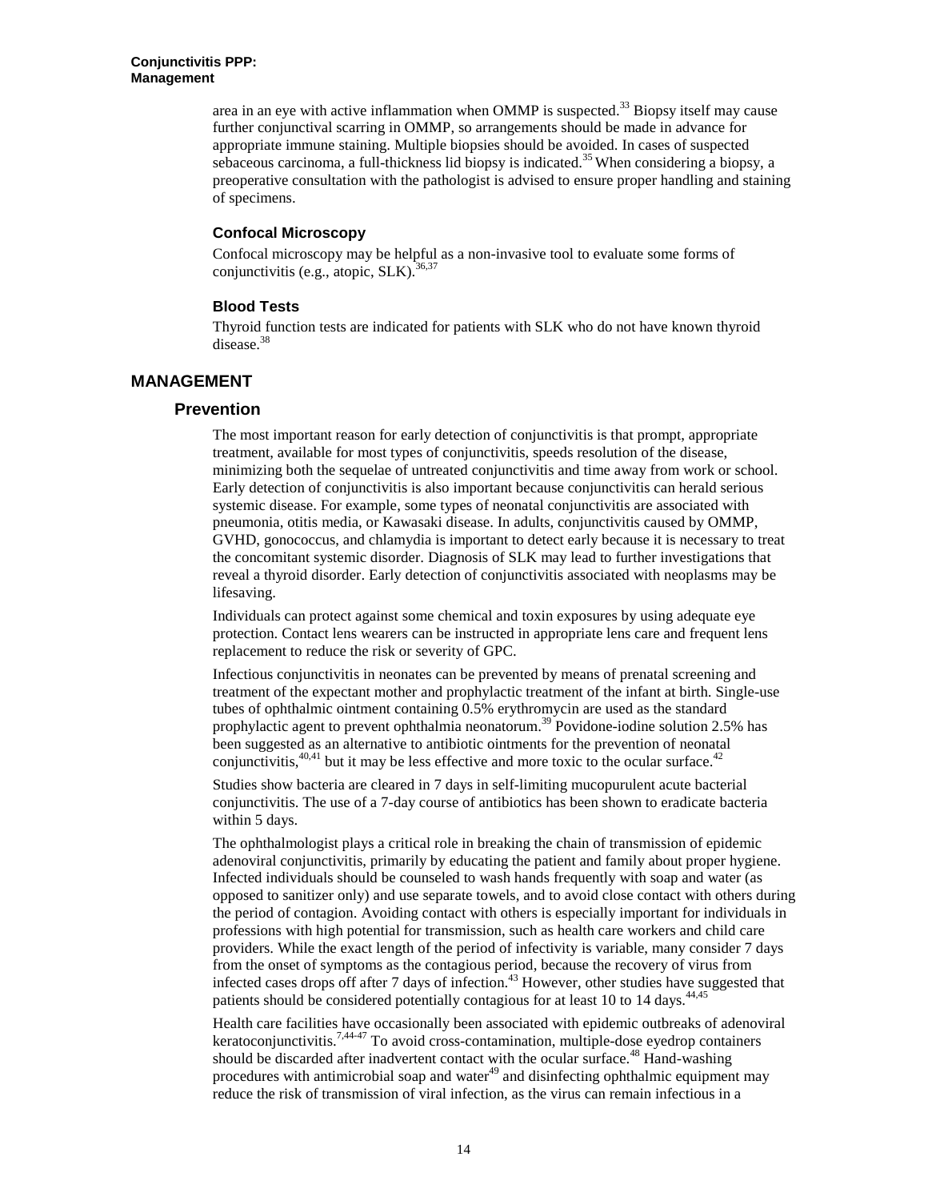area in an eye with active inflammation when OMMP is suspected.[33] Biopsy itself may cause further conjunctival scarring in OMMP, so arrangements should be made in advance for appropriate immune staining. Multiple biopsies should be avoided. In cases of suspected sebaceous carcinoma, a full-thickness lid biopsy is indicated.[35] When considering a biopsy, a preoperative consultation with the pathologist is advised to ensure proper handling and staining of specimens.

### Confocal Microscopy

Confocal microscopy may be helpful as a non-invasive tool to evaluate some forms of conjunctivitis (e.g., atopic, SLK).[36,37]

### Blood Tests

Thyroid function tests are indicated for patients with SLK who do not have known thyroid disease.[38]

# MANAGEMENT

## Prevention

The most important reason for early detection of conjunctivitis is that prompt, appropriate treatment, available for most types of conjunctivitis, speeds resolution of the disease, minimizing both the sequelae of untreated conjunctivitis and time away from work or school. Early detection of conjunctivitis is also important because conjunctivitis can herald serious systemic disease. For example, some types of neonatal conjunctivitis are associated with pneumonia, otitis media, or Kawasaki disease. In adults, conjunctivitis caused by OMMP, GVHD, gonococcus, and chlamydia is important to detect early because it is necessary to treat the concomitant systemic disorder. Diagnosis of SLK may lead to further investigations that reveal a thyroid disorder. Early detection of conjunctivitis associated with neoplasms may be lifesaving.

Individuals can protect against some chemical and toxin exposures by using adequate eye protection. Contact lens wearers can be instructed in appropriate lens care and frequent lens replacement to reduce the risk or severity of GPC.

Infectious conjunctivitis in neonates can be prevented by means of prenatal screening and treatment of the expectant mother and prophylactic treatment of the infant at birth. Single-use tubes of ophthalmic ointment containing 0.5% erythromycin are used as the standard prophylactic agent to prevent ophthalmia neonatorum.[39] Povidone-iodine solution 2.5% has been suggested as an alternative to antibiotic ointments for the prevention of neonatal conjunctivitis,[40,41] but it may be less effective and more toxic to the ocular surface.[42]

Studies show bacteria are cleared in 7 days in self-limiting mucopurulent acute bacterial conjunctivitis. The use of a 7-day course of antibiotics has been shown to eradicate bacteria within 5 days.

The ophthalmologist plays a critical role in breaking the chain of transmission of epidemic adenoviral conjunctivitis, primarily by educating the patient and family about proper hygiene. Infected individuals should be counseled to wash hands frequently with soap and water (as opposed to sanitizer only) and use separate towels, and to avoid close contact with others during the period of contagion. Avoiding contact with others is especially important for individuals in professions with high potential for transmission, such as health care workers and child care providers. While the exact length of the period of infectivity is variable, many consider 7 days from the onset of symptoms as the contagious period, because the recovery of virus from infected cases drops off after 7 days of infection.[43] However, other studies have suggested that patients should be considered potentially contagious for at least 10 to 14 days.[44,45]

Health care facilities have occasionally been associated with epidemic outbreaks of adenoviral keratoconjunctivitis.[7,44-47] To avoid cross-contamination, multiple-dose eyedrop containers should be discarded after inadvertent contact with the ocular surface.[48] Hand-washing procedures with antimicrobial soap and water[49] and disinfecting ophthalmic equipment may reduce the risk of transmission of viral infection, as the virus can remain infectious in a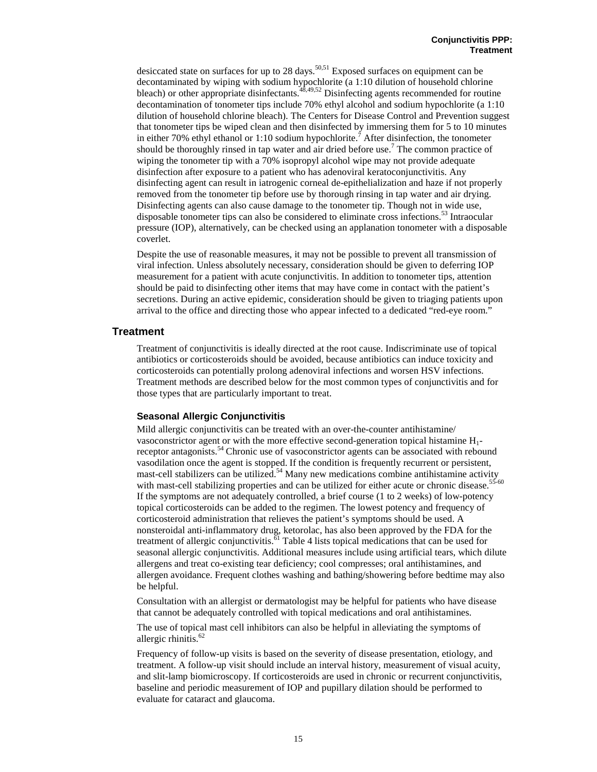desiccated state on surfaces for up to 28 days.[50,51] Exposed surfaces on equipment can be decontaminated by wiping with sodium hypochlorite (a 1:10 dilution of household chlorine bleach) or other appropriate disinfectants.[48,49,52] Disinfecting agents recommended for routine decontamination of tonometer tips include 70% ethyl alcohol and sodium hypochlorite (a 1:10 dilution of household chlorine bleach). The Centers for Disease Control and Prevention suggest that tonometer tips be wiped clean and then disinfected by immersing them for 5 to 10 minutes in either 70% ethyl ethanol or 1:10 sodium hypochlorite.[7] After disinfection, the tonometer should be thoroughly rinsed in tap water and air dried before use.[7] The common practice of wiping the tonometer tip with a 70% isopropyl alcohol wipe may not provide adequate disinfection after exposure to a patient who has adenoviral keratoconjunctivitis. Any disinfecting agent can result in iatrogenic corneal de-epithelialization and haze if not properly removed from the tonometer tip before use by thorough rinsing in tap water and air drying. Disinfecting agents can also cause damage to the tonometer tip. Though not in wide use, disposable tonometer tips can also be considered to eliminate cross infections.[53] Intraocular pressure (IOP), alternatively, can be checked using an applanation tonometer with a disposable coverlet.

Despite the use of reasonable measures, it may not be possible to prevent all transmission of viral infection. Unless absolutely necessary, consideration should be given to deferring IOP measurement for a patient with acute conjunctivitis. In addition to tonometer tips, attention should be paid to disinfecting other items that may have come in contact with the patient's secretions. During an active epidemic, consideration should be given to triaging patients upon arrival to the office and directing those who appear infected to a dedicated "red-eye room."

## Treatment

Treatment of conjunctivitis is ideally directed at the root cause. Indiscriminate use of topical antibiotics or corticosteroids should be avoided, because antibiotics can induce toxicity and corticosteroids can potentially prolong adenoviral infections and worsen HSV infections. Treatment methods are described below for the most common types of conjunctivitis and for those types that are particularly important to treat.

### Seasonal Allergic Conjunctivitis

Mild allergic conjunctivitis can be treated with an over-the-counter antihistamine/vasoconstrictor agent or with the more effective second-generation topical histamine $H_1$-receptor antagonists.[54] Chronic use of vasoconstrictor agents can be associated with rebound vasodilation once the agent is stopped. If the condition is frequently recurrent or persistent, mast-cell stabilizers can be utilized.[54] Many new medications combine antihistamine activity with mast-cell stabilizing properties and can be utilized for either acute or chronic disease.[55-60] If the symptoms are not adequately controlled, a brief course (1 to 2 weeks) of low-potency topical corticosteroids can be added to the regimen. The lowest potency and frequency of corticosteroid administration that relieves the patient's symptoms should be used. A nonsteroidal anti-inflammatory drug, ketorolac, has also been approved by the FDA for the treatment of allergic conjunctivitis.[61] Table 4 lists topical medications that can be used for seasonal allergic conjunctivitis. Additional measures include using artificial tears, which dilute allergens and treat co-existing tear deficiency; cool compresses; oral antihistamines, and allergen avoidance. Frequent clothes washing and bathing/showering before bedtime may also be helpful.

Consultation with an allergist or dermatologist may be helpful for patients who have disease that cannot be adequately controlled with topical medications and oral antihistamines.

The use of topical mast cell inhibitors can also be helpful in alleviating the symptoms of allergic rhinitis.[62]

Frequency of follow-up visits is based on the severity of disease presentation, etiology, and treatment. A follow-up visit should include an interval history, measurement of visual acuity, and slit-lamp biomicroscopy. If corticosteroids are used in chronic or recurrent conjunctivitis, baseline and periodic measurement of IOP and pupillary dilation should be performed to evaluate for cataract and glaucoma.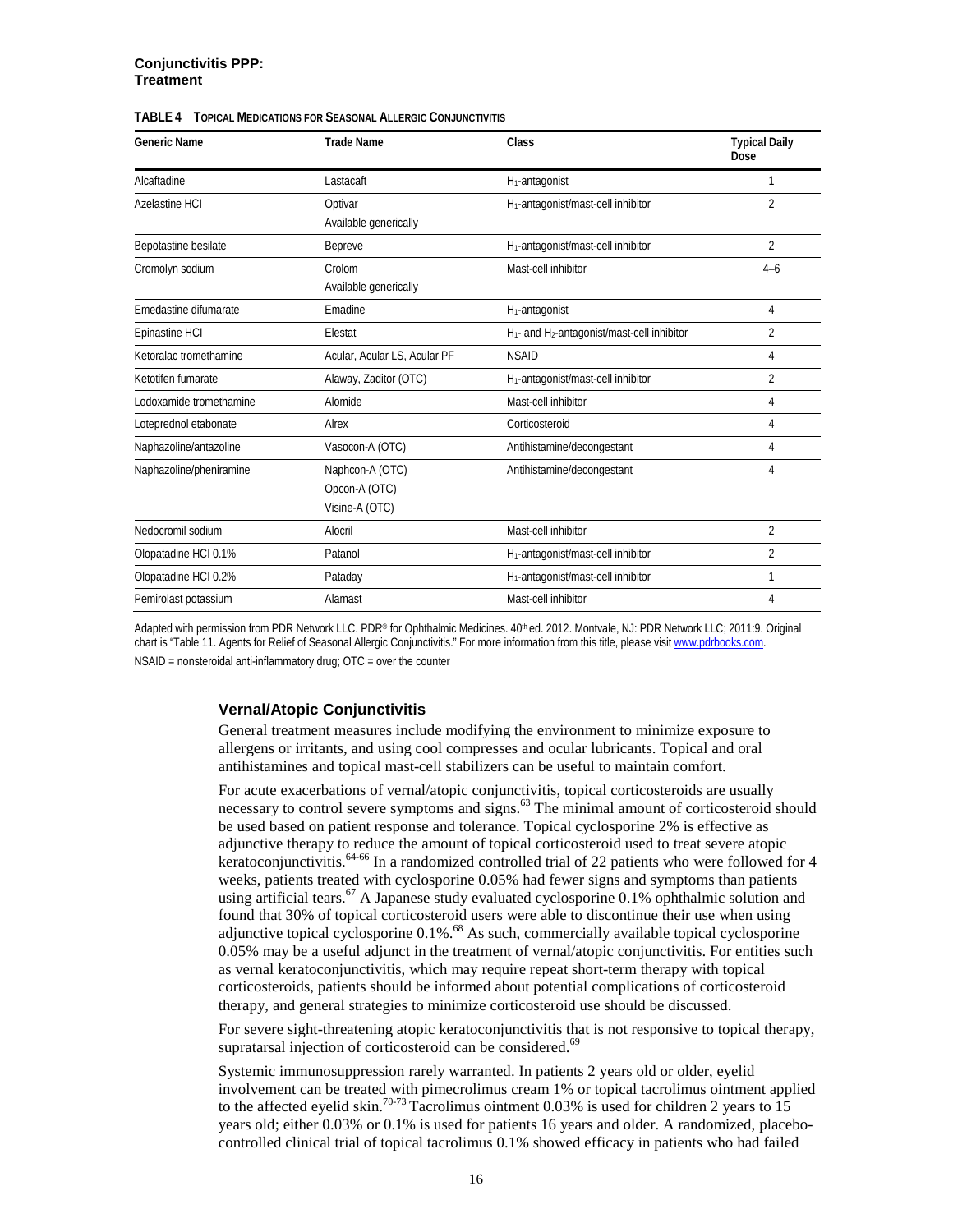**TABLE 4 Topical Medications for Seasonal Allergic Conjunctivitis**

| Generic Name | Trade Name | Class | Typical Daily Dose |
|---|---|---|---|
| Alcaftadine | Lastacaft | $H_1$-antagonist | 1 |
| Azelastine HCl | Optivar<br>Available generically | $H_1$-antagonist/mast-cell inhibitor | 2 |
| Bepotastine besilate | Bepreve | $H_1$-antagonist/mast-cell inhibitor | 2 |
| Cromolyn sodium | Crolom<br>Available generically | Mast-cell inhibitor | 4–6 |
| Emedastine difumarate | Emadine | $H_1$-antagonist | 4 |
| Epinastine HCl | Elestat | $H_1$- and $H_2$-antagonist/mast-cell inhibitor | 2 |
| Ketoralac tromethamine | Acular, Acular LS, Acular PF | NSAID | 4 |
| Ketotifen fumarate | Alaway, Zaditor (OTC) | $H_1$-antagonist/mast-cell inhibitor | 2 |
| Lodoxamide tromethamine | Alomide | Mast-cell inhibitor | 4 |
| Loteprednol etabonate | Alrex | Corticosteroid | 4 |
| Naphazoline/antazoline | Vasocon-A (OTC) | Antihistamine/decongestant | 4 |
| Naphazoline/pheniramine | Naphcon-A (OTC)<br>Opcon-A (OTC)<br>Visine-A (OTC) | Antihistamine/decongestant | 4 |
| Nedocromil sodium | Alocril | Mast-cell inhibitor | 2 |
| Olopatadine HCl 0.1% | Patanol | $H_1$-antagonist/mast-cell inhibitor | 2 |
| Olopatadine HCl 0.2% | Pataday | $H_1$-antagonist/mast-cell inhibitor | 1 |
| Pemirolast potassium | Alamast | Mast-cell inhibitor | 4 |

Adapted with permission from PDR Network LLC. PDR® for Ophthalmic Medicines. 40th ed. 2012. Montvale, NJ: PDR Network LLC; 2011:9. Original chart is "Table 11. Agents for Relief of Seasonal Allergic Conjunctivitis." For more information from this title, please visit www.pdrbooks.com.

NSAID = nonsteroidal anti-inflammatory drug; OTC = over the counter

### Vernal/Atopic Conjunctivitis

General treatment measures include modifying the environment to minimize exposure to allergens or irritants, and using cool compresses and ocular lubricants. Topical and oral antihistamines and topical mast-cell stabilizers can be useful to maintain comfort.

For acute exacerbations of vernal/atopic conjunctivitis, topical corticosteroids are usually necessary to control severe symptoms and signs.[63] The minimal amount of corticosteroid should be used based on patient response and tolerance. Topical cyclosporine 2% is effective as adjunctive therapy to reduce the amount of topical corticosteroid used to treat severe atopic keratoconjunctivitis.[64-66] In a randomized controlled trial of 22 patients who were followed for 4 weeks, patients treated with cyclosporine 0.05% had fewer signs and symptoms than patients using artificial tears.[67] A Japanese study evaluated cyclosporine 0.1% ophthalmic solution and found that 30% of topical corticosteroid users were able to discontinue their use when using adjunctive topical cyclosporine 0.1%.[68] As such, commercially available topical cyclosporine 0.05% may be a useful adjunct in the treatment of vernal/atopic conjunctivitis. For entities such as vernal keratoconjunctivitis, which may require repeat short-term therapy with topical corticosteroids, patients should be informed about potential complications of corticosteroid therapy, and general strategies to minimize corticosteroid use should be discussed.

For severe sight-threatening atopic keratoconjunctivitis that is not responsive to topical therapy, supratarsal injection of corticosteroid can be considered.[69]

Systemic immunosuppression rarely warranted. In patients 2 years old or older, eyelid involvement can be treated with pimecrolimus cream 1% or topical tacrolimus ointment applied to the affected eyelid skin.[70-73] Tacrolimus ointment 0.03% is used for children 2 years to 15 years old; either 0.03% or 0.1% is used for patients 16 years and older. A randomized, placebo-controlled clinical trial of topical tacrolimus 0.1% showed efficacy in patients who had failed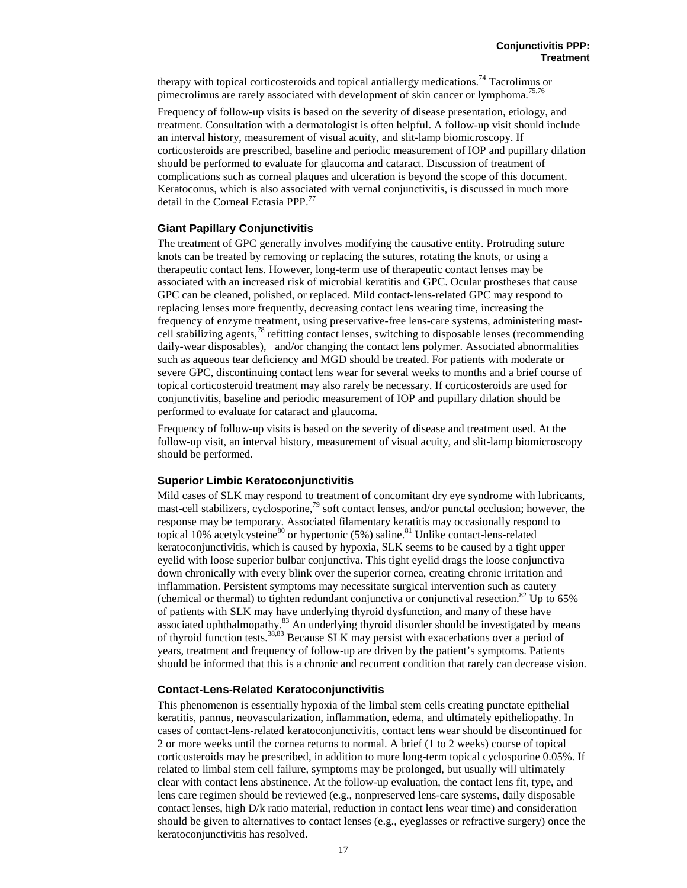therapy with topical corticosteroids and topical antiallergy medications.[74] Tacrolimus or pimecrolimus are rarely associated with development of skin cancer or lymphoma.[75,76]

Frequency of follow-up visits is based on the severity of disease presentation, etiology, and treatment. Consultation with a dermatologist is often helpful. A follow-up visit should include an interval history, measurement of visual acuity, and slit-lamp biomicroscopy. If corticosteroids are prescribed, baseline and periodic measurement of IOP and pupillary dilation should be performed to evaluate for glaucoma and cataract. Discussion of treatment of complications such as corneal plaques and ulceration is beyond the scope of this document. Keratoconus, which is also associated with vernal conjunctivitis, is discussed in much more detail in the Corneal Ectasia PPP.[77]

### Giant Papillary Conjunctivitis

The treatment of GPC generally involves modifying the causative entity. Protruding suture knots can be treated by removing or replacing the sutures, rotating the knots, or using a therapeutic contact lens. However, long-term use of therapeutic contact lenses may be associated with an increased risk of microbial keratitis and GPC. Ocular prostheses that cause GPC can be cleaned, polished, or replaced. Mild contact-lens-related GPC may respond to replacing lenses more frequently, decreasing contact lens wearing time, increasing the frequency of enzyme treatment, using preservative-free lens-care systems, administering mast-cell stabilizing agents,[78] refitting contact lenses, switching to disposable lenses (recommending daily-wear disposables), and/or changing the contact lens polymer. Associated abnormalities such as aqueous tear deficiency and MGD should be treated. For patients with moderate or severe GPC, discontinuing contact lens wear for several weeks to months and a brief course of topical corticosteroid treatment may also rarely be necessary. If corticosteroids are used for conjunctivitis, baseline and periodic measurement of IOP and pupillary dilation should be performed to evaluate for cataract and glaucoma.

Frequency of follow-up visits is based on the severity of disease and treatment used. At the follow-up visit, an interval history, measurement of visual acuity, and slit-lamp biomicroscopy should be performed.

### Superior Limbic Keratoconjunctivitis

Mild cases of SLK may respond to treatment of concomitant dry eye syndrome with lubricants, mast-cell stabilizers, cyclosporine,[79] soft contact lenses, and/or punctal occlusion; however, the response may be temporary. Associated filamentary keratitis may occasionally respond to topical 10% acetylcysteine[80] or hypertonic (5%) saline.[81] Unlike contact-lens-related keratoconjunctivitis, which is caused by hypoxia, SLK seems to be caused by a tight upper eyelid with loose superior bulbar conjunctiva. This tight eyelid drags the loose conjunctiva down chronically with every blink over the superior cornea, creating chronic irritation and inflammation. Persistent symptoms may necessitate surgical intervention such as cautery (chemical or thermal) to tighten redundant conjunctiva or conjunctival resection.[82] Up to 65% of patients with SLK may have underlying thyroid dysfunction, and many of these have associated ophthalmopathy.[83] An underlying thyroid disorder should be investigated by means of thyroid function tests.[38,83] Because SLK may persist with exacerbations over a period of years, treatment and frequency of follow-up are driven by the patient's symptoms. Patients should be informed that this is a chronic and recurrent condition that rarely can decrease vision.

### Contact-Lens-Related Keratoconjunctivitis

This phenomenon is essentially hypoxia of the limbal stem cells creating punctate epithelial keratitis, pannus, neovascularization, inflammation, edema, and ultimately epitheliopathy. In cases of contact-lens-related keratoconjunctivitis, contact lens wear should be discontinued for 2 or more weeks until the cornea returns to normal. A brief (1 to 2 weeks) course of topical corticosteroids may be prescribed, in addition to more long-term topical cyclosporine 0.05%. If related to limbal stem cell failure, symptoms may be prolonged, but usually will ultimately clear with contact lens abstinence. At the follow-up evaluation, the contact lens fit, type, and lens care regimen should be reviewed (e.g., nonpreserved lens-care systems, daily disposable contact lenses, high D/k ratio material, reduction in contact lens wear time) and consideration should be given to alternatives to contact lenses (e.g., eyeglasses or refractive surgery) once the keratoconjunctivitis has resolved.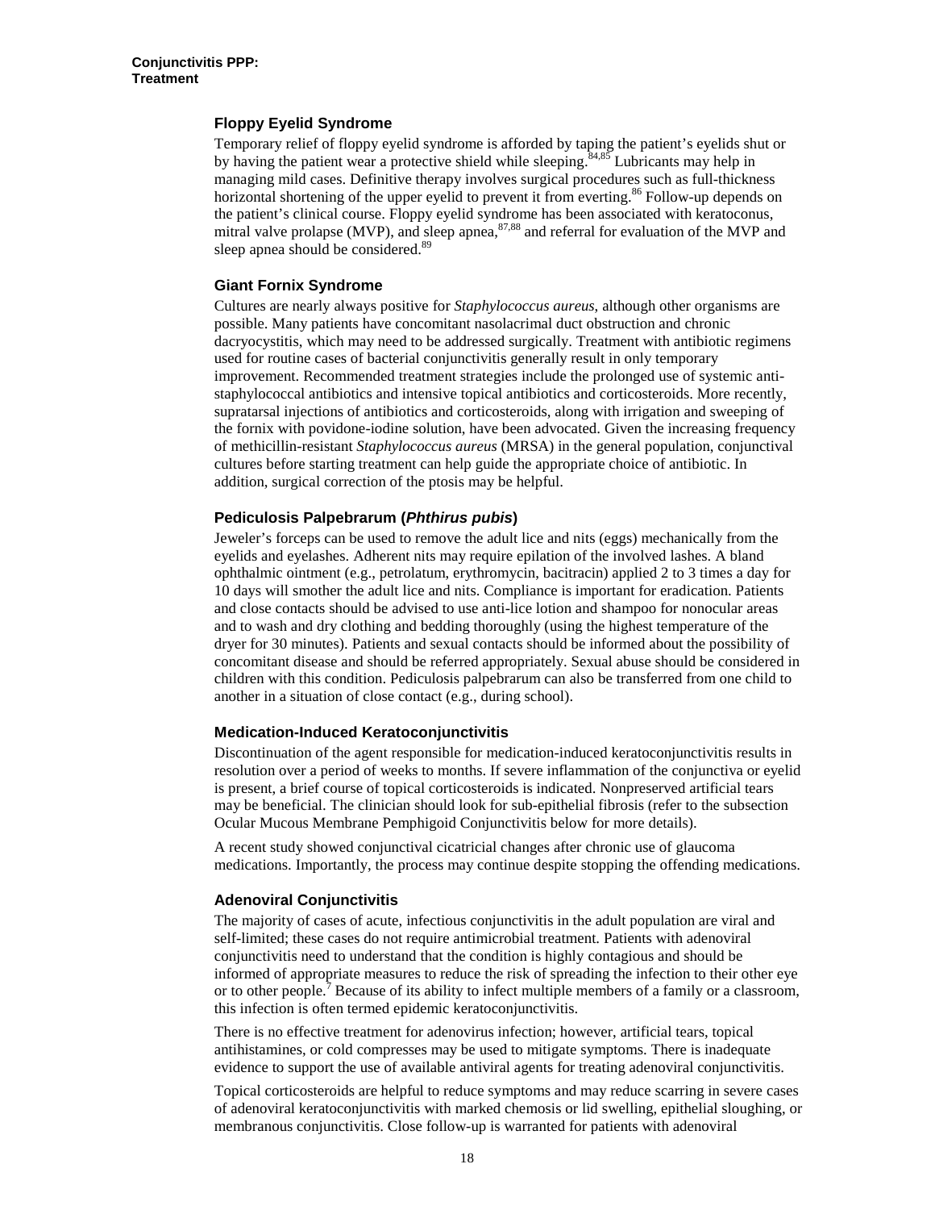### Floppy Eyelid Syndrome

Temporary relief of floppy eyelid syndrome is afforded by taping the patient's eyelids shut or by having the patient wear a protective shield while sleeping.[84,85] Lubricants may help in managing mild cases. Definitive therapy involves surgical procedures such as full-thickness horizontal shortening of the upper eyelid to prevent it from everting.[86] Follow-up depends on the patient's clinical course. Floppy eyelid syndrome has been associated with keratoconus, mitral valve prolapse (MVP), and sleep apnea,[87,88] and referral for evaluation of the MVP and sleep apnea should be considered.[89]

### Giant Fornix Syndrome

Cultures are nearly always positive for *Staphylococcus aureus*, although other organisms are possible. Many patients have concomitant nasolacrimal duct obstruction and chronic dacryocystitis, which may need to be addressed surgically. Treatment with antibiotic regimens used for routine cases of bacterial conjunctivitis generally result in only temporary improvement. Recommended treatment strategies include the prolonged use of systemic anti-staphylococcal antibiotics and intensive topical antibiotics and corticosteroids. More recently, supratarsal injections of antibiotics and corticosteroids, along with irrigation and sweeping of the fornix with povidone-iodine solution, have been advocated. Given the increasing frequency of methicillin-resistant *Staphylococcus aureus* (MRSA) in the general population, conjunctival cultures before starting treatment can help guide the appropriate choice of antibiotic. In addition, surgical correction of the ptosis may be helpful.

### Pediculosis Palpebrarum (*Phthirus pubis*)

Jeweler's forceps can be used to remove the adult lice and nits (eggs) mechanically from the eyelids and eyelashes. Adherent nits may require epilation of the involved lashes. A bland ophthalmic ointment (e.g., petrolatum, erythromycin, bacitracin) applied 2 to 3 times a day for 10 days will smother the adult lice and nits. Compliance is important for eradication. Patients and close contacts should be advised to use anti-lice lotion and shampoo for nonocular areas and to wash and dry clothing and bedding thoroughly (using the highest temperature of the dryer for 30 minutes). Patients and sexual contacts should be informed about the possibility of concomitant disease and should be referred appropriately. Sexual abuse should be considered in children with this condition. Pediculosis palpebrarum can also be transferred from one child to another in a situation of close contact (e.g., during school).

### Medication-Induced Keratoconjunctivitis

Discontinuation of the agent responsible for medication-induced keratoconjunctivitis results in resolution over a period of weeks to months. If severe inflammation of the conjunctiva or eyelid is present, a brief course of topical corticosteroids is indicated. Nonpreserved artificial tears may be beneficial. The clinician should look for sub-epithelial fibrosis (refer to the subsection Ocular Mucous Membrane Pemphigoid Conjunctivitis below for more details).

A recent study showed conjunctival cicatricial changes after chronic use of glaucoma medications. Importantly, the process may continue despite stopping the offending medications.

### Adenoviral Conjunctivitis

The majority of cases of acute, infectious conjunctivitis in the adult population are viral and self-limited; these cases do not require antimicrobial treatment. Patients with adenoviral conjunctivitis need to understand that the condition is highly contagious and should be informed of appropriate measures to reduce the risk of spreading the infection to their other eye or to other people.[7] Because of its ability to infect multiple members of a family or a classroom, this infection is often termed epidemic keratoconjunctivitis.

There is no effective treatment for adenovirus infection; however, artificial tears, topical antihistamines, or cold compresses may be used to mitigate symptoms. There is inadequate evidence to support the use of available antiviral agents for treating adenoviral conjunctivitis.

Topical corticosteroids are helpful to reduce symptoms and may reduce scarring in severe cases of adenoviral keratoconjunctivitis with marked chemosis or lid swelling, epithelial sloughing, or membranous conjunctivitis. Close follow-up is warranted for patients with adenoviral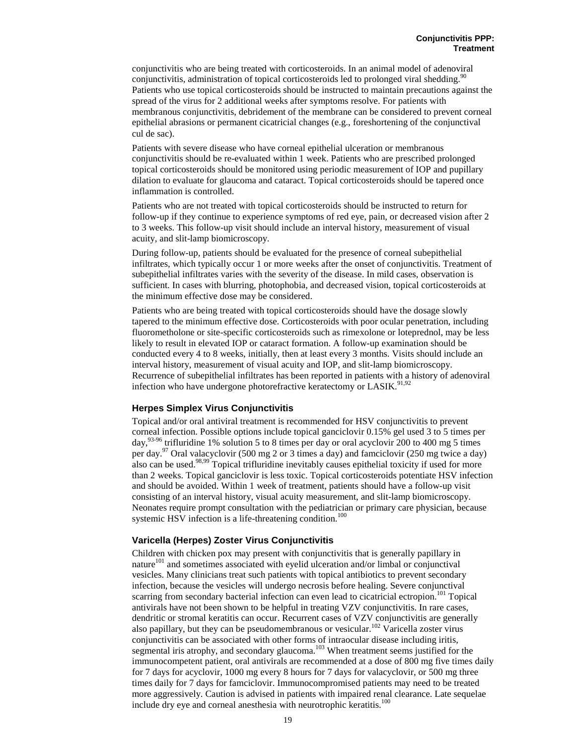conjunctivitis who are being treated with corticosteroids. In an animal model of adenoviral conjunctivitis, administration of topical corticosteroids led to prolonged viral shedding.[90] Patients who use topical corticosteroids should be instructed to maintain precautions against the spread of the virus for 2 additional weeks after symptoms resolve. For patients with membranous conjunctivitis, debridement of the membrane can be considered to prevent corneal epithelial abrasions or permanent cicatricial changes (e.g., foreshortening of the conjunctival cul de sac).

Patients with severe disease who have corneal epithelial ulceration or membranous conjunctivitis should be re-evaluated within 1 week. Patients who are prescribed prolonged topical corticosteroids should be monitored using periodic measurement of IOP and pupillary dilation to evaluate for glaucoma and cataract. Topical corticosteroids should be tapered once inflammation is controlled.

Patients who are not treated with topical corticosteroids should be instructed to return for follow-up if they continue to experience symptoms of red eye, pain, or decreased vision after 2 to 3 weeks. This follow-up visit should include an interval history, measurement of visual acuity, and slit-lamp biomicroscopy.

During follow-up, patients should be evaluated for the presence of corneal subepithelial infiltrates, which typically occur 1 or more weeks after the onset of conjunctivitis. Treatment of subepithelial infiltrates varies with the severity of the disease. In mild cases, observation is sufficient. In cases with blurring, photophobia, and decreased vision, topical corticosteroids at the minimum effective dose may be considered.

Patients who are being treated with topical corticosteroids should have the dosage slowly tapered to the minimum effective dose. Corticosteroids with poor ocular penetration, including fluorometholone or site-specific corticosteroids such as rimexolone or loteprednol, may be less likely to result in elevated IOP or cataract formation. A follow-up examination should be conducted every 4 to 8 weeks, initially, then at least every 3 months. Visits should include an interval history, measurement of visual acuity and IOP, and slit-lamp biomicroscopy. Recurrence of subepithelial infiltrates has been reported in patients with a history of adenoviral infection who have undergone photorefractive keratectomy or LASIK.[91,92]

### Herpes Simplex Virus Conjunctivitis

Topical and/or oral antiviral treatment is recommended for HSV conjunctivitis to prevent corneal infection. Possible options include topical ganciclovir 0.15% gel used 3 to 5 times per day,[93-96] trifluridine 1% solution 5 to 8 times per day or oral acyclovir 200 to 400 mg 5 times per day.[97] Oral valacyclovir (500 mg 2 or 3 times a day) and famciclovir (250 mg twice a day) also can be used.[98,99] Topical trifluridine inevitably causes epithelial toxicity if used for more than 2 weeks. Topical ganciclovir is less toxic. Topical corticosteroids potentiate HSV infection and should be avoided. Within 1 week of treatment, patients should have a follow-up visit consisting of an interval history, visual acuity measurement, and slit-lamp biomicroscopy. Neonates require prompt consultation with the pediatrician or primary care physician, because systemic HSV infection is a life-threatening condition.[100]

### Varicella (Herpes) Zoster Virus Conjunctivitis

Children with chicken pox may present with conjunctivitis that is generally papillary in nature[101] and sometimes associated with eyelid ulceration and/or limbal or conjunctival vesicles. Many clinicians treat such patients with topical antibiotics to prevent secondary infection, because the vesicles will undergo necrosis before healing. Severe conjunctival scarring from secondary bacterial infection can even lead to cicatricial ectropion.[101] Topical antivirals have not been shown to be helpful in treating VZV conjunctivitis. In rare cases, dendritic or stromal keratitis can occur. Recurrent cases of VZV conjunctivitis are generally also papillary, but they can be pseudomembranous or vesicular.[102] Varicella zoster virus conjunctivitis can be associated with other forms of intraocular disease including iritis, segmental iris atrophy, and secondary glaucoma.[103] When treatment seems justified for the immunocompetent patient, oral antivirals are recommended at a dose of 800 mg five times daily for 7 days for acyclovir, 1000 mg every 8 hours for 7 days for valacyclovir, or 500 mg three times daily for 7 days for famciclovir. Immunocompromised patients may need to be treated more aggressively. Caution is advised in patients with impaired renal clearance. Late sequelae include dry eye and corneal anesthesia with neurotrophic keratitis.[100]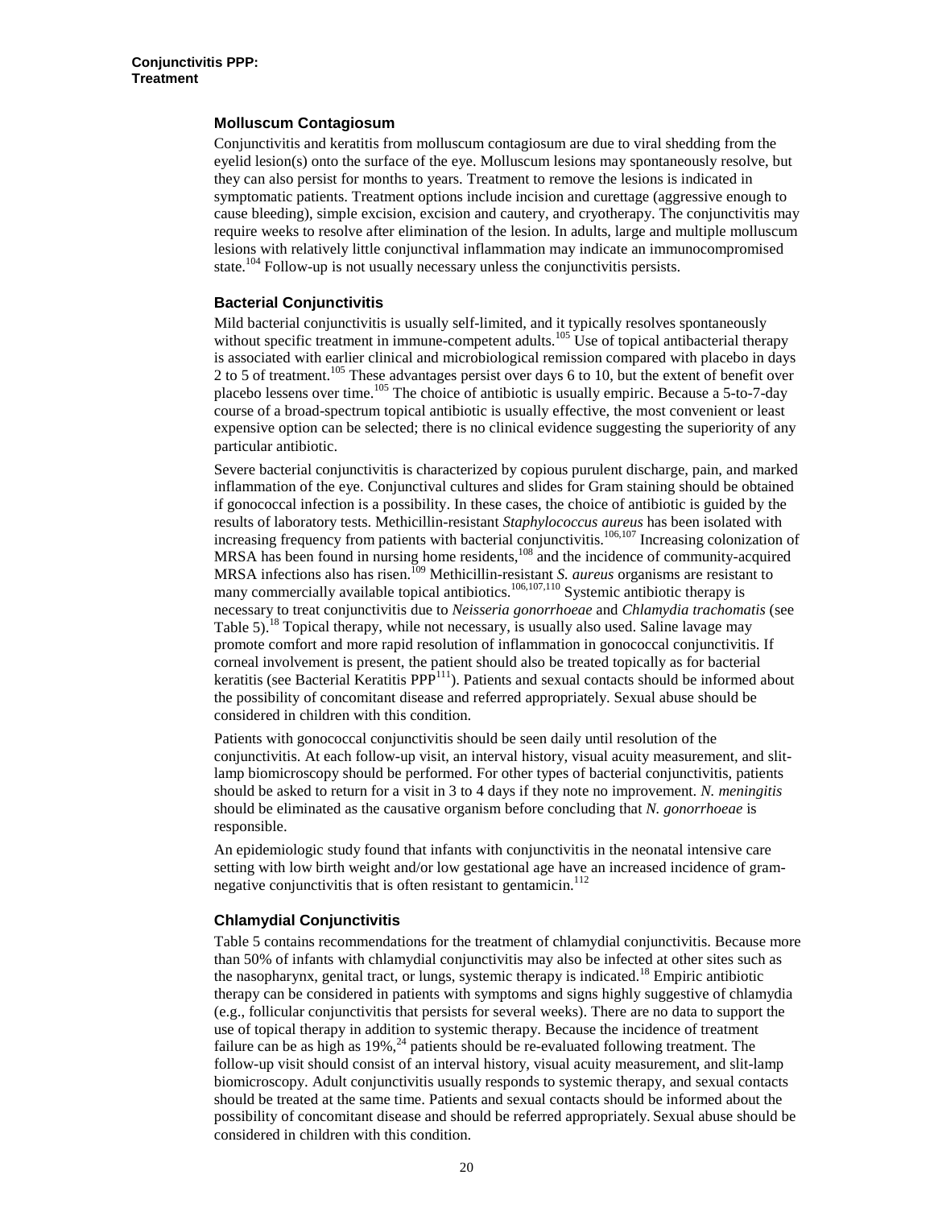### Molluscum Contagiosum

Conjunctivitis and keratitis from molluscum contagiosum are due to viral shedding from the eyelid lesion(s) onto the surface of the eye. Molluscum lesions may spontaneously resolve, but they can also persist for months to years. Treatment to remove the lesions is indicated in symptomatic patients. Treatment options include incision and curettage (aggressive enough to cause bleeding), simple excision, excision and cautery, and cryotherapy. The conjunctivitis may require weeks to resolve after elimination of the lesion. In adults, large and multiple molluscum lesions with relatively little conjunctival inflammation may indicate an immunocompromised state.[104] Follow-up is not usually necessary unless the conjunctivitis persists.

### Bacterial Conjunctivitis

Mild bacterial conjunctivitis is usually self-limited, and it typically resolves spontaneously without specific treatment in immune-competent adults.[105] Use of topical antibacterial therapy is associated with earlier clinical and microbiological remission compared with placebo in days 2 to 5 of treatment.[105] These advantages persist over days 6 to 10, but the extent of benefit over placebo lessens over time.[105] The choice of antibiotic is usually empiric. Because a 5-to-7-day course of a broad-spectrum topical antibiotic is usually effective, the most convenient or least expensive option can be selected; there is no clinical evidence suggesting the superiority of any particular antibiotic.

Severe bacterial conjunctivitis is characterized by copious purulent discharge, pain, and marked inflammation of the eye. Conjunctival cultures and slides for Gram staining should be obtained if gonococcal infection is a possibility. In these cases, the choice of antibiotic is guided by the results of laboratory tests. Methicillin-resistant *Staphylococcus aureus* has been isolated with increasing frequency from patients with bacterial conjunctivitis.[106,107] Increasing colonization of MRSA has been found in nursing home residents,[108] and the incidence of community-acquired MRSA infections also has risen.[109] Methicillin-resistant *S. aureus* organisms are resistant to many commercially available topical antibiotics.[106,107,110] Systemic antibiotic therapy is necessary to treat conjunctivitis due to *Neisseria gonorrhoeae* and *Chlamydia trachomatis* (see Table 5).[18] Topical therapy, while not necessary, is usually also used. Saline lavage may promote comfort and more rapid resolution of inflammation in gonococcal conjunctivitis. If corneal involvement is present, the patient should also be treated topically as for bacterial keratitis (see Bacterial Keratitis PPP[111]). Patients and sexual contacts should be informed about the possibility of concomitant disease and referred appropriately. Sexual abuse should be considered in children with this condition.

Patients with gonococcal conjunctivitis should be seen daily until resolution of the conjunctivitis. At each follow-up visit, an interval history, visual acuity measurement, and slit-lamp biomicroscopy should be performed. For other types of bacterial conjunctivitis, patients should be asked to return for a visit in 3 to 4 days if they note no improvement. *N. meningitis* should be eliminated as the causative organism before concluding that *N. gonorrhoeae* is responsible.

An epidemiologic study found that infants with conjunctivitis in the neonatal intensive care setting with low birth weight and/or low gestational age have an increased incidence of gram-negative conjunctivitis that is often resistant to gentamicin.[112]

### Chlamydial Conjunctivitis

Table 5 contains recommendations for the treatment of chlamydial conjunctivitis. Because more than 50% of infants with chlamydial conjunctivitis may also be infected at other sites such as the nasopharynx, genital tract, or lungs, systemic therapy is indicated.[18] Empiric antibiotic therapy can be considered in patients with symptoms and signs highly suggestive of chlamydia (e.g., follicular conjunctivitis that persists for several weeks). There are no data to support the use of topical therapy in addition to systemic therapy. Because the incidence of treatment failure can be as high as 19%,[24] patients should be re-evaluated following treatment. The follow-up visit should consist of an interval history, visual acuity measurement, and slit-lamp biomicroscopy. Adult conjunctivitis usually responds to systemic therapy, and sexual contacts should be treated at the same time. Patients and sexual contacts should be informed about the possibility of concomitant disease and should be referred appropriately. Sexual abuse should be considered in children with this condition.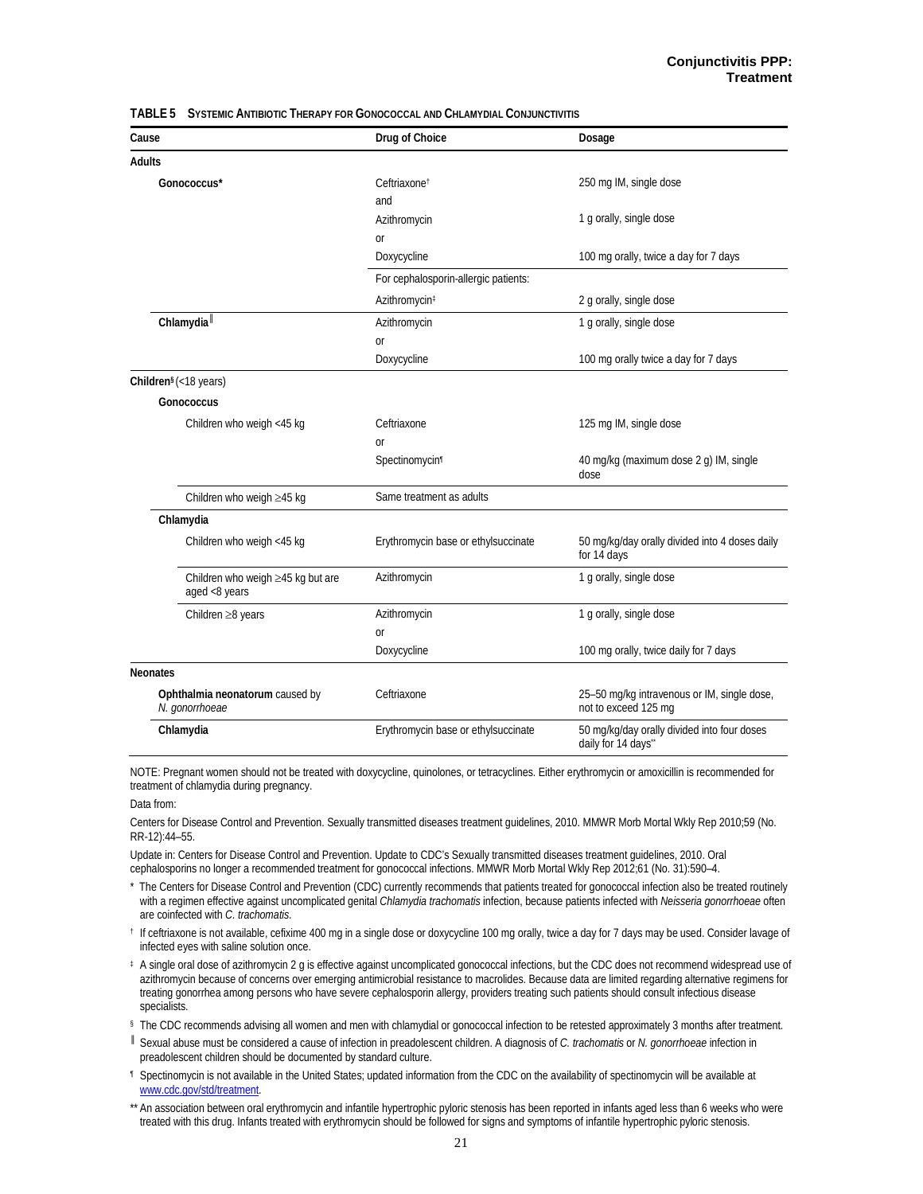**TABLE 5 SYSTEMIC ANTIBIOTIC THERAPY FOR GONOCOCCAL AND CHLAMYDIAL CONJUNCTIVITIS**

| Cause | Drug of Choice | Dosage |
|---|---|---|
| **Adults** | | |
| **Gonococcus*** | Ceftriaxone[†] | 250 mg IM, single dose |
| | and | |
| | Azithromycin | 1 g orally, single dose |
| | or | |
| | Doxycycline | 100 mg orally, twice a day for 7 days |
| | For cephalosporin-allergic patients: | |
| | Azithromycin[‡] | 2 g orally, single dose |
| **Chlamydia**[‖] | Azithromycin | 1 g orally, single dose |
| | or | |
| | Doxycycline | 100 mg orally twice a day for 7 days |
| **Children**[§] (<18 years) | | |
| **Gonococcus** | | |
| Children who weigh <45 kg | Ceftriaxone | 125 mg IM, single dose |
| | or | |
| | Spectinomycin[¶] | 40 mg/kg (maximum dose 2 g) IM, single dose |
| Children who weigh ≥45 kg | Same treatment as adults | |
| **Chlamydia** | | |
| Children who weigh <45 kg | Erythromycin base or ethylsuccinate | 50 mg/kg/day orally divided into 4 doses daily for 14 days |
| Children who weigh ≥45 kg but are aged <8 years | Azithromycin | 1 g orally, single dose |
| Children ≥8 years | Azithromycin | 1 g orally, single dose |
| | or | |
| | Doxycycline | 100 mg orally, twice daily for 7 days |
| **Neonates** | | |
| **Ophthalmia neonatorum** caused by *N. gonorrhoeae* | Ceftriaxone | 25–50 mg/kg intravenous or IM, single dose, not to exceed 125 mg |
| **Chlamydia** | Erythromycin base or ethylsuccinate | 50 mg/kg/day orally divided into four doses daily for 14 days** |

NOTE: Pregnant women should not be treated with doxycycline, quinolones, or tetracyclines. Either erythromycin or amoxicillin is recommended for treatment of chlamydia during pregnancy.

Data from:

Centers for Disease Control and Prevention. Sexually transmitted diseases treatment guidelines, 2010. MMWR Morb Mortal Wkly Rep 2010;59 (No. RR-12):44–55.

Update in: Centers for Disease Control and Prevention. Update to CDC's Sexually transmitted diseases treatment guidelines, 2010. Oral cephalosporins no longer a recommended treatment for gonococcal infections. MMWR Morb Mortal Wkly Rep 2012;61 (No. 31):590–4.

\* The Centers for Disease Control and Prevention (CDC) currently recommends that patients treated for gonococcal infection also be treated routinely with a regimen effective against uncomplicated genital *Chlamydia trachomatis* infection, because patients infected with *Neisseria gonorrhoeae* often are coinfected with *C. trachomatis*.

† If ceftriaxone is not available, cefixime 400 mg in a single dose or doxycycline 100 mg orally, twice a day for 7 days may be used. Consider lavage of infected eyes with saline solution once.

‡ A single oral dose of azithromycin 2 g is effective against uncomplicated gonococcal infections, but the CDC does not recommend widespread use of azithromycin because of concerns over emerging antimicrobial resistance to macrolides. Because data are limited regarding alternative regimens for treating gonorrhea among persons who have severe cephalosporin allergy, providers treating such patients should consult infectious disease specialists.

§ The CDC recommends advising all women and men with chlamydial or gonococcal infection to be retested approximately 3 months after treatment.

‖ Sexual abuse must be considered a cause of infection in preadolescent children. A diagnosis of *C. trachomatis* or *N. gonorrhoeae* infection in preadolescent children should be documented by standard culture.

¶ Spectinomycin is not available in the United States; updated information from the CDC on the availability of spectinomycin will be available at www.cdc.gov/std/treatment.

** An association between oral erythromycin and infantile hypertrophic pyloric stenosis has been reported in infants aged less than 6 weeks who were treated with this drug. Infants treated with erythromycin should be followed for signs and symptoms of infantile hypertrophic pyloric stenosis.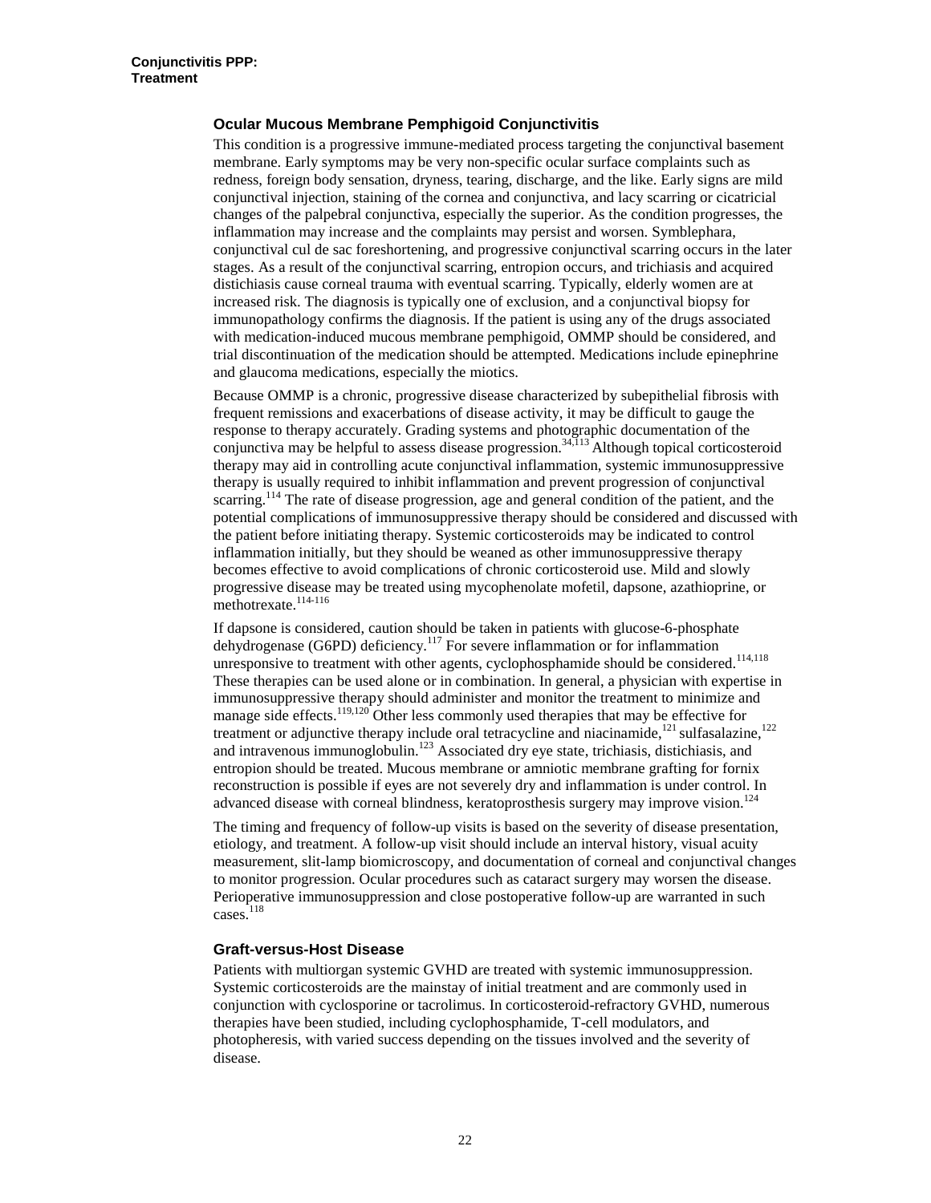### Ocular Mucous Membrane Pemphigoid Conjunctivitis

This condition is a progressive immune-mediated process targeting the conjunctival basement membrane. Early symptoms may be very non-specific ocular surface complaints such as redness, foreign body sensation, dryness, tearing, discharge, and the like. Early signs are mild conjunctival injection, staining of the cornea and conjunctiva, and lacy scarring or cicatricial changes of the palpebral conjunctiva, especially the superior. As the condition progresses, the inflammation may increase and the complaints may persist and worsen. Symblephara, conjunctival cul de sac foreshortening, and progressive conjunctival scarring occurs in the later stages. As a result of the conjunctival scarring, entropion occurs, and trichiasis and acquired distichiasis cause corneal trauma with eventual scarring. Typically, elderly women are at increased risk. The diagnosis is typically one of exclusion, and a conjunctival biopsy for immunopathology confirms the diagnosis. If the patient is using any of the drugs associated with medication-induced mucous membrane pemphigoid, OMMP should be considered, and trial discontinuation of the medication should be attempted. Medications include epinephrine and glaucoma medications, especially the miotics.

Because OMMP is a chronic, progressive disease characterized by subepithelial fibrosis with frequent remissions and exacerbations of disease activity, it may be difficult to gauge the response to therapy accurately. Grading systems and photographic documentation of the conjunctiva may be helpful to assess disease progression.[34,113] Although topical corticosteroid therapy may aid in controlling acute conjunctival inflammation, systemic immunosuppressive therapy is usually required to inhibit inflammation and prevent progression of conjunctival scarring.[114] The rate of disease progression, age and general condition of the patient, and the potential complications of immunosuppressive therapy should be considered and discussed with the patient before initiating therapy. Systemic corticosteroids may be indicated to control inflammation initially, but they should be weaned as other immunosuppressive therapy becomes effective to avoid complications of chronic corticosteroid use. Mild and slowly progressive disease may be treated using mycophenolate mofetil, dapsone, azathioprine, or methotrexate.[114-116]

If dapsone is considered, caution should be taken in patients with glucose-6-phosphate dehydrogenase (G6PD) deficiency.[117] For severe inflammation or for inflammation unresponsive to treatment with other agents, cyclophosphamide should be considered.[114,118] These therapies can be used alone or in combination. In general, a physician with expertise in immunosuppressive therapy should administer and monitor the treatment to minimize and manage side effects.[119,120] Other less commonly used therapies that may be effective for treatment or adjunctive therapy include oral tetracycline and niacinamide,[121] sulfasalazine,[122] and intravenous immunoglobulin.[123] Associated dry eye state, trichiasis, distichiasis, and entropion should be treated. Mucous membrane or amniotic membrane grafting for fornix reconstruction is possible if eyes are not severely dry and inflammation is under control. In advanced disease with corneal blindness, keratoprosthesis surgery may improve vision.[124]

The timing and frequency of follow-up visits is based on the severity of disease presentation, etiology, and treatment. A follow-up visit should include an interval history, visual acuity measurement, slit-lamp biomicroscopy, and documentation of corneal and conjunctival changes to monitor progression. Ocular procedures such as cataract surgery may worsen the disease. Perioperative immunosuppression and close postoperative follow-up are warranted in such cases.[118]

### Graft-versus-Host Disease

Patients with multiorgan systemic GVHD are treated with systemic immunosuppression. Systemic corticosteroids are the mainstay of initial treatment and are commonly used in conjunction with cyclosporine or tacrolimus. In corticosteroid-refractory GVHD, numerous therapies have been studied, including cyclophosphamide, T-cell modulators, and photopheresis, with varied success depending on the tissues involved and the severity of disease.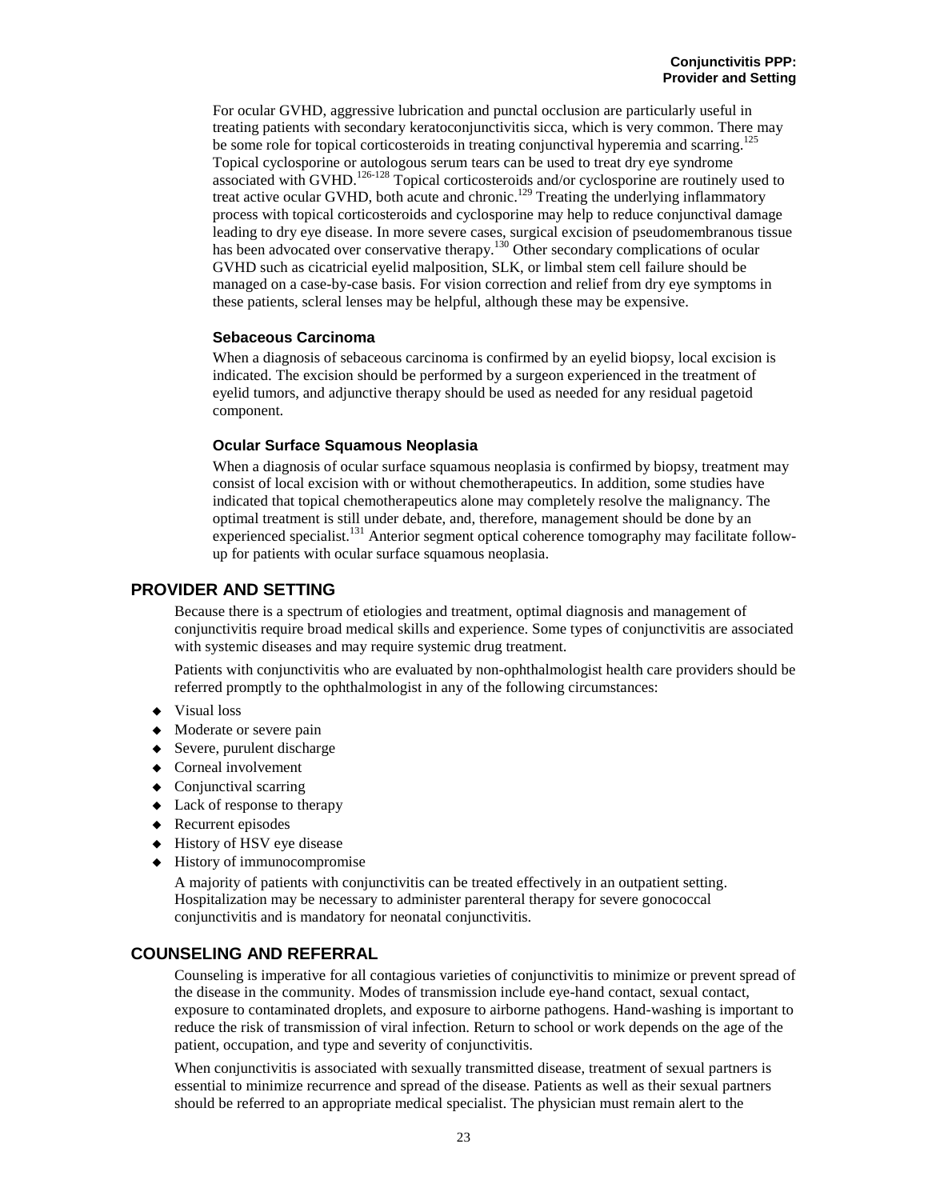For ocular GVHD, aggressive lubrication and punctal occlusion are particularly useful in treating patients with secondary keratoconjunctivitis sicca, which is very common. There may be some role for topical corticosteroids in treating conjunctival hyperemia and scarring.[125] Topical cyclosporine or autologous serum tears can be used to treat dry eye syndrome associated with GVHD.[126-128] Topical corticosteroids and/or cyclosporine are routinely used to treat active ocular GVHD, both acute and chronic.[129] Treating the underlying inflammatory process with topical corticosteroids and cyclosporine may help to reduce conjunctival damage leading to dry eye disease. In more severe cases, surgical excision of pseudomembranous tissue has been advocated over conservative therapy.[130] Other secondary complications of ocular GVHD such as cicatricial eyelid malposition, SLK, or limbal stem cell failure should be managed on a case-by-case basis. For vision correction and relief from dry eye symptoms in these patients, scleral lenses may be helpful, although these may be expensive.

### Sebaceous Carcinoma

When a diagnosis of sebaceous carcinoma is confirmed by an eyelid biopsy, local excision is indicated. The excision should be performed by a surgeon experienced in the treatment of eyelid tumors, and adjunctive therapy should be used as needed for any residual pagetoid component.

### Ocular Surface Squamous Neoplasia

When a diagnosis of ocular surface squamous neoplasia is confirmed by biopsy, treatment may consist of local excision with or without chemotherapeutics. In addition, some studies have indicated that topical chemotherapeutics alone may completely resolve the malignancy. The optimal treatment is still under debate, and, therefore, management should be done by an experienced specialist.[131] Anterior segment optical coherence tomography may facilitate follow-up for patients with ocular surface squamous neoplasia.

## PROVIDER AND SETTING

Because there is a spectrum of etiologies and treatment, optimal diagnosis and management of conjunctivitis require broad medical skills and experience. Some types of conjunctivitis are associated with systemic diseases and may require systemic drug treatment.

Patients with conjunctivitis who are evaluated by non-ophthalmologist health care providers should be referred promptly to the ophthalmologist in any of the following circumstances:

- Visual loss
- Moderate or severe pain
- Severe, purulent discharge
- Corneal involvement
- Conjunctival scarring
- Lack of response to therapy
- Recurrent episodes
- History of HSV eye disease
- History of immunocompromise

A majority of patients with conjunctivitis can be treated effectively in an outpatient setting. Hospitalization may be necessary to administer parenteral therapy for severe gonococcal conjunctivitis and is mandatory for neonatal conjunctivitis.

## COUNSELING AND REFERRAL

Counseling is imperative for all contagious varieties of conjunctivitis to minimize or prevent spread of the disease in the community. Modes of transmission include eye-hand contact, sexual contact, exposure to contaminated droplets, and exposure to airborne pathogens. Hand-washing is important to reduce the risk of transmission of viral infection. Return to school or work depends on the age of the patient, occupation, and type and severity of conjunctivitis.

When conjunctivitis is associated with sexually transmitted disease, treatment of sexual partners is essential to minimize recurrence and spread of the disease. Patients as well as their sexual partners should be referred to an appropriate medical specialist. The physician must remain alert to the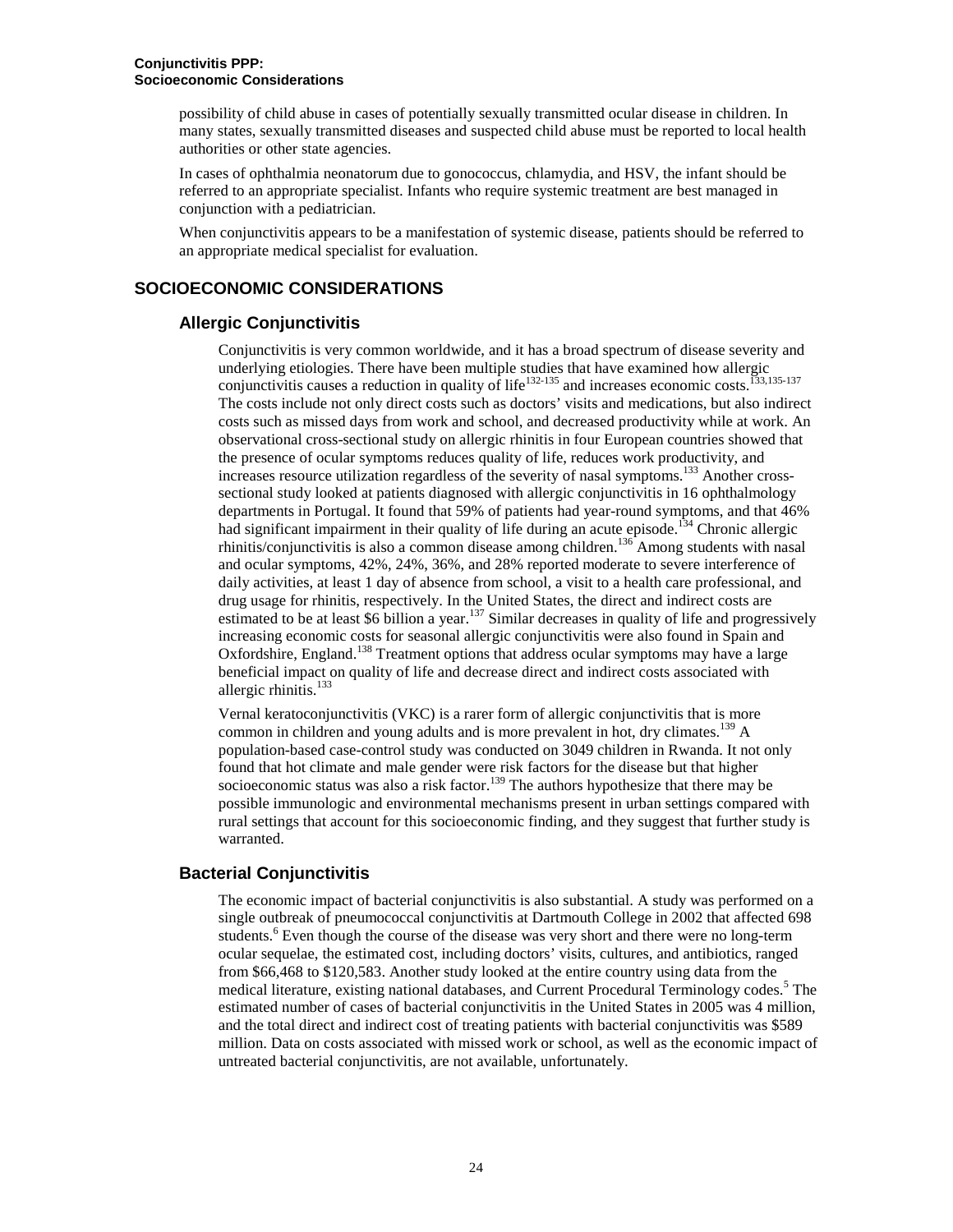possibility of child abuse in cases of potentially sexually transmitted ocular disease in children. In many states, sexually transmitted diseases and suspected child abuse must be reported to local health authorities or other state agencies.

In cases of ophthalmia neonatorum due to gonococcus, chlamydia, and HSV, the infant should be referred to an appropriate specialist. Infants who require systemic treatment are best managed in conjunction with a pediatrician.

When conjunctivitis appears to be a manifestation of systemic disease, patients should be referred to an appropriate medical specialist for evaluation.

## SOCIOECONOMIC CONSIDERATIONS

### Allergic Conjunctivitis

Conjunctivitis is very common worldwide, and it has a broad spectrum of disease severity and underlying etiologies. There have been multiple studies that have examined how allergic conjunctivitis causes a reduction in quality of life[132-135] and increases economic costs.[133,135-137] The costs include not only direct costs such as doctors' visits and medications, but also indirect costs such as missed days from work and school, and decreased productivity while at work. An observational cross-sectional study on allergic rhinitis in four European countries showed that the presence of ocular symptoms reduces quality of life, reduces work productivity, and increases resource utilization regardless of the severity of nasal symptoms.[133] Another cross-sectional study looked at patients diagnosed with allergic conjunctivitis in 16 ophthalmology departments in Portugal. It found that 59% of patients had year-round symptoms, and that 46% had significant impairment in their quality of life during an acute episode.[134] Chronic allergic rhinitis/conjunctivitis is also a common disease among children.[136] Among students with nasal and ocular symptoms, 42%, 24%, 36%, and 28% reported moderate to severe interference of daily activities, at least 1 day of absence from school, a visit to a health care professional, and drug usage for rhinitis, respectively. In the United States, the direct and indirect costs are estimated to be at least $6 billion a year.[137] Similar decreases in quality of life and progressively increasing economic costs for seasonal allergic conjunctivitis were also found in Spain and Oxfordshire, England.[138] Treatment options that address ocular symptoms may have a large beneficial impact on quality of life and decrease direct and indirect costs associated with allergic rhinitis.[133]

Vernal keratoconjunctivitis (VKC) is a rarer form of allergic conjunctivitis that is more common in children and young adults and is more prevalent in hot, dry climates.[139] A population-based case-control study was conducted on 3049 children in Rwanda. It not only found that hot climate and male gender were risk factors for the disease but that higher socioeconomic status was also a risk factor.[139] The authors hypothesize that there may be possible immunologic and environmental mechanisms present in urban settings compared with rural settings that account for this socioeconomic finding, and they suggest that further study is warranted.

### Bacterial Conjunctivitis

The economic impact of bacterial conjunctivitis is also substantial. A study was performed on a single outbreak of pneumococcal conjunctivitis at Dartmouth College in 2002 that affected 698 students.[6] Even though the course of the disease was very short and there were no long-term ocular sequelae, the estimated cost, including doctors' visits, cultures, and antibiotics, ranged from $66,468 to $120,583. Another study looked at the entire country using data from the medical literature, existing national databases, and Current Procedural Terminology codes.[5] The estimated number of cases of bacterial conjunctivitis in the United States in 2005 was 4 million, and the total direct and indirect cost of treating patients with bacterial conjunctivitis was $589 million. Data on costs associated with missed work or school, as well as the economic impact of untreated bacterial conjunctivitis, are not available, unfortunately.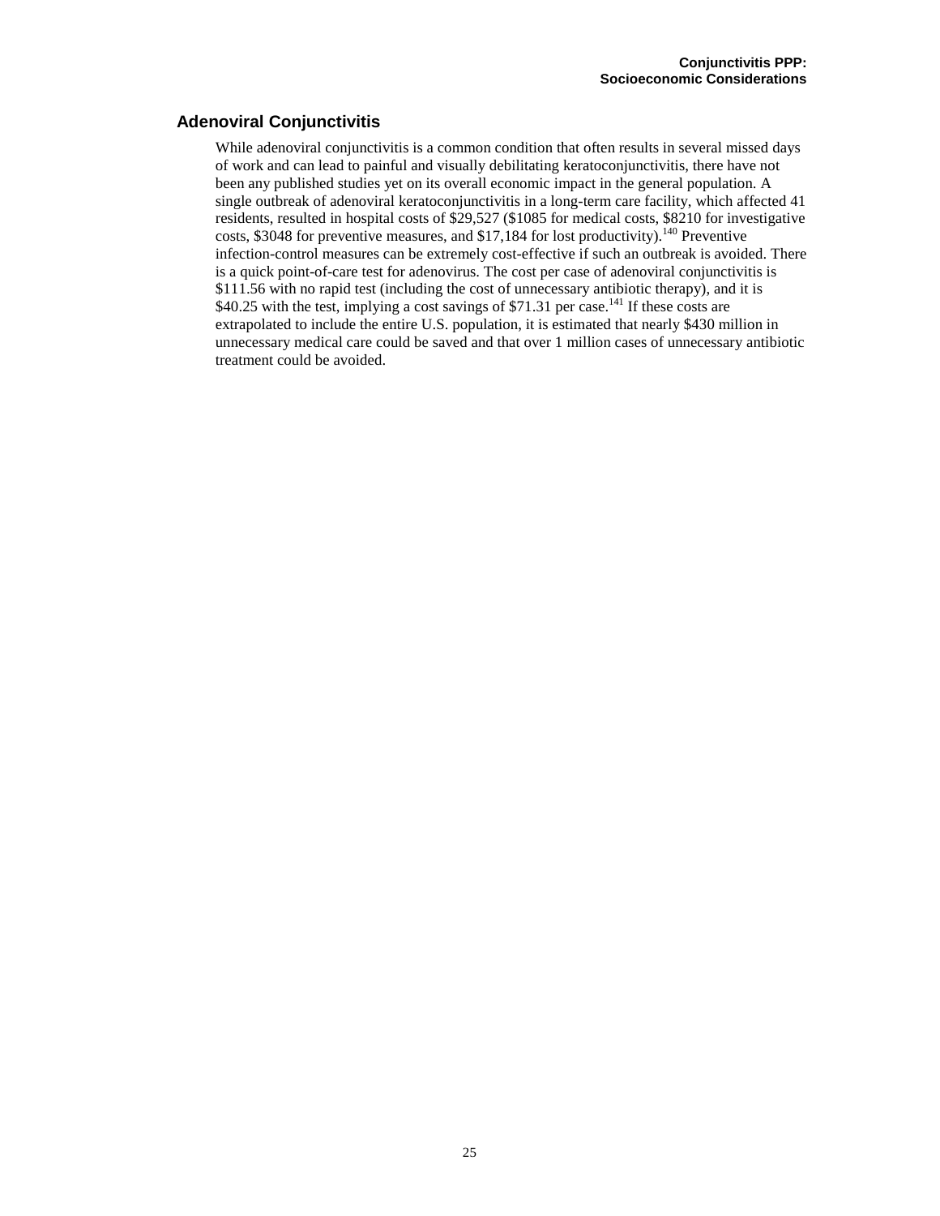## Adenoviral Conjunctivitis

While adenoviral conjunctivitis is a common condition that often results in several missed days of work and can lead to painful and visually debilitating keratoconjunctivitis, there have not been any published studies yet on its overall economic impact in the general population. A single outbreak of adenoviral keratoconjunctivitis in a long-term care facility, which affected 41 residents, resulted in hospital costs of $29,527 ($1085 for medical costs, $8210 for investigative costs, $3048 for preventive measures, and $17,184 for lost productivity).[140] Preventive infection-control measures can be extremely cost-effective if such an outbreak is avoided. There is a quick point-of-care test for adenovirus. The cost per case of adenoviral conjunctivitis is $111.56 with no rapid test (including the cost of unnecessary antibiotic therapy), and it is $40.25 with the test, implying a cost savings of $71.31 per case.[141] If these costs are extrapolated to include the entire U.S. population, it is estimated that nearly $430 million in unnecessary medical care could be saved and that over 1 million cases of unnecessary antibiotic treatment could be avoided.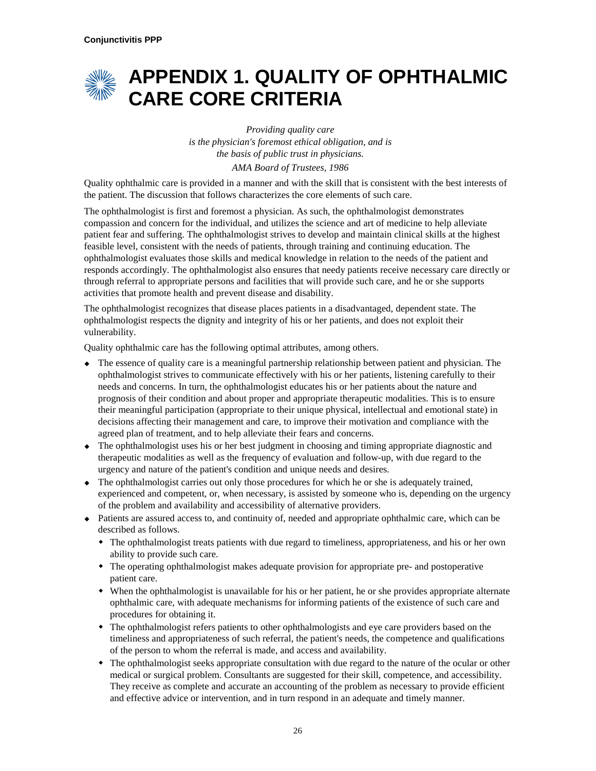# APPENDIX 1. QUALITY OF OPHTHALMIC CARE CORE CRITERIA

*Providing quality care*
*is the physician's foremost ethical obligation, and is*
*the basis of public trust in physicians.*
*AMA Board of Trustees, 1986*

Quality ophthalmic care is provided in a manner and with the skill that is consistent with the best interests of the patient. The discussion that follows characterizes the core elements of such care.

The ophthalmologist is first and foremost a physician. As such, the ophthalmologist demonstrates compassion and concern for the individual, and utilizes the science and art of medicine to help alleviate patient fear and suffering. The ophthalmologist strives to develop and maintain clinical skills at the highest feasible level, consistent with the needs of patients, through training and continuing education. The ophthalmologist evaluates those skills and medical knowledge in relation to the needs of the patient and responds accordingly. The ophthalmologist also ensures that needy patients receive necessary care directly or through referral to appropriate persons and facilities that will provide such care, and he or she supports activities that promote health and prevent disease and disability.

The ophthalmologist recognizes that disease places patients in a disadvantaged, dependent state. The ophthalmologist respects the dignity and integrity of his or her patients, and does not exploit their vulnerability.

Quality ophthalmic care has the following optimal attributes, among others.

- The essence of quality care is a meaningful partnership relationship between patient and physician. The ophthalmologist strives to communicate effectively with his or her patients, listening carefully to their needs and concerns. In turn, the ophthalmologist educates his or her patients about the nature and prognosis of their condition and about proper and appropriate therapeutic modalities. This is to ensure their meaningful participation (appropriate to their unique physical, intellectual and emotional state) in decisions affecting their management and care, to improve their motivation and compliance with the agreed plan of treatment, and to help alleviate their fears and concerns.
- The ophthalmologist uses his or her best judgment in choosing and timing appropriate diagnostic and therapeutic modalities as well as the frequency of evaluation and follow-up, with due regard to the urgency and nature of the patient's condition and unique needs and desires.
- The ophthalmologist carries out only those procedures for which he or she is adequately trained, experienced and competent, or, when necessary, is assisted by someone who is, depending on the urgency of the problem and availability and accessibility of alternative providers.
- Patients are assured access to, and continuity of, needed and appropriate ophthalmic care, which can be described as follows.
  - The ophthalmologist treats patients with due regard to timeliness, appropriateness, and his or her own ability to provide such care.
  - The operating ophthalmologist makes adequate provision for appropriate pre- and postoperative patient care.
  - When the ophthalmologist is unavailable for his or her patient, he or she provides appropriate alternate ophthalmic care, with adequate mechanisms for informing patients of the existence of such care and procedures for obtaining it.
  - The ophthalmologist refers patients to other ophthalmologists and eye care providers based on the timeliness and appropriateness of such referral, the patient's needs, the competence and qualifications of the person to whom the referral is made, and access and availability.
  - The ophthalmologist seeks appropriate consultation with due regard to the nature of the ocular or other medical or surgical problem. Consultants are suggested for their skill, competence, and accessibility. They receive as complete and accurate an accounting of the problem as necessary to provide efficient and effective advice or intervention, and in turn respond in an adequate and timely manner.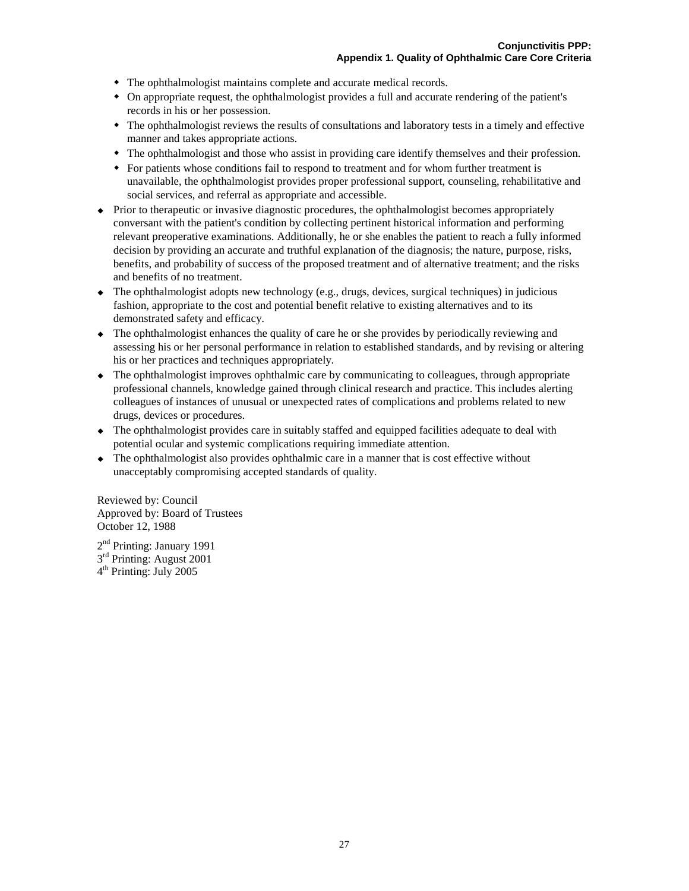- The ophthalmologist maintains complete and accurate medical records.
  - On appropriate request, the ophthalmologist provides a full and accurate rendering of the patient's records in his or her possession.
  - The ophthalmologist reviews the results of consultations and laboratory tests in a timely and effective manner and takes appropriate actions.
  - The ophthalmologist and those who assist in providing care identify themselves and their profession.
  - For patients whose conditions fail to respond to treatment and for whom further treatment is unavailable, the ophthalmologist provides proper professional support, counseling, rehabilitative and social services, and referral as appropriate and accessible.
- Prior to therapeutic or invasive diagnostic procedures, the ophthalmologist becomes appropriately conversant with the patient's condition by collecting pertinent historical information and performing relevant preoperative examinations. Additionally, he or she enables the patient to reach a fully informed decision by providing an accurate and truthful explanation of the diagnosis; the nature, purpose, risks, benefits, and probability of success of the proposed treatment and of alternative treatment; and the risks and benefits of no treatment.
- The ophthalmologist adopts new technology (e.g., drugs, devices, surgical techniques) in judicious fashion, appropriate to the cost and potential benefit relative to existing alternatives and to its demonstrated safety and efficacy.
- The ophthalmologist enhances the quality of care he or she provides by periodically reviewing and assessing his or her personal performance in relation to established standards, and by revising or altering his or her practices and techniques appropriately.
- The ophthalmologist improves ophthalmic care by communicating to colleagues, through appropriate professional channels, knowledge gained through clinical research and practice. This includes alerting colleagues of instances of unusual or unexpected rates of complications and problems related to new drugs, devices or procedures.
- The ophthalmologist provides care in suitably staffed and equipped facilities adequate to deal with potential ocular and systemic complications requiring immediate attention.
- The ophthalmologist also provides ophthalmic care in a manner that is cost effective without unacceptably compromising accepted standards of quality.

Reviewed by: Council
Approved by: Board of Trustees
October 12, 1988

2nd Printing: January 1991
3rd Printing: August 2001
4th Printing: July 2005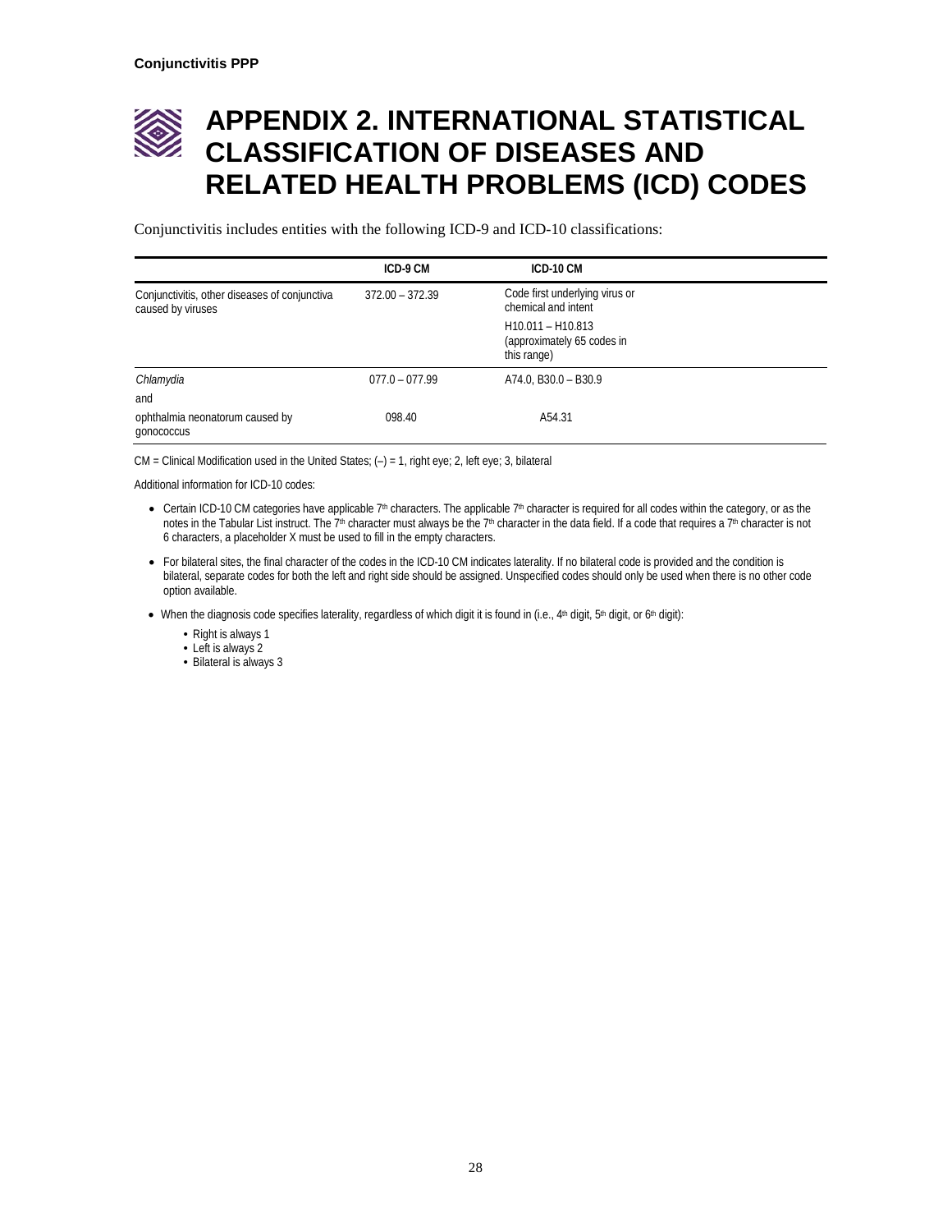# APPENDIX 2. INTERNATIONAL STATISTICAL CLASSIFICATION OF DISEASES AND RELATED HEALTH PROBLEMS (ICD) CODES

Conjunctivitis includes entities with the following ICD-9 and ICD-10 classifications:

| | ICD-9 CM | ICD-10 CM |
|---|---|---|
| Conjunctivitis, other diseases of conjunctiva caused by viruses | 372.00 – 372.39 | Code first underlying virus or chemical and intent<br>H10.011 – H10.813 (approximately 65 codes in this range) |
| *Chlamydia* | 077.0 – 077.99 | A74.0, B30.0 – B30.9 |
| and | | |
| ophthalmia neonatorum caused by gonococcus | 098.40 | A54.31 |

CM = Clinical Modification used in the United States; (–) = 1, right eye; 2, left eye; 3, bilateral

Additional information for ICD-10 codes:

- Certain ICD-10 CM categories have applicable 7th characters. The applicable 7th character is required for all codes within the category, or as the notes in the Tabular List instruct. The 7th character must always be the 7th character in the data field. If a code that requires a 7th character is not 6 characters, a placeholder X must be used to fill in the empty characters.
- For bilateral sites, the final character of the codes in the ICD-10 CM indicates laterality. If no bilateral code is provided and the condition is bilateral, separate codes for both the left and right side should be assigned. Unspecified codes should only be used when there is no other code option available.
- When the diagnosis code specifies laterality, regardless of which digit it is found in (i.e., 4th digit, 5th digit, or 6th digit):
  - Right is always 1
  - Left is always 2
  - Bilateral is always 3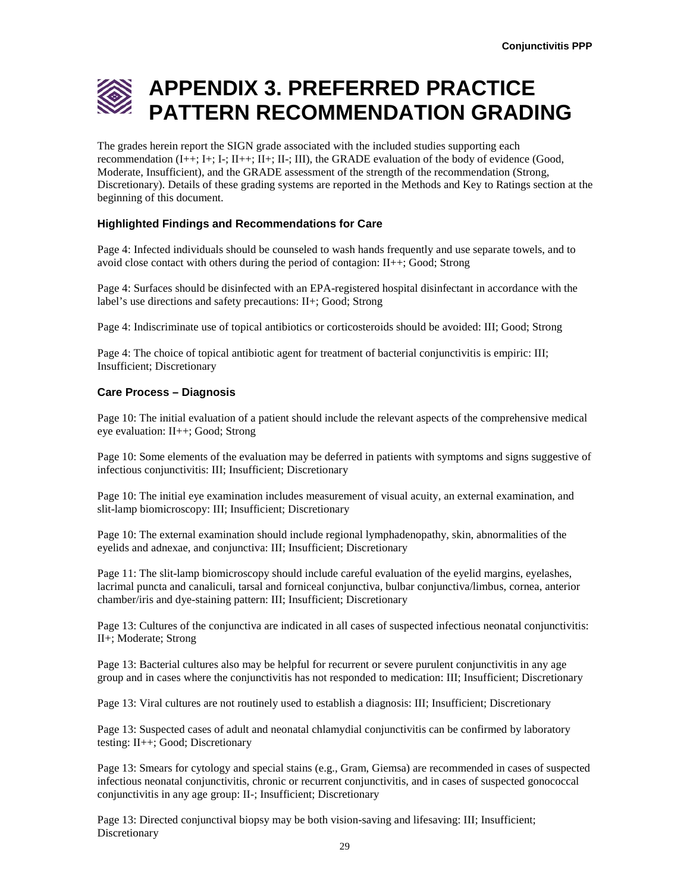# APPENDIX 3. PREFERRED PRACTICE PATTERN RECOMMENDATION GRADING

The grades herein report the SIGN grade associated with the included studies supporting each recommendation (I++; I+; I-; II++; II+; II-; III), the GRADE evaluation of the body of evidence (Good, Moderate, Insufficient), and the GRADE assessment of the strength of the recommendation (Strong, Discretionary). Details of these grading systems are reported in the Methods and Key to Ratings section at the beginning of this document.

### Highlighted Findings and Recommendations for Care

Page 4: Infected individuals should be counseled to wash hands frequently and use separate towels, and to avoid close contact with others during the period of contagion: II++; Good; Strong

Page 4: Surfaces should be disinfected with an EPA-registered hospital disinfectant in accordance with the label's use directions and safety precautions: II+; Good; Strong

Page 4: Indiscriminate use of topical antibiotics or corticosteroids should be avoided: III; Good; Strong

Page 4: The choice of topical antibiotic agent for treatment of bacterial conjunctivitis is empiric: III; Insufficient; Discretionary

### Care Process – Diagnosis

Page 10: The initial evaluation of a patient should include the relevant aspects of the comprehensive medical eye evaluation: II++; Good; Strong

Page 10: Some elements of the evaluation may be deferred in patients with symptoms and signs suggestive of infectious conjunctivitis: III; Insufficient; Discretionary

Page 10: The initial eye examination includes measurement of visual acuity, an external examination, and slit-lamp biomicroscopy: III; Insufficient; Discretionary

Page 10: The external examination should include regional lymphadenopathy, skin, abnormalities of the eyelids and adnexae, and conjunctiva: III; Insufficient; Discretionary

Page 11: The slit-lamp biomicroscopy should include careful evaluation of the eyelid margins, eyelashes, lacrimal puncta and canaliculi, tarsal and forniceal conjunctiva, bulbar conjunctiva/limbus, cornea, anterior chamber/iris and dye-staining pattern: III; Insufficient; Discretionary

Page 13: Cultures of the conjunctiva are indicated in all cases of suspected infectious neonatal conjunctivitis: II+; Moderate; Strong

Page 13: Bacterial cultures also may be helpful for recurrent or severe purulent conjunctivitis in any age group and in cases where the conjunctivitis has not responded to medication: III; Insufficient; Discretionary

Page 13: Viral cultures are not routinely used to establish a diagnosis: III; Insufficient; Discretionary

Page 13: Suspected cases of adult and neonatal chlamydial conjunctivitis can be confirmed by laboratory testing: II++; Good; Discretionary

Page 13: Smears for cytology and special stains (e.g., Gram, Giemsa) are recommended in cases of suspected infectious neonatal conjunctivitis, chronic or recurrent conjunctivitis, and in cases of suspected gonococcal conjunctivitis in any age group: II-; Insufficient; Discretionary

Page 13: Directed conjunctival biopsy may be both vision-saving and lifesaving: III; Insufficient; Discretionary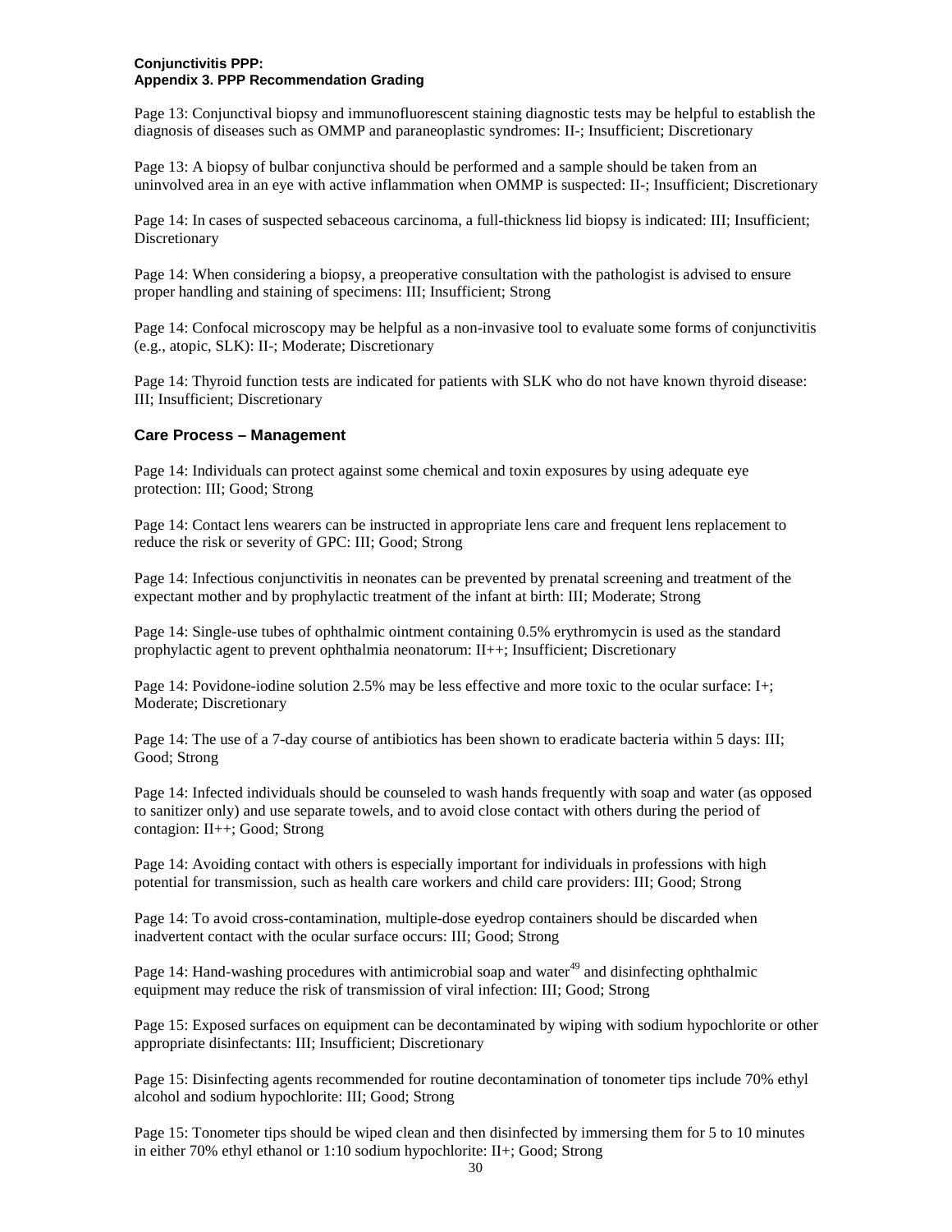Page 13: Conjunctival biopsy and immunofluorescent staining diagnostic tests may be helpful to establish the diagnosis of diseases such as OMMP and paraneoplastic syndromes: II-; Insufficient; Discretionary

Page 13: A biopsy of bulbar conjunctiva should be performed and a sample should be taken from an uninvolved area in an eye with active inflammation when OMMP is suspected: II-; Insufficient; Discretionary

Page 14: In cases of suspected sebaceous carcinoma, a full-thickness lid biopsy is indicated: III; Insufficient; Discretionary

Page 14: When considering a biopsy, a preoperative consultation with the pathologist is advised to ensure proper handling and staining of specimens: III; Insufficient; Strong

Page 14: Confocal microscopy may be helpful as a non-invasive tool to evaluate some forms of conjunctivitis (e.g., atopic, SLK): II-; Moderate; Discretionary

Page 14: Thyroid function tests are indicated for patients with SLK who do not have known thyroid disease: III; Insufficient; Discretionary

### Care Process – Management

Page 14: Individuals can protect against some chemical and toxin exposures by using adequate eye protection: III; Good; Strong

Page 14: Contact lens wearers can be instructed in appropriate lens care and frequent lens replacement to reduce the risk or severity of GPC: III; Good; Strong

Page 14: Infectious conjunctivitis in neonates can be prevented by prenatal screening and treatment of the expectant mother and by prophylactic treatment of the infant at birth: III; Moderate; Strong

Page 14: Single-use tubes of ophthalmic ointment containing 0.5% erythromycin is used as the standard prophylactic agent to prevent ophthalmia neonatorum: II++; Insufficient; Discretionary

Page 14: Povidone-iodine solution 2.5% may be less effective and more toxic to the ocular surface: I+; Moderate; Discretionary

Page 14: The use of a 7-day course of antibiotics has been shown to eradicate bacteria within 5 days: III; Good; Strong

Page 14: Infected individuals should be counseled to wash hands frequently with soap and water (as opposed to sanitizer only) and use separate towels, and to avoid close contact with others during the period of contagion: II++; Good; Strong

Page 14: Avoiding contact with others is especially important for individuals in professions with high potential for transmission, such as health care workers and child care providers: III; Good; Strong

Page 14: To avoid cross-contamination, multiple-dose eyedrop containers should be discarded when inadvertent contact with the ocular surface occurs: III; Good; Strong

Page 14: Hand-washing procedures with antimicrobial soap and water[49] and disinfecting ophthalmic equipment may reduce the risk of transmission of viral infection: III; Good; Strong

Page 15: Exposed surfaces on equipment can be decontaminated by wiping with sodium hypochlorite or other appropriate disinfectants: III; Insufficient; Discretionary

Page 15: Disinfecting agents recommended for routine decontamination of tonometer tips include 70% ethyl alcohol and sodium hypochlorite: III; Good; Strong

Page 15: Tonometer tips should be wiped clean and then disinfected by immersing them for 5 to 10 minutes in either 70% ethyl ethanol or 1:10 sodium hypochlorite: II+; Good; Strong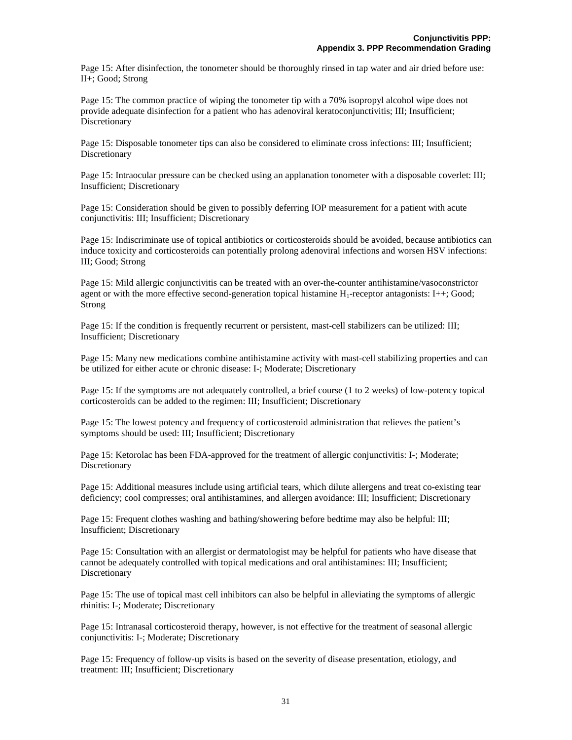Page 15: After disinfection, the tonometer should be thoroughly rinsed in tap water and air dried before use: II+; Good; Strong

Page 15: The common practice of wiping the tonometer tip with a 70% isopropyl alcohol wipe does not provide adequate disinfection for a patient who has adenoviral keratoconjunctivitis; III; Insufficient; Discretionary

Page 15: Disposable tonometer tips can also be considered to eliminate cross infections: III; Insufficient; Discretionary

Page 15: Intraocular pressure can be checked using an applanation tonometer with a disposable coverlet: III; Insufficient; Discretionary

Page 15: Consideration should be given to possibly deferring IOP measurement for a patient with acute conjunctivitis: III; Insufficient; Discretionary

Page 15: Indiscriminate use of topical antibiotics or corticosteroids should be avoided, because antibiotics can induce toxicity and corticosteroids can potentially prolong adenoviral infections and worsen HSV infections: III; Good; Strong

Page 15: Mild allergic conjunctivitis can be treated with an over-the-counter antihistamine/vasoconstrictor agent or with the more effective second-generation topical histamine $H_1$-receptor antagonists: I++; Good; Strong

Page 15: If the condition is frequently recurrent or persistent, mast-cell stabilizers can be utilized: III; Insufficient; Discretionary

Page 15: Many new medications combine antihistamine activity with mast-cell stabilizing properties and can be utilized for either acute or chronic disease: I-; Moderate; Discretionary

Page 15: If the symptoms are not adequately controlled, a brief course (1 to 2 weeks) of low-potency topical corticosteroids can be added to the regimen: III; Insufficient; Discretionary

Page 15: The lowest potency and frequency of corticosteroid administration that relieves the patient's symptoms should be used: III; Insufficient; Discretionary

Page 15: Ketorolac has been FDA-approved for the treatment of allergic conjunctivitis: I-; Moderate; Discretionary

Page 15: Additional measures include using artificial tears, which dilute allergens and treat co-existing tear deficiency; cool compresses; oral antihistamines, and allergen avoidance: III; Insufficient; Discretionary

Page 15: Frequent clothes washing and bathing/showering before bedtime may also be helpful: III; Insufficient; Discretionary

Page 15: Consultation with an allergist or dermatologist may be helpful for patients who have disease that cannot be adequately controlled with topical medications and oral antihistamines: III; Insufficient; Discretionary

Page 15: The use of topical mast cell inhibitors can also be helpful in alleviating the symptoms of allergic rhinitis: I-; Moderate; Discretionary

Page 15: Intranasal corticosteroid therapy, however, is not effective for the treatment of seasonal allergic conjunctivitis: I-; Moderate; Discretionary

Page 15: Frequency of follow-up visits is based on the severity of disease presentation, etiology, and treatment: III; Insufficient; Discretionary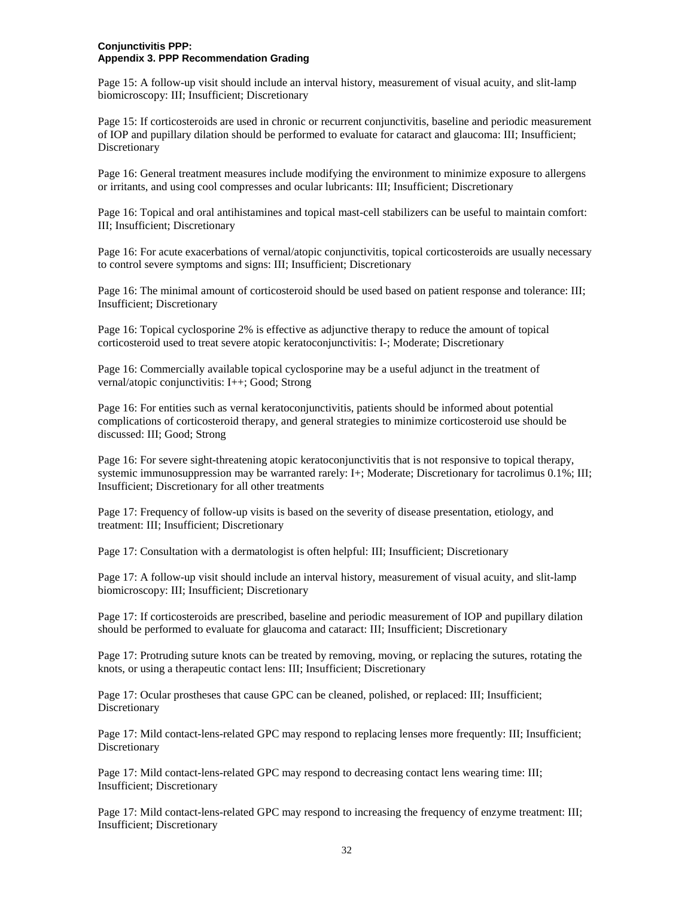**Conjunctivitis PPP:**
**Appendix 3. PPP Recommendation Grading**

Page 15: A follow-up visit should include an interval history, measurement of visual acuity, and slit-lamp biomicroscopy: III; Insufficient; Discretionary

Page 15: If corticosteroids are used in chronic or recurrent conjunctivitis, baseline and periodic measurement of IOP and pupillary dilation should be performed to evaluate for cataract and glaucoma: III; Insufficient; Discretionary

Page 16: General treatment measures include modifying the environment to minimize exposure to allergens or irritants, and using cool compresses and ocular lubricants: III; Insufficient; Discretionary

Page 16: Topical and oral antihistamines and topical mast-cell stabilizers can be useful to maintain comfort: III; Insufficient; Discretionary

Page 16: For acute exacerbations of vernal/atopic conjunctivitis, topical corticosteroids are usually necessary to control severe symptoms and signs: III; Insufficient; Discretionary

Page 16: The minimal amount of corticosteroid should be used based on patient response and tolerance: III; Insufficient; Discretionary

Page 16: Topical cyclosporine 2% is effective as adjunctive therapy to reduce the amount of topical corticosteroid used to treat severe atopic keratoconjunctivitis: I-; Moderate; Discretionary

Page 16: Commercially available topical cyclosporine may be a useful adjunct in the treatment of vernal/atopic conjunctivitis: I++; Good; Strong

Page 16: For entities such as vernal keratoconjunctivitis, patients should be informed about potential complications of corticosteroid therapy, and general strategies to minimize corticosteroid use should be discussed: III; Good; Strong

Page 16: For severe sight-threatening atopic keratoconjunctivitis that is not responsive to topical therapy, systemic immunosuppression may be warranted rarely: I+; Moderate; Discretionary for tacrolimus 0.1%; III; Insufficient; Discretionary for all other treatments

Page 17: Frequency of follow-up visits is based on the severity of disease presentation, etiology, and treatment: III; Insufficient; Discretionary

Page 17: Consultation with a dermatologist is often helpful: III; Insufficient; Discretionary

Page 17: A follow-up visit should include an interval history, measurement of visual acuity, and slit-lamp biomicroscopy: III; Insufficient; Discretionary

Page 17: If corticosteroids are prescribed, baseline and periodic measurement of IOP and pupillary dilation should be performed to evaluate for glaucoma and cataract: III; Insufficient; Discretionary

Page 17: Protruding suture knots can be treated by removing, moving, or replacing the sutures, rotating the knots, or using a therapeutic contact lens: III; Insufficient; Discretionary

Page 17: Ocular prostheses that cause GPC can be cleaned, polished, or replaced: III; Insufficient; Discretionary

Page 17: Mild contact-lens-related GPC may respond to replacing lenses more frequently: III; Insufficient; Discretionary

Page 17: Mild contact-lens-related GPC may respond to decreasing contact lens wearing time: III; Insufficient; Discretionary

Page 17: Mild contact-lens-related GPC may respond to increasing the frequency of enzyme treatment: III; Insufficient; Discretionary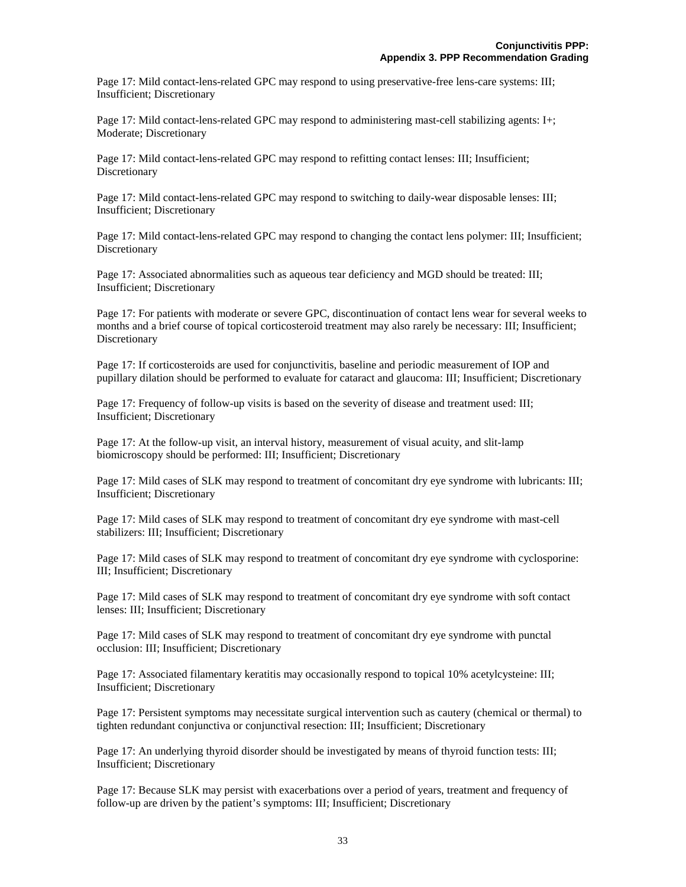Page 17: Mild contact-lens-related GPC may respond to using preservative-free lens-care systems: III; Insufficient; Discretionary

Page 17: Mild contact-lens-related GPC may respond to administering mast-cell stabilizing agents: I+; Moderate; Discretionary

Page 17: Mild contact-lens-related GPC may respond to refitting contact lenses: III; Insufficient; Discretionary

Page 17: Mild contact-lens-related GPC may respond to switching to daily-wear disposable lenses: III; Insufficient; Discretionary

Page 17: Mild contact-lens-related GPC may respond to changing the contact lens polymer: III; Insufficient; Discretionary

Page 17: Associated abnormalities such as aqueous tear deficiency and MGD should be treated: III; Insufficient; Discretionary

Page 17: For patients with moderate or severe GPC, discontinuation of contact lens wear for several weeks to months and a brief course of topical corticosteroid treatment may also rarely be necessary: III; Insufficient; Discretionary

Page 17: If corticosteroids are used for conjunctivitis, baseline and periodic measurement of IOP and pupillary dilation should be performed to evaluate for cataract and glaucoma: III; Insufficient; Discretionary

Page 17: Frequency of follow-up visits is based on the severity of disease and treatment used: III; Insufficient; Discretionary

Page 17: At the follow-up visit, an interval history, measurement of visual acuity, and slit-lamp biomicroscopy should be performed: III; Insufficient; Discretionary

Page 17: Mild cases of SLK may respond to treatment of concomitant dry eye syndrome with lubricants: III; Insufficient; Discretionary

Page 17: Mild cases of SLK may respond to treatment of concomitant dry eye syndrome with mast-cell stabilizers: III; Insufficient; Discretionary

Page 17: Mild cases of SLK may respond to treatment of concomitant dry eye syndrome with cyclosporine: III; Insufficient; Discretionary

Page 17: Mild cases of SLK may respond to treatment of concomitant dry eye syndrome with soft contact lenses: III; Insufficient; Discretionary

Page 17: Mild cases of SLK may respond to treatment of concomitant dry eye syndrome with punctal occlusion: III; Insufficient; Discretionary

Page 17: Associated filamentary keratitis may occasionally respond to topical 10% acetylcysteine: III; Insufficient; Discretionary

Page 17: Persistent symptoms may necessitate surgical intervention such as cautery (chemical or thermal) to tighten redundant conjunctiva or conjunctival resection: III; Insufficient; Discretionary

Page 17: An underlying thyroid disorder should be investigated by means of thyroid function tests: III; Insufficient; Discretionary

Page 17: Because SLK may persist with exacerbations over a period of years, treatment and frequency of follow-up are driven by the patient's symptoms: III; Insufficient; Discretionary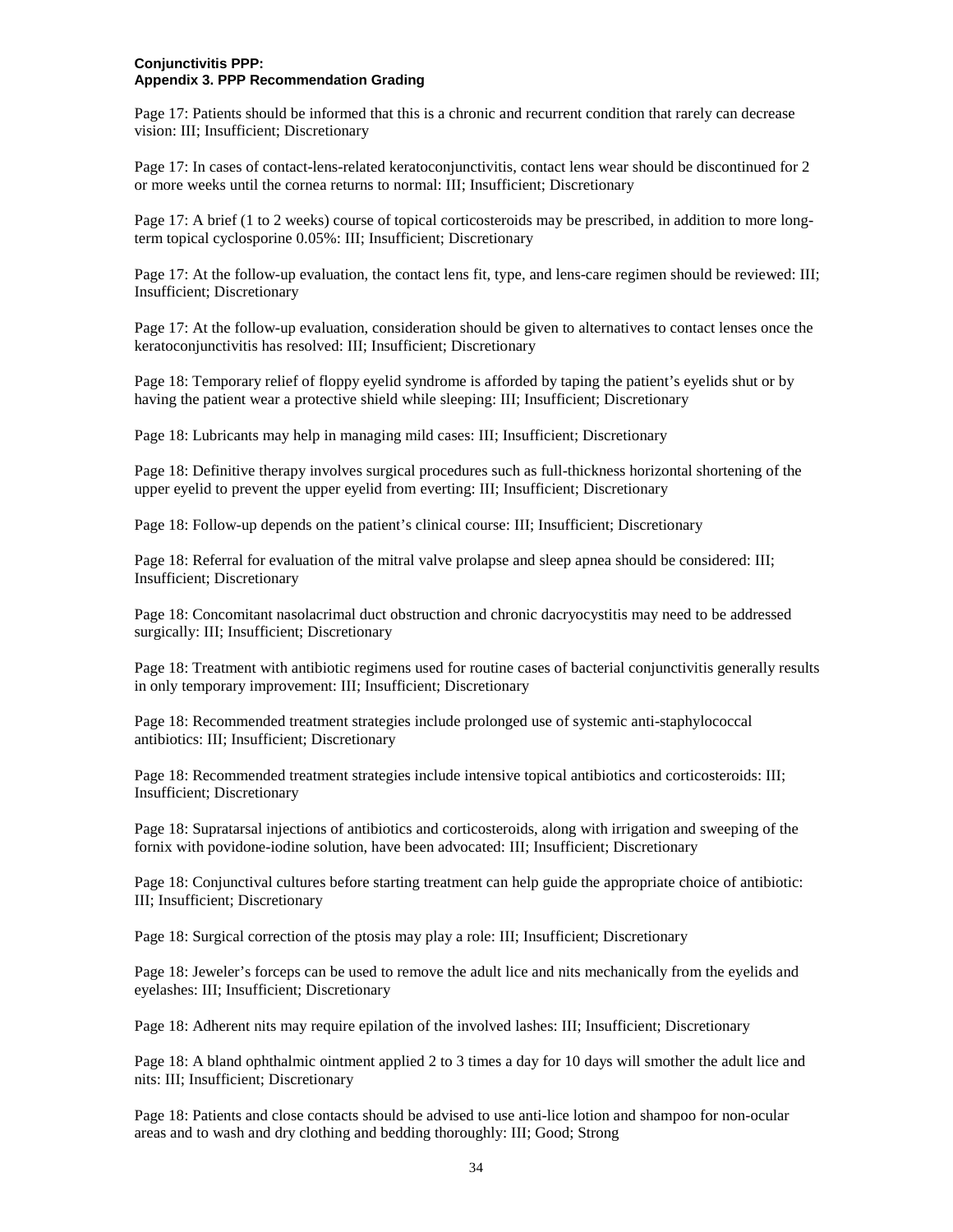**Conjunctivitis PPP:**
**Appendix 3. PPP Recommendation Grading**

Page 17: Patients should be informed that this is a chronic and recurrent condition that rarely can decrease vision: III; Insufficient; Discretionary

Page 17: In cases of contact-lens-related keratoconjunctivitis, contact lens wear should be discontinued for 2 or more weeks until the cornea returns to normal: III; Insufficient; Discretionary

Page 17: A brief (1 to 2 weeks) course of topical corticosteroids may be prescribed, in addition to more long-term topical cyclosporine 0.05%: III; Insufficient; Discretionary

Page 17: At the follow-up evaluation, the contact lens fit, type, and lens-care regimen should be reviewed: III; Insufficient; Discretionary

Page 17: At the follow-up evaluation, consideration should be given to alternatives to contact lenses once the keratoconjunctivitis has resolved: III; Insufficient; Discretionary

Page 18: Temporary relief of floppy eyelid syndrome is afforded by taping the patient's eyelids shut or by having the patient wear a protective shield while sleeping: III; Insufficient; Discretionary

Page 18: Lubricants may help in managing mild cases: III; Insufficient; Discretionary

Page 18: Definitive therapy involves surgical procedures such as full-thickness horizontal shortening of the upper eyelid to prevent the upper eyelid from everting: III; Insufficient; Discretionary

Page 18: Follow-up depends on the patient's clinical course: III; Insufficient; Discretionary

Page 18: Referral for evaluation of the mitral valve prolapse and sleep apnea should be considered: III; Insufficient; Discretionary

Page 18: Concomitant nasolacrimal duct obstruction and chronic dacryocystitis may need to be addressed surgically: III; Insufficient; Discretionary

Page 18: Treatment with antibiotic regimens used for routine cases of bacterial conjunctivitis generally results in only temporary improvement: III; Insufficient; Discretionary

Page 18: Recommended treatment strategies include prolonged use of systemic anti-staphylococcal antibiotics: III; Insufficient; Discretionary

Page 18: Recommended treatment strategies include intensive topical antibiotics and corticosteroids: III; Insufficient; Discretionary

Page 18: Supratarsal injections of antibiotics and corticosteroids, along with irrigation and sweeping of the fornix with povidone-iodine solution, have been advocated: III; Insufficient; Discretionary

Page 18: Conjunctival cultures before starting treatment can help guide the appropriate choice of antibiotic: III; Insufficient; Discretionary

Page 18: Surgical correction of the ptosis may play a role: III; Insufficient; Discretionary

Page 18: Jeweler's forceps can be used to remove the adult lice and nits mechanically from the eyelids and eyelashes: III; Insufficient; Discretionary

Page 18: Adherent nits may require epilation of the involved lashes: III; Insufficient; Discretionary

Page 18: A bland ophthalmic ointment applied 2 to 3 times a day for 10 days will smother the adult lice and nits: III; Insufficient; Discretionary

Page 18: Patients and close contacts should be advised to use anti-lice lotion and shampoo for non-ocular areas and to wash and dry clothing and bedding thoroughly: III; Good; Strong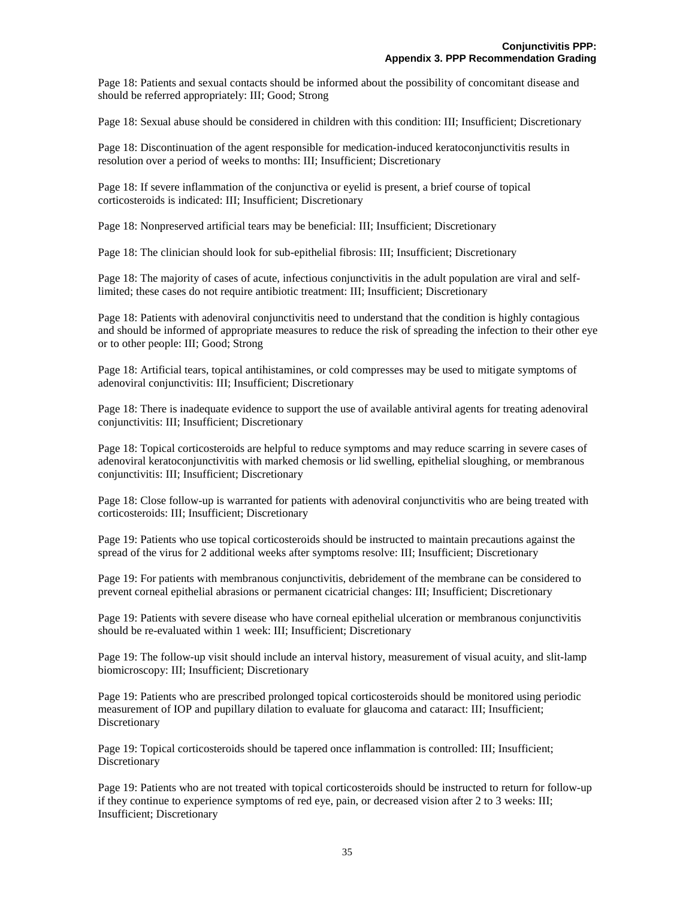Page 18: Patients and sexual contacts should be informed about the possibility of concomitant disease and should be referred appropriately: III; Good; Strong

Page 18: Sexual abuse should be considered in children with this condition: III; Insufficient; Discretionary

Page 18: Discontinuation of the agent responsible for medication-induced keratoconjunctivitis results in resolution over a period of weeks to months: III; Insufficient; Discretionary

Page 18: If severe inflammation of the conjunctiva or eyelid is present, a brief course of topical corticosteroids is indicated: III; Insufficient; Discretionary

Page 18: Nonpreserved artificial tears may be beneficial: III; Insufficient; Discretionary

Page 18: The clinician should look for sub-epithelial fibrosis: III; Insufficient; Discretionary

Page 18: The majority of cases of acute, infectious conjunctivitis in the adult population are viral and self-limited; these cases do not require antibiotic treatment: III; Insufficient; Discretionary

Page 18: Patients with adenoviral conjunctivitis need to understand that the condition is highly contagious and should be informed of appropriate measures to reduce the risk of spreading the infection to their other eye or to other people: III; Good; Strong

Page 18: Artificial tears, topical antihistamines, or cold compresses may be used to mitigate symptoms of adenoviral conjunctivitis: III; Insufficient; Discretionary

Page 18: There is inadequate evidence to support the use of available antiviral agents for treating adenoviral conjunctivitis: III; Insufficient; Discretionary

Page 18: Topical corticosteroids are helpful to reduce symptoms and may reduce scarring in severe cases of adenoviral keratoconjunctivitis with marked chemosis or lid swelling, epithelial sloughing, or membranous conjunctivitis: III; Insufficient; Discretionary

Page 18: Close follow-up is warranted for patients with adenoviral conjunctivitis who are being treated with corticosteroids: III; Insufficient; Discretionary

Page 19: Patients who use topical corticosteroids should be instructed to maintain precautions against the spread of the virus for 2 additional weeks after symptoms resolve: III; Insufficient; Discretionary

Page 19: For patients with membranous conjunctivitis, debridement of the membrane can be considered to prevent corneal epithelial abrasions or permanent cicatricial changes: III; Insufficient; Discretionary

Page 19: Patients with severe disease who have corneal epithelial ulceration or membranous conjunctivitis should be re-evaluated within 1 week: III; Insufficient; Discretionary

Page 19: The follow-up visit should include an interval history, measurement of visual acuity, and slit-lamp biomicroscopy: III; Insufficient; Discretionary

Page 19: Patients who are prescribed prolonged topical corticosteroids should be monitored using periodic measurement of IOP and pupillary dilation to evaluate for glaucoma and cataract: III; Insufficient; Discretionary

Page 19: Topical corticosteroids should be tapered once inflammation is controlled: III; Insufficient; Discretionary

Page 19: Patients who are not treated with topical corticosteroids should be instructed to return for follow-up if they continue to experience symptoms of red eye, pain, or decreased vision after 2 to 3 weeks: III; Insufficient; Discretionary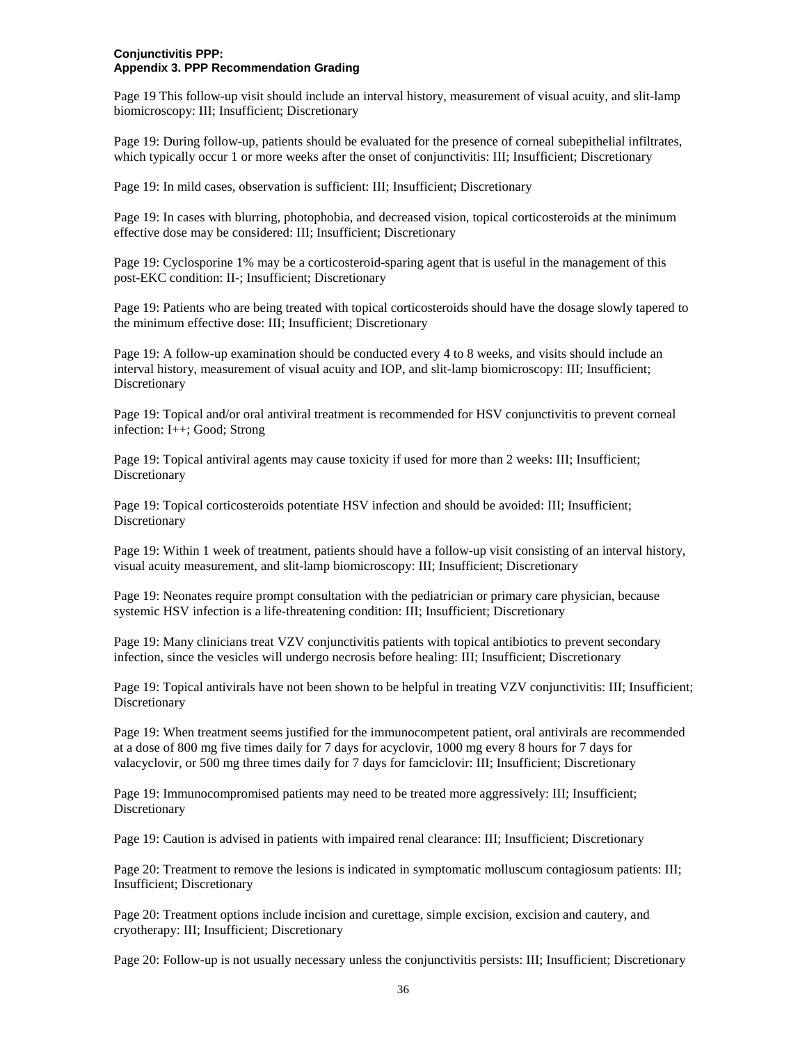**Conjunctivitis PPP:**
**Appendix 3. PPP Recommendation Grading**

Page 19 This follow-up visit should include an interval history, measurement of visual acuity, and slit-lamp biomicroscopy: III; Insufficient; Discretionary

Page 19: During follow-up, patients should be evaluated for the presence of corneal subepithelial infiltrates, which typically occur 1 or more weeks after the onset of conjunctivitis: III; Insufficient; Discretionary

Page 19: In mild cases, observation is sufficient: III; Insufficient; Discretionary

Page 19: In cases with blurring, photophobia, and decreased vision, topical corticosteroids at the minimum effective dose may be considered: III; Insufficient; Discretionary

Page 19: Cyclosporine 1% may be a corticosteroid-sparing agent that is useful in the management of this post-EKC condition: II-; Insufficient; Discretionary

Page 19: Patients who are being treated with topical corticosteroids should have the dosage slowly tapered to the minimum effective dose: III; Insufficient; Discretionary

Page 19: A follow-up examination should be conducted every 4 to 8 weeks, and visits should include an interval history, measurement of visual acuity and IOP, and slit-lamp biomicroscopy: III; Insufficient; Discretionary

Page 19: Topical and/or oral antiviral treatment is recommended for HSV conjunctivitis to prevent corneal infection: I++; Good; Strong

Page 19: Topical antiviral agents may cause toxicity if used for more than 2 weeks: III; Insufficient; Discretionary

Page 19: Topical corticosteroids potentiate HSV infection and should be avoided: III; Insufficient; Discretionary

Page 19: Within 1 week of treatment, patients should have a follow-up visit consisting of an interval history, visual acuity measurement, and slit-lamp biomicroscopy: III; Insufficient; Discretionary

Page 19: Neonates require prompt consultation with the pediatrician or primary care physician, because systemic HSV infection is a life-threatening condition: III; Insufficient; Discretionary

Page 19: Many clinicians treat VZV conjunctivitis patients with topical antibiotics to prevent secondary infection, since the vesicles will undergo necrosis before healing: III; Insufficient; Discretionary

Page 19: Topical antivirals have not been shown to be helpful in treating VZV conjunctivitis: III; Insufficient; Discretionary

Page 19: When treatment seems justified for the immunocompetent patient, oral antivirals are recommended at a dose of 800 mg five times daily for 7 days for acyclovir, 1000 mg every 8 hours for 7 days for valacyclovir, or 500 mg three times daily for 7 days for famciclovir: III; Insufficient; Discretionary

Page 19: Immunocompromised patients may need to be treated more aggressively: III; Insufficient; Discretionary

Page 19: Caution is advised in patients with impaired renal clearance: III; Insufficient; Discretionary

Page 20: Treatment to remove the lesions is indicated in symptomatic molluscum contagiosum patients: III; Insufficient; Discretionary

Page 20: Treatment options include incision and curettage, simple excision, excision and cautery, and cryotherapy: III; Insufficient; Discretionary

Page 20: Follow-up is not usually necessary unless the conjunctivitis persists: III; Insufficient; Discretionary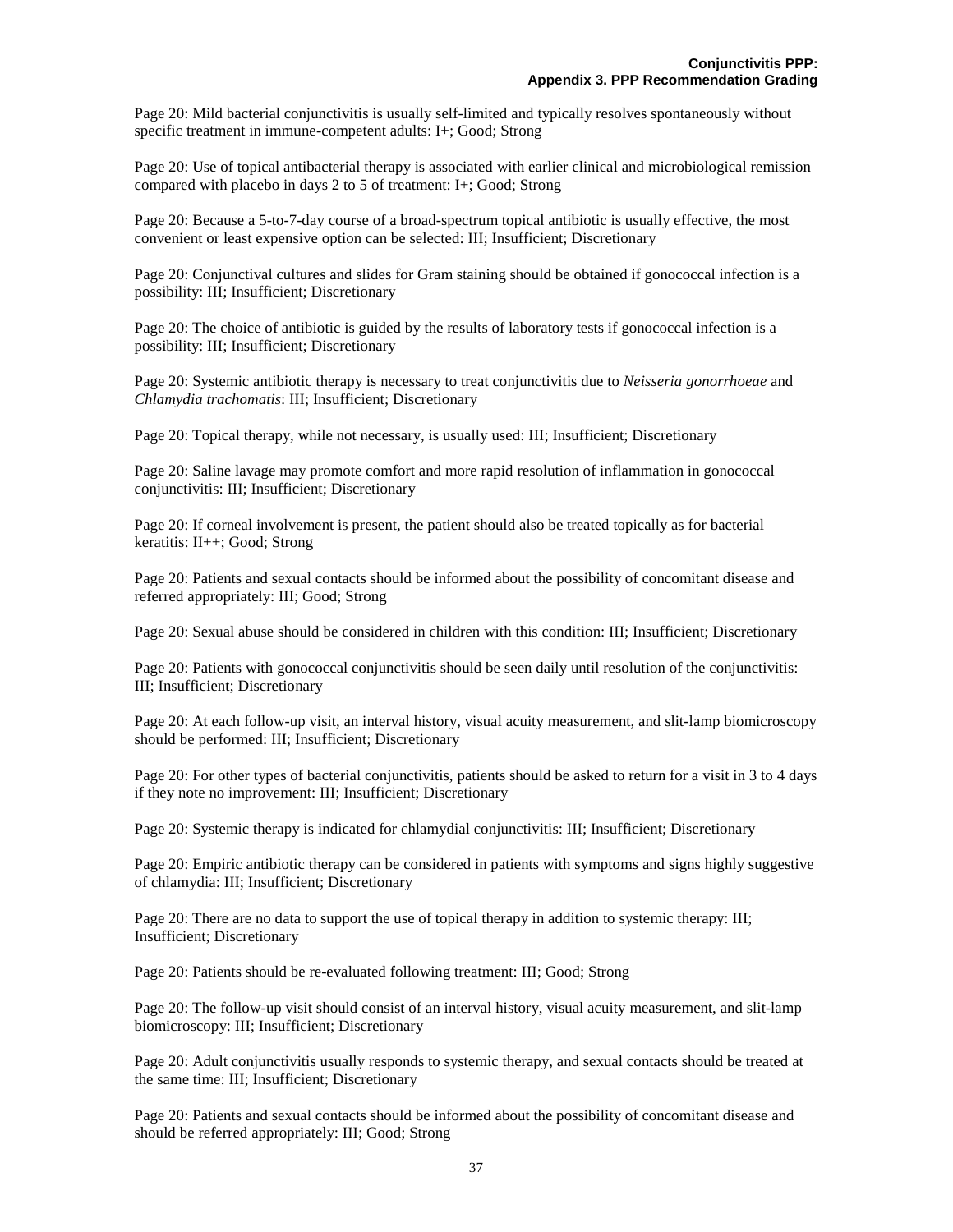Page 20: Mild bacterial conjunctivitis is usually self-limited and typically resolves spontaneously without specific treatment in immune-competent adults: I+; Good; Strong

Page 20: Use of topical antibacterial therapy is associated with earlier clinical and microbiological remission compared with placebo in days 2 to 5 of treatment: I+; Good; Strong

Page 20: Because a 5-to-7-day course of a broad-spectrum topical antibiotic is usually effective, the most convenient or least expensive option can be selected: III; Insufficient; Discretionary

Page 20: Conjunctival cultures and slides for Gram staining should be obtained if gonococcal infection is a possibility: III; Insufficient; Discretionary

Page 20: The choice of antibiotic is guided by the results of laboratory tests if gonococcal infection is a possibility: III; Insufficient; Discretionary

Page 20: Systemic antibiotic therapy is necessary to treat conjunctivitis due to *Neisseria gonorrhoeae* and *Chlamydia trachomatis*: III; Insufficient; Discretionary

Page 20: Topical therapy, while not necessary, is usually used: III; Insufficient; Discretionary

Page 20: Saline lavage may promote comfort and more rapid resolution of inflammation in gonococcal conjunctivitis: III; Insufficient; Discretionary

Page 20: If corneal involvement is present, the patient should also be treated topically as for bacterial keratitis: II++; Good; Strong

Page 20: Patients and sexual contacts should be informed about the possibility of concomitant disease and referred appropriately: III; Good; Strong

Page 20: Sexual abuse should be considered in children with this condition: III; Insufficient; Discretionary

Page 20: Patients with gonococcal conjunctivitis should be seen daily until resolution of the conjunctivitis: III; Insufficient; Discretionary

Page 20: At each follow-up visit, an interval history, visual acuity measurement, and slit-lamp biomicroscopy should be performed: III; Insufficient; Discretionary

Page 20: For other types of bacterial conjunctivitis, patients should be asked to return for a visit in 3 to 4 days if they note no improvement: III; Insufficient; Discretionary

Page 20: Systemic therapy is indicated for chlamydial conjunctivitis: III; Insufficient; Discretionary

Page 20: Empiric antibiotic therapy can be considered in patients with symptoms and signs highly suggestive of chlamydia: III; Insufficient; Discretionary

Page 20: There are no data to support the use of topical therapy in addition to systemic therapy: III; Insufficient; Discretionary

Page 20: Patients should be re-evaluated following treatment: III; Good; Strong

Page 20: The follow-up visit should consist of an interval history, visual acuity measurement, and slit-lamp biomicroscopy: III; Insufficient; Discretionary

Page 20: Adult conjunctivitis usually responds to systemic therapy, and sexual contacts should be treated at the same time: III; Insufficient; Discretionary

Page 20: Patients and sexual contacts should be informed about the possibility of concomitant disease and should be referred appropriately: III; Good; Strong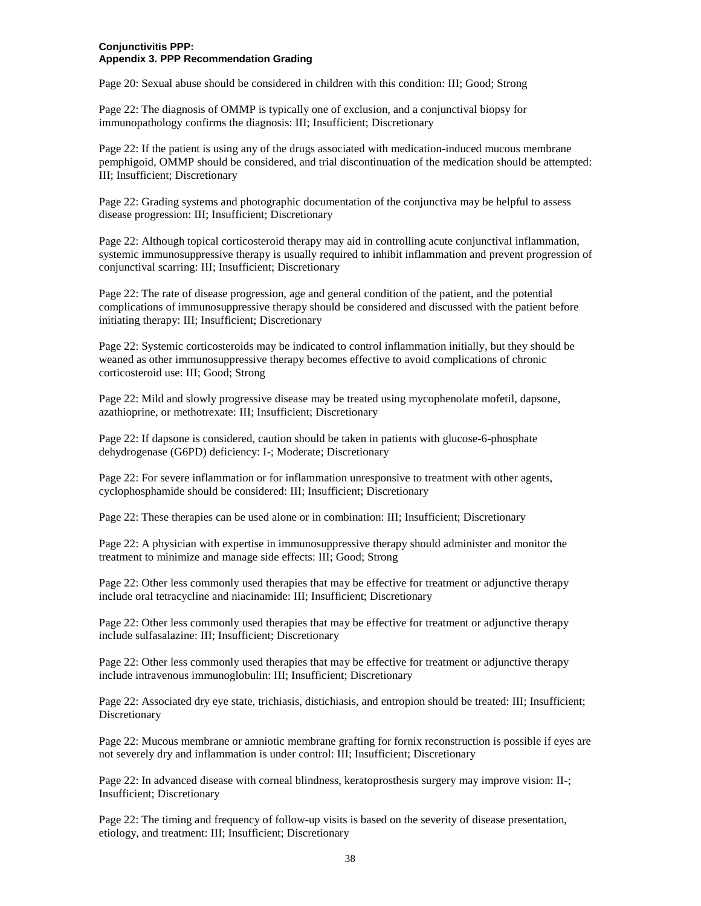**Conjunctivitis PPP:**
**Appendix 3. PPP Recommendation Grading**

Page 20: Sexual abuse should be considered in children with this condition: III; Good; Strong

Page 22: The diagnosis of OMMP is typically one of exclusion, and a conjunctival biopsy for immunopathology confirms the diagnosis: III; Insufficient; Discretionary

Page 22: If the patient is using any of the drugs associated with medication-induced mucous membrane pemphigoid, OMMP should be considered, and trial discontinuation of the medication should be attempted: III; Insufficient; Discretionary

Page 22: Grading systems and photographic documentation of the conjunctiva may be helpful to assess disease progression: III; Insufficient; Discretionary

Page 22: Although topical corticosteroid therapy may aid in controlling acute conjunctival inflammation, systemic immunosuppressive therapy is usually required to inhibit inflammation and prevent progression of conjunctival scarring: III; Insufficient; Discretionary

Page 22: The rate of disease progression, age and general condition of the patient, and the potential complications of immunosuppressive therapy should be considered and discussed with the patient before initiating therapy: III; Insufficient; Discretionary

Page 22: Systemic corticosteroids may be indicated to control inflammation initially, but they should be weaned as other immunosuppressive therapy becomes effective to avoid complications of chronic corticosteroid use: III; Good; Strong

Page 22: Mild and slowly progressive disease may be treated using mycophenolate mofetil, dapsone, azathioprine, or methotrexate: III; Insufficient; Discretionary

Page 22: If dapsone is considered, caution should be taken in patients with glucose-6-phosphate dehydrogenase (G6PD) deficiency: I-; Moderate; Discretionary

Page 22: For severe inflammation or for inflammation unresponsive to treatment with other agents, cyclophosphamide should be considered: III; Insufficient; Discretionary

Page 22: These therapies can be used alone or in combination: III; Insufficient; Discretionary

Page 22: A physician with expertise in immunosuppressive therapy should administer and monitor the treatment to minimize and manage side effects: III; Good; Strong

Page 22: Other less commonly used therapies that may be effective for treatment or adjunctive therapy include oral tetracycline and niacinamide: III; Insufficient; Discretionary

Page 22: Other less commonly used therapies that may be effective for treatment or adjunctive therapy include sulfasalazine: III; Insufficient; Discretionary

Page 22: Other less commonly used therapies that may be effective for treatment or adjunctive therapy include intravenous immunoglobulin: III; Insufficient; Discretionary

Page 22: Associated dry eye state, trichiasis, distichiasis, and entropion should be treated: III; Insufficient; Discretionary

Page 22: Mucous membrane or amniotic membrane grafting for fornix reconstruction is possible if eyes are not severely dry and inflammation is under control: III; Insufficient; Discretionary

Page 22: In advanced disease with corneal blindness, keratoprosthesis surgery may improve vision: II-; Insufficient; Discretionary

Page 22: The timing and frequency of follow-up visits is based on the severity of disease presentation, etiology, and treatment: III; Insufficient; Discretionary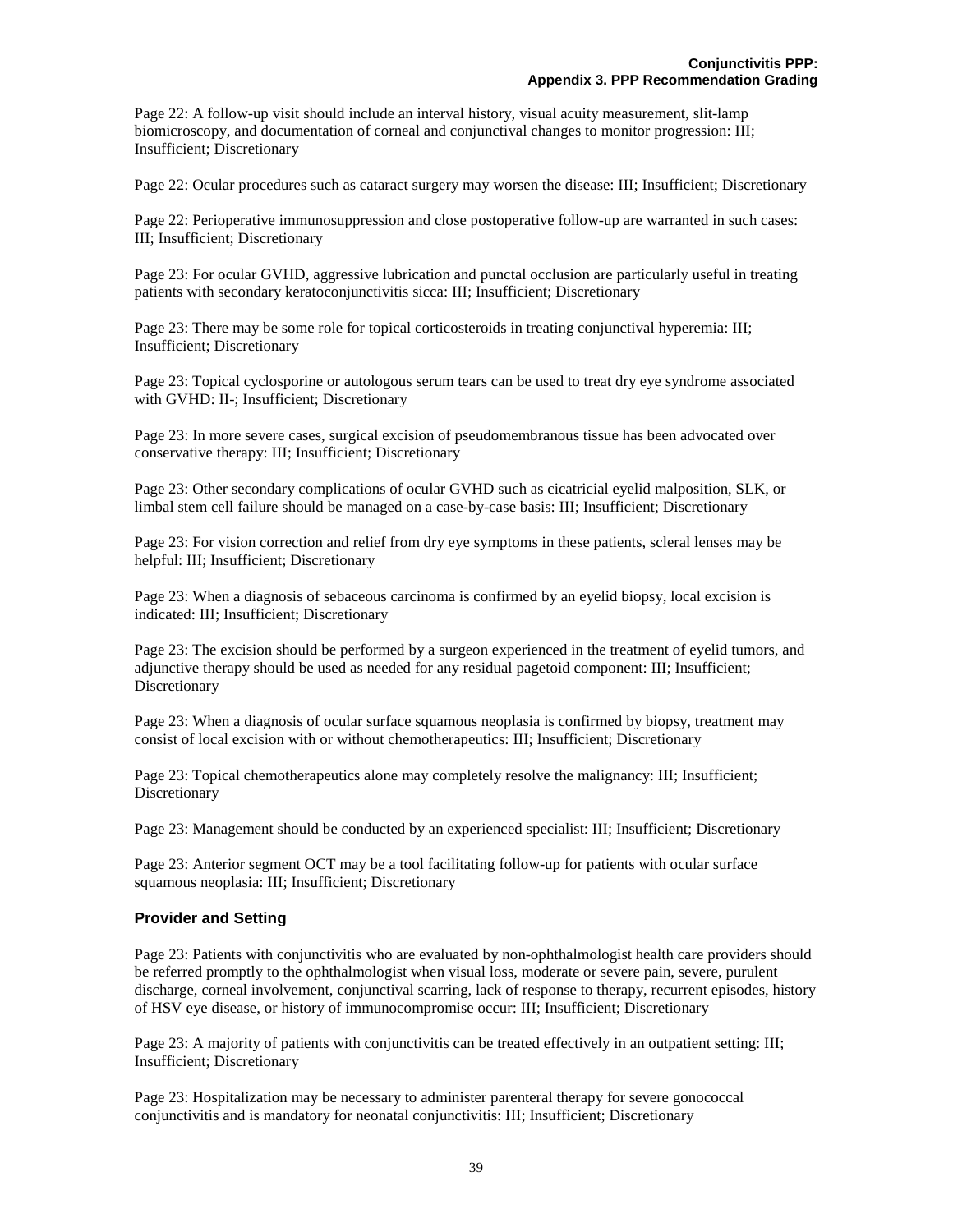Page 22: A follow-up visit should include an interval history, visual acuity measurement, slit-lamp biomicroscopy, and documentation of corneal and conjunctival changes to monitor progression: III; Insufficient; Discretionary

Page 22: Ocular procedures such as cataract surgery may worsen the disease: III; Insufficient; Discretionary

Page 22: Perioperative immunosuppression and close postoperative follow-up are warranted in such cases: III; Insufficient; Discretionary

Page 23: For ocular GVHD, aggressive lubrication and punctal occlusion are particularly useful in treating patients with secondary keratoconjunctivitis sicca: III; Insufficient; Discretionary

Page 23: There may be some role for topical corticosteroids in treating conjunctival hyperemia: III; Insufficient; Discretionary

Page 23: Topical cyclosporine or autologous serum tears can be used to treat dry eye syndrome associated with GVHD: II-; Insufficient; Discretionary

Page 23: In more severe cases, surgical excision of pseudomembranous tissue has been advocated over conservative therapy: III; Insufficient; Discretionary

Page 23: Other secondary complications of ocular GVHD such as cicatricial eyelid malposition, SLK, or limbal stem cell failure should be managed on a case-by-case basis: III; Insufficient; Discretionary

Page 23: For vision correction and relief from dry eye symptoms in these patients, scleral lenses may be helpful: III; Insufficient; Discretionary

Page 23: When a diagnosis of sebaceous carcinoma is confirmed by an eyelid biopsy, local excision is indicated: III; Insufficient; Discretionary

Page 23: The excision should be performed by a surgeon experienced in the treatment of eyelid tumors, and adjunctive therapy should be used as needed for any residual pagetoid component: III; Insufficient; Discretionary

Page 23: When a diagnosis of ocular surface squamous neoplasia is confirmed by biopsy, treatment may consist of local excision with or without chemotherapeutics: III; Insufficient; Discretionary

Page 23: Topical chemotherapeutics alone may completely resolve the malignancy: III; Insufficient; Discretionary

Page 23: Management should be conducted by an experienced specialist: III; Insufficient; Discretionary

Page 23: Anterior segment OCT may be a tool facilitating follow-up for patients with ocular surface squamous neoplasia: III; Insufficient; Discretionary

### Provider and Setting

Page 23: Patients with conjunctivitis who are evaluated by non-ophthalmologist health care providers should be referred promptly to the ophthalmologist when visual loss, moderate or severe pain, severe, purulent discharge, corneal involvement, conjunctival scarring, lack of response to therapy, recurrent episodes, history of HSV eye disease, or history of immunocompromise occur: III; Insufficient; Discretionary

Page 23: A majority of patients with conjunctivitis can be treated effectively in an outpatient setting: III; Insufficient; Discretionary

Page 23: Hospitalization may be necessary to administer parenteral therapy for severe gonococcal conjunctivitis and is mandatory for neonatal conjunctivitis: III; Insufficient; Discretionary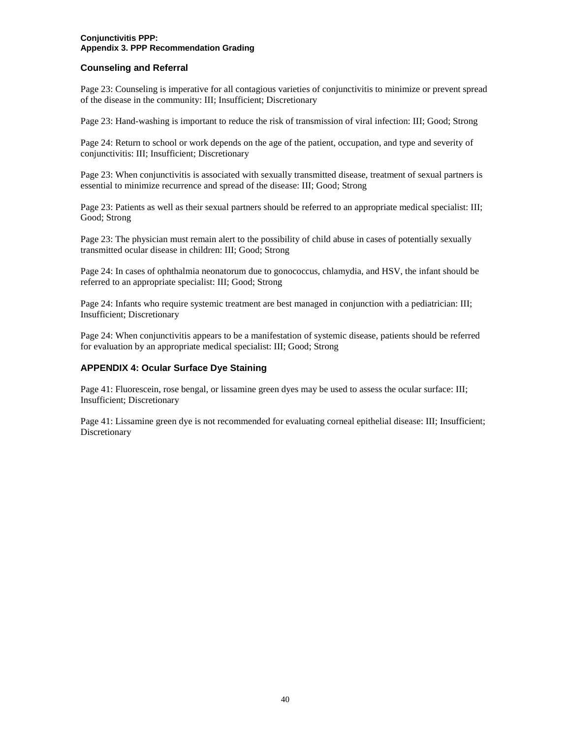## Counseling and Referral

Page 23: Counseling is imperative for all contagious varieties of conjunctivitis to minimize or prevent spread of the disease in the community: III; Insufficient; Discretionary

Page 23: Hand-washing is important to reduce the risk of transmission of viral infection: III; Good; Strong

Page 24: Return to school or work depends on the age of the patient, occupation, and type and severity of conjunctivitis: III; Insufficient; Discretionary

Page 23: When conjunctivitis is associated with sexually transmitted disease, treatment of sexual partners is essential to minimize recurrence and spread of the disease: III; Good; Strong

Page 23: Patients as well as their sexual partners should be referred to an appropriate medical specialist: III; Good; Strong

Page 23: The physician must remain alert to the possibility of child abuse in cases of potentially sexually transmitted ocular disease in children: III; Good; Strong

Page 24: In cases of ophthalmia neonatorum due to gonococcus, chlamydia, and HSV, the infant should be referred to an appropriate specialist: III; Good; Strong

Page 24: Infants who require systemic treatment are best managed in conjunction with a pediatrician: III; Insufficient; Discretionary

Page 24: When conjunctivitis appears to be a manifestation of systemic disease, patients should be referred for evaluation by an appropriate medical specialist: III; Good; Strong

## APPENDIX 4: Ocular Surface Dye Staining

Page 41: Fluorescein, rose bengal, or lissamine green dyes may be used to assess the ocular surface: III; Insufficient; Discretionary

Page 41: Lissamine green dye is not recommended for evaluating corneal epithelial disease: III; Insufficient; Discretionary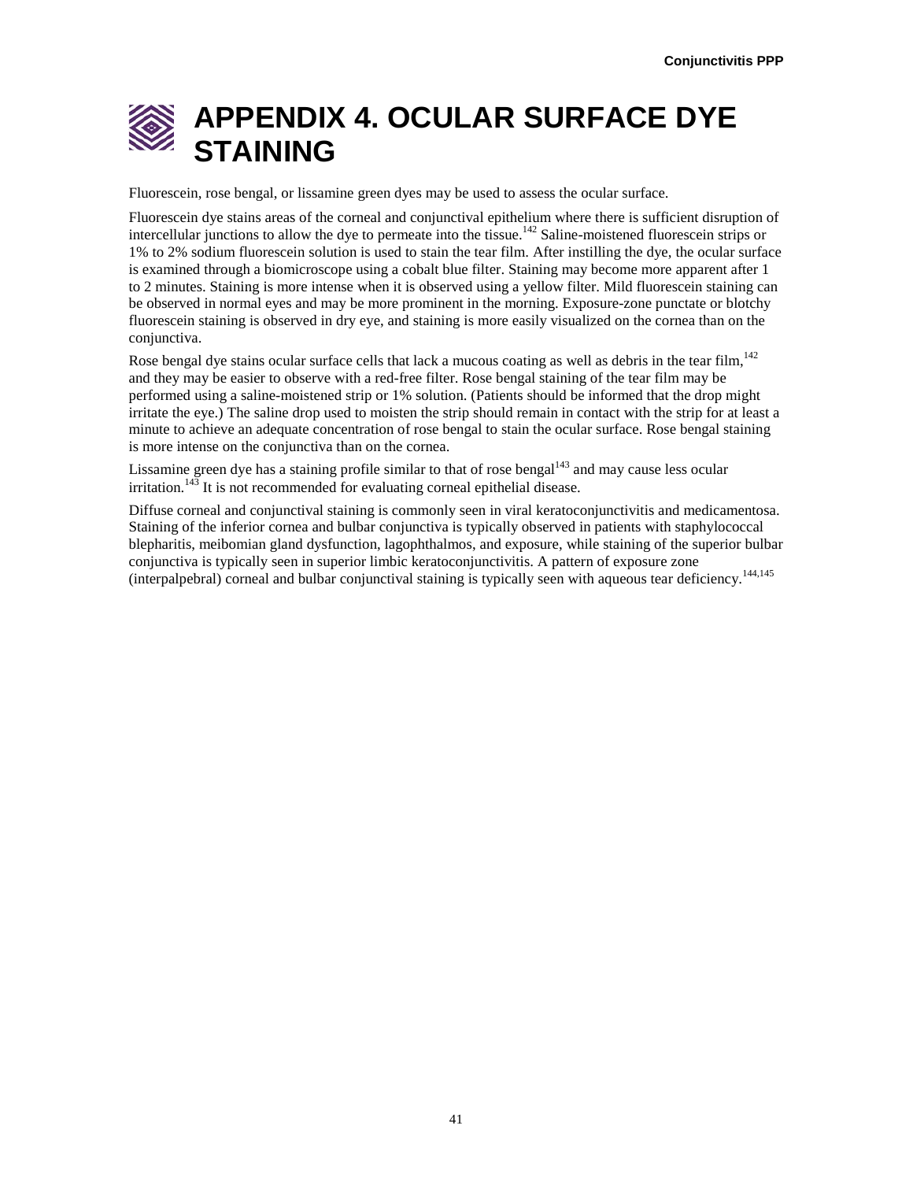# APPENDIX 4. OCULAR SURFACE DYE STAINING

Fluorescein, rose bengal, or lissamine green dyes may be used to assess the ocular surface.

Fluorescein dye stains areas of the corneal and conjunctival epithelium where there is sufficient disruption of intercellular junctions to allow the dye to permeate into the tissue.[142] Saline-moistened fluorescein strips or 1% to 2% sodium fluorescein solution is used to stain the tear film. After instilling the dye, the ocular surface is examined through a biomicroscope using a cobalt blue filter. Staining may become more apparent after 1 to 2 minutes. Staining is more intense when it is observed using a yellow filter. Mild fluorescein staining can be observed in normal eyes and may be more prominent in the morning. Exposure-zone punctate or blotchy fluorescein staining is observed in dry eye, and staining is more easily visualized on the cornea than on the conjunctiva.

Rose bengal dye stains ocular surface cells that lack a mucous coating as well as debris in the tear film,[142] and they may be easier to observe with a red-free filter. Rose bengal staining of the tear film may be performed using a saline-moistened strip or 1% solution. (Patients should be informed that the drop might irritate the eye.) The saline drop used to moisten the strip should remain in contact with the strip for at least a minute to achieve an adequate concentration of rose bengal to stain the ocular surface. Rose bengal staining is more intense on the conjunctiva than on the cornea.

Lissamine green dye has a staining profile similar to that of rose bengal[143] and may cause less ocular irritation.[143] It is not recommended for evaluating corneal epithelial disease.

Diffuse corneal and conjunctival staining is commonly seen in viral keratoconjunctivitis and medicamentosa. Staining of the inferior cornea and bulbar conjunctiva is typically observed in patients with staphylococcal blepharitis, meibomian gland dysfunction, lagophthalmos, and exposure, while staining of the superior bulbar conjunctiva is typically seen in superior limbic keratoconjunctivitis. A pattern of exposure zone (interpalpebral) corneal and bulbar conjunctival staining is typically seen with aqueous tear deficiency.[144,145]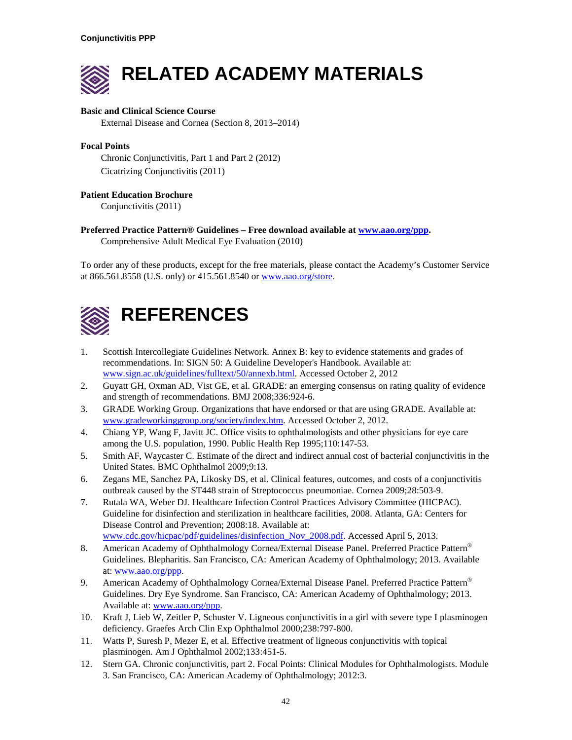# RELATED ACADEMY MATERIALS

**Basic and Clinical Science Course**

External Disease and Cornea (Section 8, 2013–2014)

**Focal Points**

Chronic Conjunctivitis, Part 1 and Part 2 (2012)

Cicatrizing Conjunctivitis (2011)

**Patient Education Brochure**

Conjunctivitis (2011)

**Preferred Practice Pattern® Guidelines – Free download available at www.aao.org/ppp.**

Comprehensive Adult Medical Eye Evaluation (2010)

To order any of these products, except for the free materials, please contact the Academy's Customer Service at 866.561.8558 (U.S. only) or 415.561.8540 or www.aao.org/store.

# REFERENCES

1. Scottish Intercollegiate Guidelines Network. Annex B: key to evidence statements and grades of recommendations. In: SIGN 50: A Guideline Developer's Handbook. Available at: www.sign.ac.uk/guidelines/fulltext/50/annexb.html. Accessed October 2, 2012
2. Guyatt GH, Oxman AD, Vist GE, et al. GRADE: an emerging consensus on rating quality of evidence and strength of recommendations. BMJ 2008;336:924-6.
3. GRADE Working Group. Organizations that have endorsed or that are using GRADE. Available at: www.gradeworkinggroup.org/society/index.htm. Accessed October 2, 2012.
4. Chiang YP, Wang F, Javitt JC. Office visits to ophthalmologists and other physicians for eye care among the U.S. population, 1990. Public Health Rep 1995;110:147-53.
5. Smith AF, Waycaster C. Estimate of the direct and indirect annual cost of bacterial conjunctivitis in the United States. BMC Ophthalmol 2009;9:13.
6. Zegans ME, Sanchez PA, Likosky DS, et al. Clinical features, outcomes, and costs of a conjunctivitis outbreak caused by the ST448 strain of Streptococcus pneumoniae. Cornea 2009;28:503-9.
7. Rutala WA, Weber DJ. Healthcare Infection Control Practices Advisory Committee (HICPAC). Guideline for disinfection and sterilization in healthcare facilities, 2008. Atlanta, GA: Centers for Disease Control and Prevention; 2008:18. Available at: www.cdc.gov/hicpac/pdf/guidelines/disinfection_Nov_2008.pdf. Accessed April 5, 2013.
8. American Academy of Ophthalmology Cornea/External Disease Panel. Preferred Practice Pattern® Guidelines. Blepharitis. San Francisco, CA: American Academy of Ophthalmology; 2013. Available at: www.aao.org/ppp.
9. American Academy of Ophthalmology Cornea/External Disease Panel. Preferred Practice Pattern® Guidelines. Dry Eye Syndrome. San Francisco, CA: American Academy of Ophthalmology; 2013. Available at: www.aao.org/ppp.
10. Kraft J, Lieb W, Zeitler P, Schuster V. Ligneous conjunctivitis in a girl with severe type I plasminogen deficiency. Graefes Arch Clin Exp Ophthalmol 2000;238:797-800.
11. Watts P, Suresh P, Mezer E, et al. Effective treatment of ligneous conjunctivitis with topical plasminogen. Am J Ophthalmol 2002;133:451-5.
12. Stern GA. Chronic conjunctivitis, part 2. Focal Points: Clinical Modules for Ophthalmologists. Module 3. San Francisco, CA: American Academy of Ophthalmology; 2012:3.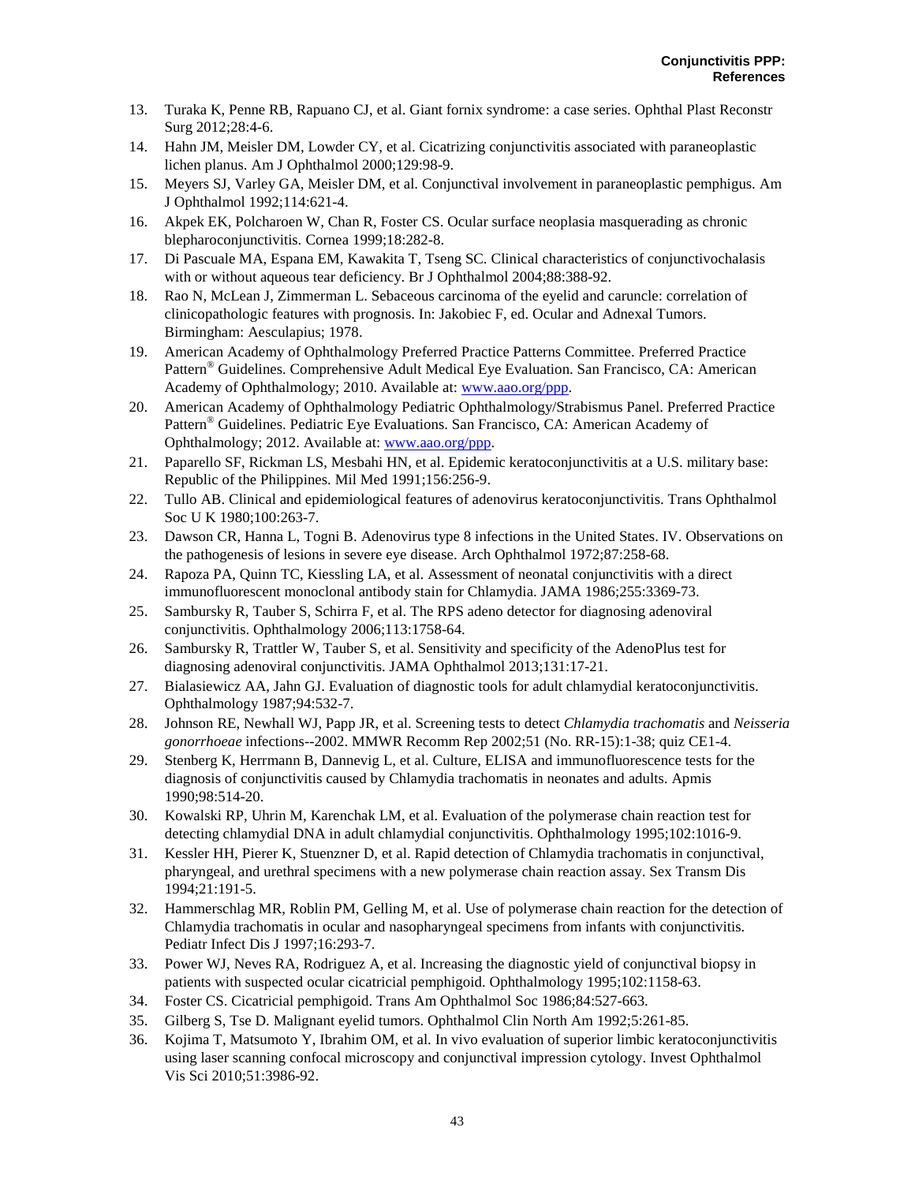13. Turaka K, Penne RB, Rapuano CJ, et al. Giant fornix syndrome: a case series. Ophthal Plast Reconstr Surg 2012;28:4-6.
14. Hahn JM, Meisler DM, Lowder CY, et al. Cicatrizing conjunctivitis associated with paraneoplastic lichen planus. Am J Ophthalmol 2000;129:98-9.
15. Meyers SJ, Varley GA, Meisler DM, et al. Conjunctival involvement in paraneoplastic pemphigus. Am J Ophthalmol 1992;114:621-4.
16. Akpek EK, Polcharoen W, Chan R, Foster CS. Ocular surface neoplasia masquerading as chronic blepharoconjunctivitis. Cornea 1999;18:282-8.
17. Di Pascuale MA, Espana EM, Kawakita T, Tseng SC. Clinical characteristics of conjunctivochalasis with or without aqueous tear deficiency. Br J Ophthalmol 2004;88:388-92.
18. Rao N, McLean J, Zimmerman L. Sebaceous carcinoma of the eyelid and caruncle: correlation of clinicopathologic features with prognosis. In: Jakobiec F, ed. Ocular and Adnexal Tumors. Birmingham: Aesculapius; 1978.
19. American Academy of Ophthalmology Preferred Practice Patterns Committee. Preferred Practice Pattern® Guidelines. Comprehensive Adult Medical Eye Evaluation. San Francisco, CA: American Academy of Ophthalmology; 2010. Available at: www.aao.org/ppp.
20. American Academy of Ophthalmology Pediatric Ophthalmology/Strabismus Panel. Preferred Practice Pattern® Guidelines. Pediatric Eye Evaluations. San Francisco, CA: American Academy of Ophthalmology; 2012. Available at: www.aao.org/ppp.
21. Paparello SF, Rickman LS, Mesbahi HN, et al. Epidemic keratoconjunctivitis at a U.S. military base: Republic of the Philippines. Mil Med 1991;156:256-9.
22. Tullo AB. Clinical and epidemiological features of adenovirus keratoconjunctivitis. Trans Ophthalmol Soc U K 1980;100:263-7.
23. Dawson CR, Hanna L, Togni B. Adenovirus type 8 infections in the United States. IV. Observations on the pathogenesis of lesions in severe eye disease. Arch Ophthalmol 1972;87:258-68.
24. Rapoza PA, Quinn TC, Kiessling LA, et al. Assessment of neonatal conjunctivitis with a direct immunofluorescent monoclonal antibody stain for Chlamydia. JAMA 1986;255:3369-73.
25. Sambursky R, Tauber S, Schirra F, et al. The RPS adeno detector for diagnosing adenoviral conjunctivitis. Ophthalmology 2006;113:1758-64.
26. Sambursky R, Trattler W, Tauber S, et al. Sensitivity and specificity of the AdenoPlus test for diagnosing adenoviral conjunctivitis. JAMA Ophthalmol 2013;131:17-21.
27. Bialasiewicz AA, Jahn GJ. Evaluation of diagnostic tools for adult chlamydial keratoconjunctivitis. Ophthalmology 1987;94:532-7.
28. Johnson RE, Newhall WJ, Papp JR, et al. Screening tests to detect *Chlamydia trachomatis* and *Neisseria gonorrhoeae* infections--2002. MMWR Recomm Rep 2002;51 (No. RR-15):1-38; quiz CE1-4.
29. Stenberg K, Herrmann B, Dannevig L, et al. Culture, ELISA and immunofluorescence tests for the diagnosis of conjunctivitis caused by Chlamydia trachomatis in neonates and adults. Apmis 1990;98:514-20.
30. Kowalski RP, Uhrin M, Karenchak LM, et al. Evaluation of the polymerase chain reaction test for detecting chlamydial DNA in adult chlamydial conjunctivitis. Ophthalmology 1995;102:1016-9.
31. Kessler HH, Pierer K, Stuenzner D, et al. Rapid detection of Chlamydia trachomatis in conjunctival, pharyngeal, and urethral specimens with a new polymerase chain reaction assay. Sex Transm Dis 1994;21:191-5.
32. Hammerschlag MR, Roblin PM, Gelling M, et al. Use of polymerase chain reaction for the detection of Chlamydia trachomatis in ocular and nasopharyngeal specimens from infants with conjunctivitis. Pediatr Infect Dis J 1997;16:293-7.
33. Power WJ, Neves RA, Rodriguez A, et al. Increasing the diagnostic yield of conjunctival biopsy in patients with suspected ocular cicatricial pemphigoid. Ophthalmology 1995;102:1158-63.
34. Foster CS. Cicatricial pemphigoid. Trans Am Ophthalmol Soc 1986;84:527-663.
35. Gilberg S, Tse D. Malignant eyelid tumors. Ophthalmol Clin North Am 1992;5:261-85.
36. Kojima T, Matsumoto Y, Ibrahim OM, et al. In vivo evaluation of superior limbic keratoconjunctivitis using laser scanning confocal microscopy and conjunctival impression cytology. Invest Ophthalmol Vis Sci 2010;51:3986-92.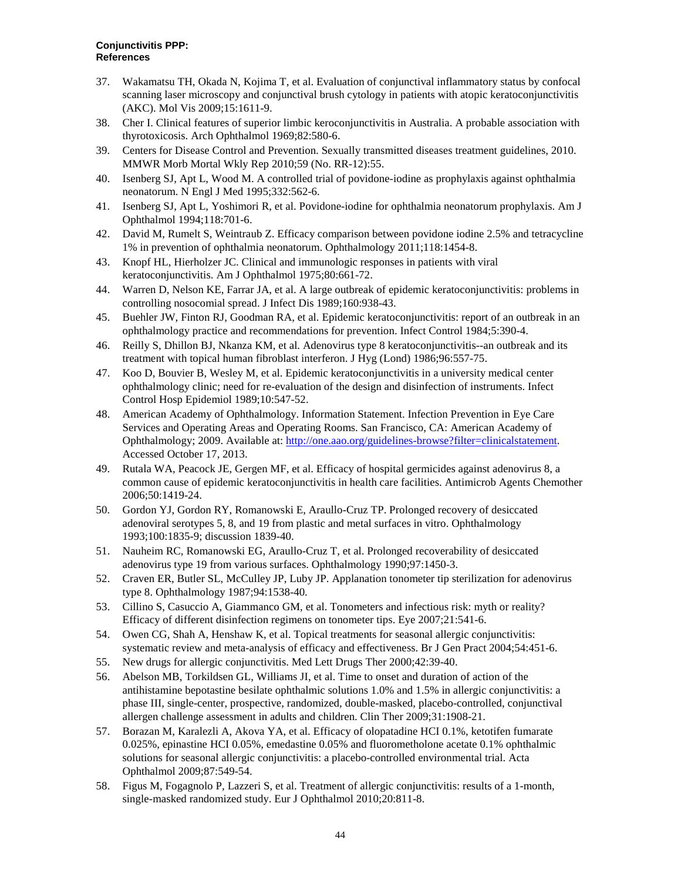37. Wakamatsu TH, Okada N, Kojima T, et al. Evaluation of conjunctival inflammatory status by confocal scanning laser microscopy and conjunctival brush cytology in patients with atopic keratoconjunctivitis (AKC). Mol Vis 2009;15:1611-9.
38. Cher I. Clinical features of superior limbic keroconjunctivitis in Australia. A probable association with thyrotoxicosis. Arch Ophthalmol 1969;82:580-6.
39. Centers for Disease Control and Prevention. Sexually transmitted diseases treatment guidelines, 2010. MMWR Morb Mortal Wkly Rep 2010;59 (No. RR-12):55.
40. Isenberg SJ, Apt L, Wood M. A controlled trial of povidone-iodine as prophylaxis against ophthalmia neonatorum. N Engl J Med 1995;332:562-6.
41. Isenberg SJ, Apt L, Yoshimori R, et al. Povidone-iodine for ophthalmia neonatorum prophylaxis. Am J Ophthalmol 1994;118:701-6.
42. David M, Rumelt S, Weintraub Z. Efficacy comparison between povidone iodine 2.5% and tetracycline 1% in prevention of ophthalmia neonatorum. Ophthalmology 2011;118:1454-8.
43. Knopf HL, Hierholzer JC. Clinical and immunologic responses in patients with viral keratoconjunctivitis. Am J Ophthalmol 1975;80:661-72.
44. Warren D, Nelson KE, Farrar JA, et al. A large outbreak of epidemic keratoconjunctivitis: problems in controlling nosocomial spread. J Infect Dis 1989;160:938-43.
45. Buehler JW, Finton RJ, Goodman RA, et al. Epidemic keratoconjunctivitis: report of an outbreak in an ophthalmology practice and recommendations for prevention. Infect Control 1984;5:390-4.
46. Reilly S, Dhillon BJ, Nkanza KM, et al. Adenovirus type 8 keratoconjunctivitis--an outbreak and its treatment with topical human fibroblast interferon. J Hyg (Lond) 1986;96:557-75.
47. Koo D, Bouvier B, Wesley M, et al. Epidemic keratoconjunctivitis in a university medical center ophthalmology clinic; need for re-evaluation of the design and disinfection of instruments. Infect Control Hosp Epidemiol 1989;10:547-52.
48. American Academy of Ophthalmology. Information Statement. Infection Prevention in Eye Care Services and Operating Areas and Operating Rooms. San Francisco, CA: American Academy of Ophthalmology; 2009. Available at: http://one.aao.org/guidelines-browse?filter=clinicalstatement. Accessed October 17, 2013.
49. Rutala WA, Peacock JE, Gergen MF, et al. Efficacy of hospital germicides against adenovirus 8, a common cause of epidemic keratoconjunctivitis in health care facilities. Antimicrob Agents Chemother 2006;50:1419-24.
50. Gordon YJ, Gordon RY, Romanowski E, Araullo-Cruz TP. Prolonged recovery of desiccated adenoviral serotypes 5, 8, and 19 from plastic and metal surfaces in vitro. Ophthalmology 1993;100:1835-9; discussion 1839-40.
51. Nauheim RC, Romanowski EG, Araullo-Cruz T, et al. Prolonged recoverability of desiccated adenovirus type 19 from various surfaces. Ophthalmology 1990;97:1450-3.
52. Craven ER, Butler SL, McCulley JP, Luby JP. Applanation tonometer tip sterilization for adenovirus type 8. Ophthalmology 1987;94:1538-40.
53. Cillino S, Casuccio A, Giammanco GM, et al. Tonometers and infectious risk: myth or reality? Efficacy of different disinfection regimens on tonometer tips. Eye 2007;21:541-6.
54. Owen CG, Shah A, Henshaw K, et al. Topical treatments for seasonal allergic conjunctivitis: systematic review and meta-analysis of efficacy and effectiveness. Br J Gen Pract 2004;54:451-6.
55. New drugs for allergic conjunctivitis. Med Lett Drugs Ther 2000;42:39-40.
56. Abelson MB, Torkildsen GL, Williams JI, et al. Time to onset and duration of action of the antihistamine bepotastine besilate ophthalmic solutions 1.0% and 1.5% in allergic conjunctivitis: a phase III, single-center, prospective, randomized, double-masked, placebo-controlled, conjunctival allergen challenge assessment in adults and children. Clin Ther 2009;31:1908-21.
57. Borazan M, Karalezli A, Akova YA, et al. Efficacy of olopatadine HCI 0.1%, ketotifen fumarate 0.025%, epinastine HCI 0.05%, emedastine 0.05% and fluorometholone acetate 0.1% ophthalmic solutions for seasonal allergic conjunctivitis: a placebo-controlled environmental trial. Acta Ophthalmol 2009;87:549-54.
58. Figus M, Fogagnolo P, Lazzeri S, et al. Treatment of allergic conjunctivitis: results of a 1-month, single-masked randomized study. Eur J Ophthalmol 2010;20:811-8.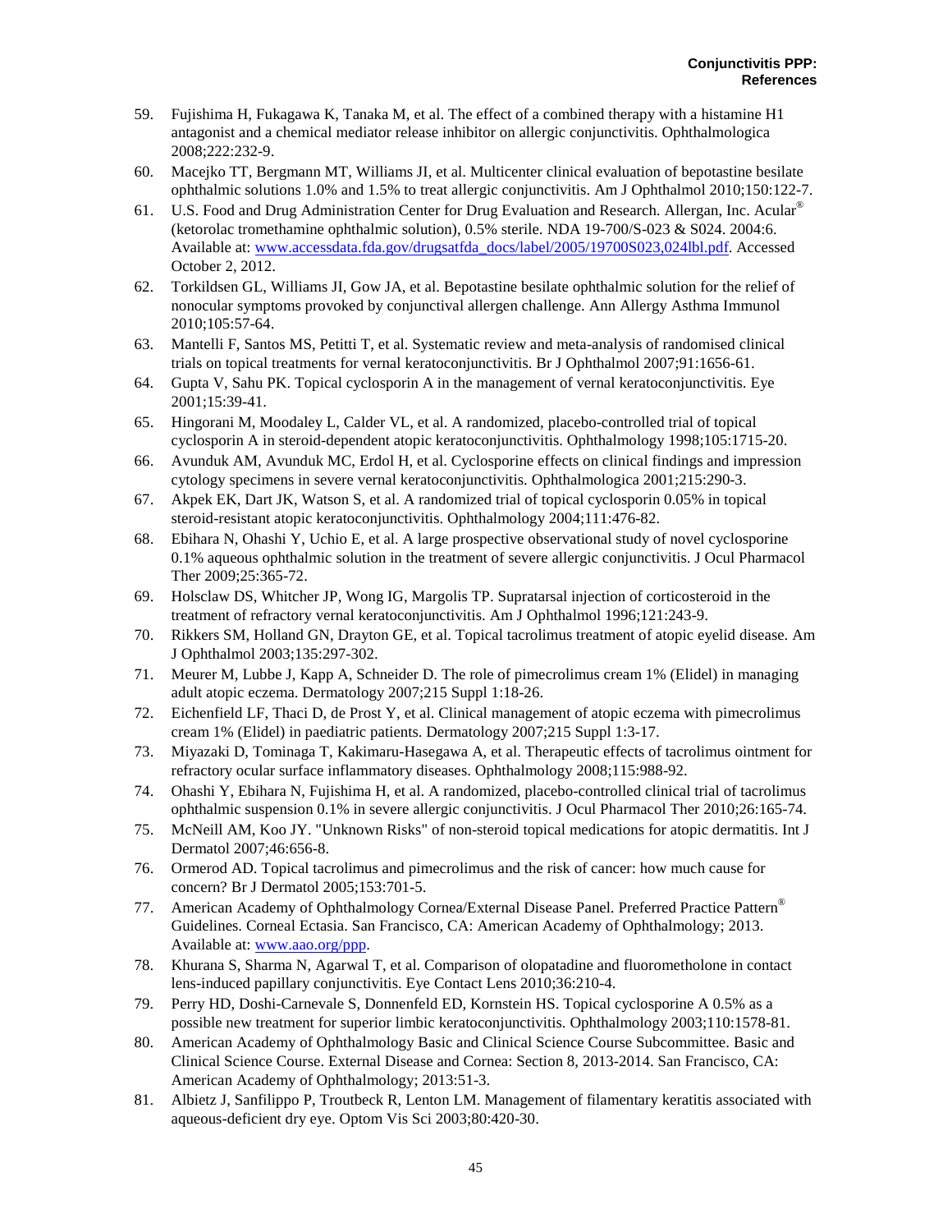59. Fujishima H, Fukagawa K, Tanaka M, et al. The effect of a combined therapy with a histamine H1 antagonist and a chemical mediator release inhibitor on allergic conjunctivitis. Ophthalmologica 2008;222:232-9.
60. Macejko TT, Bergmann MT, Williams JI, et al. Multicenter clinical evaluation of bepotastine besilate ophthalmic solutions 1.0% and 1.5% to treat allergic conjunctivitis. Am J Ophthalmol 2010;150:122-7.
61. U.S. Food and Drug Administration Center for Drug Evaluation and Research. Allergan, Inc. Acular® (ketorolac tromethamine ophthalmic solution), 0.5% sterile. NDA 19-700/S-023 & S024. 2004:6. Available at: www.accessdata.fda.gov/drugsatfda_docs/label/2005/19700S023,024lbl.pdf. Accessed October 2, 2012.
62. Torkildsen GL, Williams JI, Gow JA, et al. Bepotastine besilate ophthalmic solution for the relief of nonocular symptoms provoked by conjunctival allergen challenge. Ann Allergy Asthma Immunol 2010;105:57-64.
63. Mantelli F, Santos MS, Petitti T, et al. Systematic review and meta-analysis of randomised clinical trials on topical treatments for vernal keratoconjunctivitis. Br J Ophthalmol 2007;91:1656-61.
64. Gupta V, Sahu PK. Topical cyclosporin A in the management of vernal keratoconjunctivitis. Eye 2001;15:39-41.
65. Hingorani M, Moodaley L, Calder VL, et al. A randomized, placebo-controlled trial of topical cyclosporin A in steroid-dependent atopic keratoconjunctivitis. Ophthalmology 1998;105:1715-20.
66. Avunduk AM, Avunduk MC, Erdol H, et al. Cyclosporine effects on clinical findings and impression cytology specimens in severe vernal keratoconjunctivitis. Ophthalmologica 2001;215:290-3.
67. Akpek EK, Dart JK, Watson S, et al. A randomized trial of topical cyclosporin 0.05% in topical steroid-resistant atopic keratoconjunctivitis. Ophthalmology 2004;111:476-82.
68. Ebihara N, Ohashi Y, Uchio E, et al. A large prospective observational study of novel cyclosporine 0.1% aqueous ophthalmic solution in the treatment of severe allergic conjunctivitis. J Ocul Pharmacol Ther 2009;25:365-72.
69. Holsclaw DS, Whitcher JP, Wong IG, Margolis TP. Supratarsal injection of corticosteroid in the treatment of refractory vernal keratoconjunctivitis. Am J Ophthalmol 1996;121:243-9.
70. Rikkers SM, Holland GN, Drayton GE, et al. Topical tacrolimus treatment of atopic eyelid disease. Am J Ophthalmol 2003;135:297-302.
71. Meurer M, Lubbe J, Kapp A, Schneider D. The role of pimecrolimus cream 1% (Elidel) in managing adult atopic eczema. Dermatology 2007;215 Suppl 1:18-26.
72. Eichenfield LF, Thaci D, de Prost Y, et al. Clinical management of atopic eczema with pimecrolimus cream 1% (Elidel) in paediatric patients. Dermatology 2007;215 Suppl 1:3-17.
73. Miyazaki D, Tominaga T, Kakimaru-Hasegawa A, et al. Therapeutic effects of tacrolimus ointment for refractory ocular surface inflammatory diseases. Ophthalmology 2008;115:988-92.
74. Ohashi Y, Ebihara N, Fujishima H, et al. A randomized, placebo-controlled clinical trial of tacrolimus ophthalmic suspension 0.1% in severe allergic conjunctivitis. J Ocul Pharmacol Ther 2010;26:165-74.
75. McNeill AM, Koo JY. "Unknown Risks" of non-steroid topical medications for atopic dermatitis. Int J Dermatol 2007;46:656-8.
76. Ormerod AD. Topical tacrolimus and pimecrolimus and the risk of cancer: how much cause for concern? Br J Dermatol 2005;153:701-5.
77. American Academy of Ophthalmology Cornea/External Disease Panel. Preferred Practice Pattern® Guidelines. Corneal Ectasia. San Francisco, CA: American Academy of Ophthalmology; 2013. Available at: www.aao.org/ppp.
78. Khurana S, Sharma N, Agarwal T, et al. Comparison of olopatadine and fluorometholone in contact lens-induced papillary conjunctivitis. Eye Contact Lens 2010;36:210-4.
79. Perry HD, Doshi-Carnevale S, Donnenfeld ED, Kornstein HS. Topical cyclosporine A 0.5% as a possible new treatment for superior limbic keratoconjunctivitis. Ophthalmology 2003;110:1578-81.
80. American Academy of Ophthalmology Basic and Clinical Science Course Subcommittee. Basic and Clinical Science Course. External Disease and Cornea: Section 8, 2013-2014. San Francisco, CA: American Academy of Ophthalmology; 2013:51-3.
81. Albietz J, Sanfilippo P, Troutbeck R, Lenton LM. Management of filamentary keratitis associated with aqueous-deficient dry eye. Optom Vis Sci 2003;80:420-30.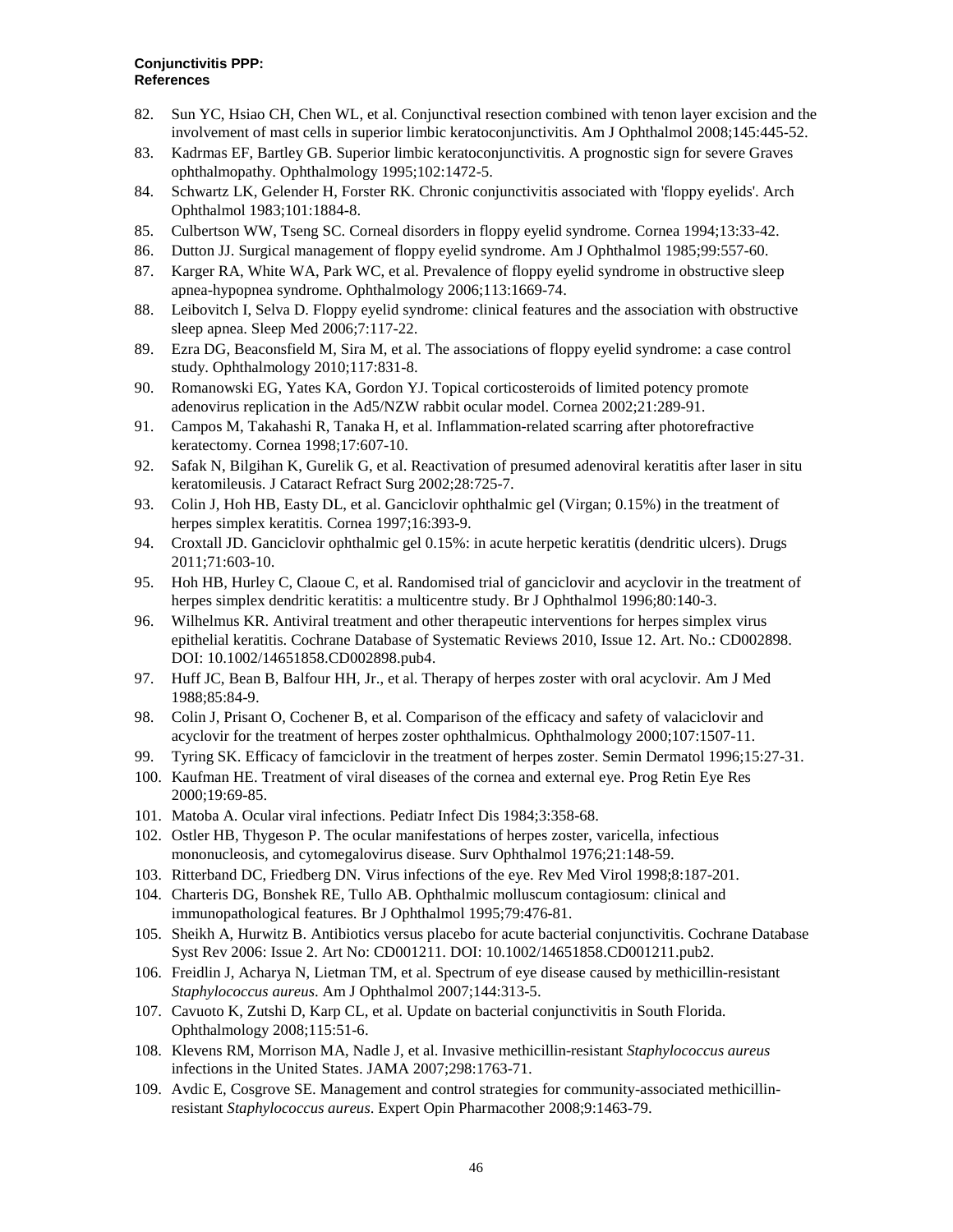82. Sun YC, Hsiao CH, Chen WL, et al. Conjunctival resection combined with tenon layer excision and the involvement of mast cells in superior limbic keratoconjunctivitis. Am J Ophthalmol 2008;145:445-52.
83. Kadrmas EF, Bartley GB. Superior limbic keratoconjunctivitis. A prognostic sign for severe Graves ophthalmopathy. Ophthalmology 1995;102:1472-5.
84. Schwartz LK, Gelender H, Forster RK. Chronic conjunctivitis associated with 'floppy eyelids'. Arch Ophthalmol 1983;101:1884-8.
85. Culbertson WW, Tseng SC. Corneal disorders in floppy eyelid syndrome. Cornea 1994;13:33-42.
86. Dutton JJ. Surgical management of floppy eyelid syndrome. Am J Ophthalmol 1985;99:557-60.
87. Karger RA, White WA, Park WC, et al. Prevalence of floppy eyelid syndrome in obstructive sleep apnea-hypopnea syndrome. Ophthalmology 2006;113:1669-74.
88. Leibovitch I, Selva D. Floppy eyelid syndrome: clinical features and the association with obstructive sleep apnea. Sleep Med 2006;7:117-22.
89. Ezra DG, Beaconsfield M, Sira M, et al. The associations of floppy eyelid syndrome: a case control study. Ophthalmology 2010;117:831-8.
90. Romanowski EG, Yates KA, Gordon YJ. Topical corticosteroids of limited potency promote adenovirus replication in the Ad5/NZW rabbit ocular model. Cornea 2002;21:289-91.
91. Campos M, Takahashi R, Tanaka H, et al. Inflammation-related scarring after photorefractive keratectomy. Cornea 1998;17:607-10.
92. Safak N, Bilgihan K, Gurelik G, et al. Reactivation of presumed adenoviral keratitis after laser in situ keratomileusis. J Cataract Refract Surg 2002;28:725-7.
93. Colin J, Hoh HB, Easty DL, et al. Ganciclovir ophthalmic gel (Virgan; 0.15%) in the treatment of herpes simplex keratitis. Cornea 1997;16:393-9.
94. Croxtall JD. Ganciclovir ophthalmic gel 0.15%: in acute herpetic keratitis (dendritic ulcers). Drugs 2011;71:603-10.
95. Hoh HB, Hurley C, Claoue C, et al. Randomised trial of ganciclovir and acyclovir in the treatment of herpes simplex dendritic keratitis: a multicentre study. Br J Ophthalmol 1996;80:140-3.
96. Wilhelmus KR. Antiviral treatment and other therapeutic interventions for herpes simplex virus epithelial keratitis. Cochrane Database of Systematic Reviews 2010, Issue 12. Art. No.: CD002898. DOI: 10.1002/14651858.CD002898.pub4.
97. Huff JC, Bean B, Balfour HH, Jr., et al. Therapy of herpes zoster with oral acyclovir. Am J Med 1988;85:84-9.
98. Colin J, Prisant O, Cochener B, et al. Comparison of the efficacy and safety of valaciclovir and acyclovir for the treatment of herpes zoster ophthalmicus. Ophthalmology 2000;107:1507-11.
99. Tyring SK. Efficacy of famciclovir in the treatment of herpes zoster. Semin Dermatol 1996;15:27-31.
100. Kaufman HE. Treatment of viral diseases of the cornea and external eye. Prog Retin Eye Res 2000;19:69-85.
101. Matoba A. Ocular viral infections. Pediatr Infect Dis 1984;3:358-68.
102. Ostler HB, Thygeson P. The ocular manifestations of herpes zoster, varicella, infectious mononucleosis, and cytomegalovirus disease. Surv Ophthalmol 1976;21:148-59.
103. Ritterband DC, Friedberg DN. Virus infections of the eye. Rev Med Virol 1998;8:187-201.
104. Charteris DG, Bonshek RE, Tullo AB. Ophthalmic molluscum contagiosum: clinical and immunopathological features. Br J Ophthalmol 1995;79:476-81.
105. Sheikh A, Hurwitz B. Antibiotics versus placebo for acute bacterial conjunctivitis. Cochrane Database Syst Rev 2006: Issue 2. Art No: CD001211. DOI: 10.1002/14651858.CD001211.pub2.
106. Freidlin J, Acharya N, Lietman TM, et al. Spectrum of eye disease caused by methicillin-resistant *Staphylococcus aureus*. Am J Ophthalmol 2007;144:313-5.
107. Cavuoto K, Zutshi D, Karp CL, et al. Update on bacterial conjunctivitis in South Florida. Ophthalmology 2008;115:51-6.
108. Klevens RM, Morrison MA, Nadle J, et al. Invasive methicillin-resistant *Staphylococcus aureus* infections in the United States. JAMA 2007;298:1763-71.
109. Avdic E, Cosgrove SE. Management and control strategies for community-associated methicillin-resistant *Staphylococcus aureus*. Expert Opin Pharmacother 2008;9:1463-79.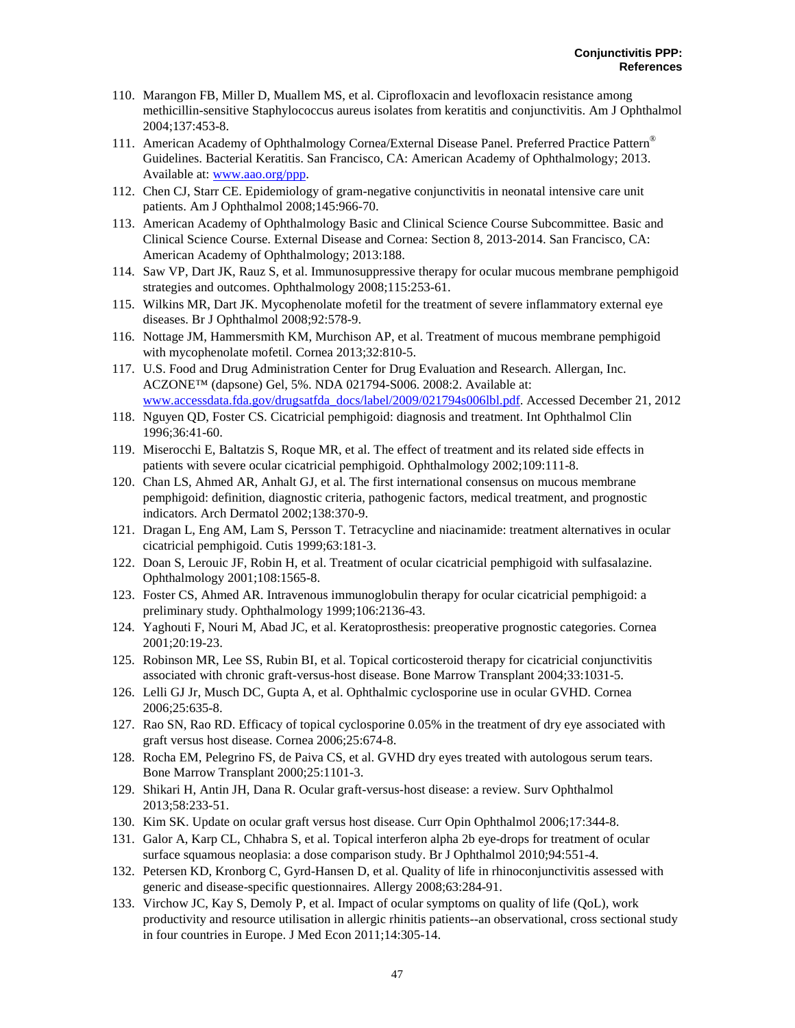110. Marangon FB, Miller D, Muallem MS, et al. Ciprofloxacin and levofloxacin resistance among methicillin-sensitive Staphylococcus aureus isolates from keratitis and conjunctivitis. Am J Ophthalmol 2004;137:453-8.
111. American Academy of Ophthalmology Cornea/External Disease Panel. Preferred Practice Pattern® Guidelines. Bacterial Keratitis. San Francisco, CA: American Academy of Ophthalmology; 2013. Available at: www.aao.org/ppp.
112. Chen CJ, Starr CE. Epidemiology of gram-negative conjunctivitis in neonatal intensive care unit patients. Am J Ophthalmol 2008;145:966-70.
113. American Academy of Ophthalmology Basic and Clinical Science Course Subcommittee. Basic and Clinical Science Course. External Disease and Cornea: Section 8, 2013-2014. San Francisco, CA: American Academy of Ophthalmology; 2013:188.
114. Saw VP, Dart JK, Rauz S, et al. Immunosuppressive therapy for ocular mucous membrane pemphigoid strategies and outcomes. Ophthalmology 2008;115:253-61.
115. Wilkins MR, Dart JK. Mycophenolate mofetil for the treatment of severe inflammatory external eye diseases. Br J Ophthalmol 2008;92:578-9.
116. Nottage JM, Hammersmith KM, Murchison AP, et al. Treatment of mucous membrane pemphigoid with mycophenolate mofetil. Cornea 2013;32:810-5.
117. U.S. Food and Drug Administration Center for Drug Evaluation and Research. Allergan, Inc. ACZONE™ (dapsone) Gel, 5%. NDA 021794-S006. 2008:2. Available at: www.accessdata.fda.gov/drugsatfda_docs/label/2009/021794s006lbl.pdf. Accessed December 21, 2012
118. Nguyen QD, Foster CS. Cicatricial pemphigoid: diagnosis and treatment. Int Ophthalmol Clin 1996;36:41-60.
119. Miserocchi E, Baltatzis S, Roque MR, et al. The effect of treatment and its related side effects in patients with severe ocular cicatricial pemphigoid. Ophthalmology 2002;109:111-8.
120. Chan LS, Ahmed AR, Anhalt GJ, et al. The first international consensus on mucous membrane pemphigoid: definition, diagnostic criteria, pathogenic factors, medical treatment, and prognostic indicators. Arch Dermatol 2002;138:370-9.
121. Dragan L, Eng AM, Lam S, Persson T. Tetracycline and niacinamide: treatment alternatives in ocular cicatricial pemphigoid. Cutis 1999;63:181-3.
122. Doan S, Lerouic JF, Robin H, et al. Treatment of ocular cicatricial pemphigoid with sulfasalazine. Ophthalmology 2001;108:1565-8.
123. Foster CS, Ahmed AR. Intravenous immunoglobulin therapy for ocular cicatricial pemphigoid: a preliminary study. Ophthalmology 1999;106:2136-43.
124. Yaghouti F, Nouri M, Abad JC, et al. Keratoprosthesis: preoperative prognostic categories. Cornea 2001;20:19-23.
125. Robinson MR, Lee SS, Rubin BI, et al. Topical corticosteroid therapy for cicatricial conjunctivitis associated with chronic graft-versus-host disease. Bone Marrow Transplant 2004;33:1031-5.
126. Lelli GJ Jr, Musch DC, Gupta A, et al. Ophthalmic cyclosporine use in ocular GVHD. Cornea 2006;25:635-8.
127. Rao SN, Rao RD. Efficacy of topical cyclosporine 0.05% in the treatment of dry eye associated with graft versus host disease. Cornea 2006;25:674-8.
128. Rocha EM, Pelegrino FS, de Paiva CS, et al. GVHD dry eyes treated with autologous serum tears. Bone Marrow Transplant 2000;25:1101-3.
129. Shikari H, Antin JH, Dana R. Ocular graft-versus-host disease: a review. Surv Ophthalmol 2013;58:233-51.
130. Kim SK. Update on ocular graft versus host disease. Curr Opin Ophthalmol 2006;17:344-8.
131. Galor A, Karp CL, Chhabra S, et al. Topical interferon alpha 2b eye-drops for treatment of ocular surface squamous neoplasia: a dose comparison study. Br J Ophthalmol 2010;94:551-4.
132. Petersen KD, Kronborg C, Gyrd-Hansen D, et al. Quality of life in rhinoconjunctivitis assessed with generic and disease-specific questionnaires. Allergy 2008;63:284-91.
133. Virchow JC, Kay S, Demoly P, et al. Impact of ocular symptoms on quality of life (QoL), work productivity and resource utilisation in allergic rhinitis patients--an observational, cross sectional study in four countries in Europe. J Med Econ 2011;14:305-14.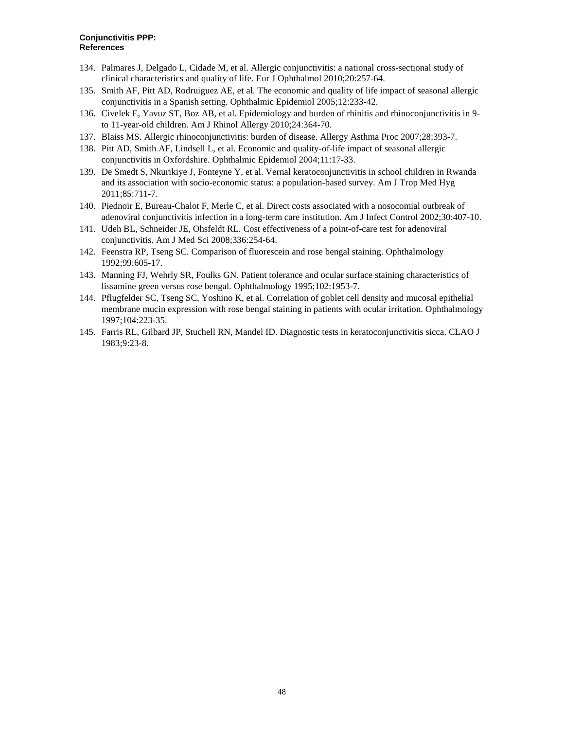134. Palmares J, Delgado L, Cidade M, et al. Allergic conjunctivitis: a national cross-sectional study of clinical characteristics and quality of life. Eur J Ophthalmol 2010;20:257-64.
135. Smith AF, Pitt AD, Rodruiguez AE, et al. The economic and quality of life impact of seasonal allergic conjunctivitis in a Spanish setting. Ophthalmic Epidemiol 2005;12:233-42.
136. Civelek E, Yavuz ST, Boz AB, et al. Epidemiology and burden of rhinitis and rhinoconjunctivitis in 9- to 11-year-old children. Am J Rhinol Allergy 2010;24:364-70.
137. Blaiss MS. Allergic rhinoconjunctivitis: burden of disease. Allergy Asthma Proc 2007;28:393-7.
138. Pitt AD, Smith AF, Lindsell L, et al. Economic and quality-of-life impact of seasonal allergic conjunctivitis in Oxfordshire. Ophthalmic Epidemiol 2004;11:17-33.
139. De Smedt S, Nkurikiye J, Fonteyne Y, et al. Vernal keratoconjunctivitis in school children in Rwanda and its association with socio-economic status: a population-based survey. Am J Trop Med Hyg 2011;85:711-7.
140. Piednoir E, Bureau-Chalot F, Merle C, et al. Direct costs associated with a nosocomial outbreak of adenoviral conjunctivitis infection in a long-term care institution. Am J Infect Control 2002;30:407-10.
141. Udeh BL, Schneider JE, Ohsfeldt RL. Cost effectiveness of a point-of-care test for adenoviral conjunctivitis. Am J Med Sci 2008;336:254-64.
142. Feenstra RP, Tseng SC. Comparison of fluorescein and rose bengal staining. Ophthalmology 1992;99:605-17.
143. Manning FJ, Wehrly SR, Foulks GN. Patient tolerance and ocular surface staining characteristics of lissamine green versus rose bengal. Ophthalmology 1995;102:1953-7.
144. Pflugfelder SC, Tseng SC, Yoshino K, et al. Correlation of goblet cell density and mucosal epithelial membrane mucin expression with rose bengal staining in patients with ocular irritation. Ophthalmology 1997;104:223-35.
145. Farris RL, Gilbard JP, Stuchell RN, Mandel ID. Diagnostic tests in keratoconjunctivitis sicca. CLAO J 1983;9:23-8.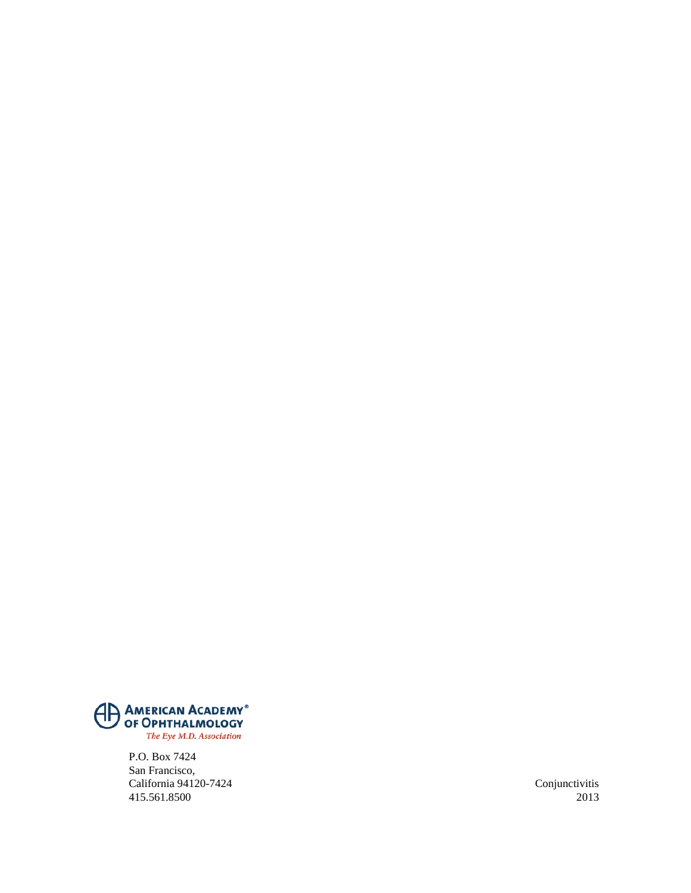AMERICAN ACADEMY OF OPHTHALMOLOGY

*The Eye M.D. Association*

P.O. Box 7424
San Francisco,
California 94120-7424
415.561.8500

Conjunctivitis
2013